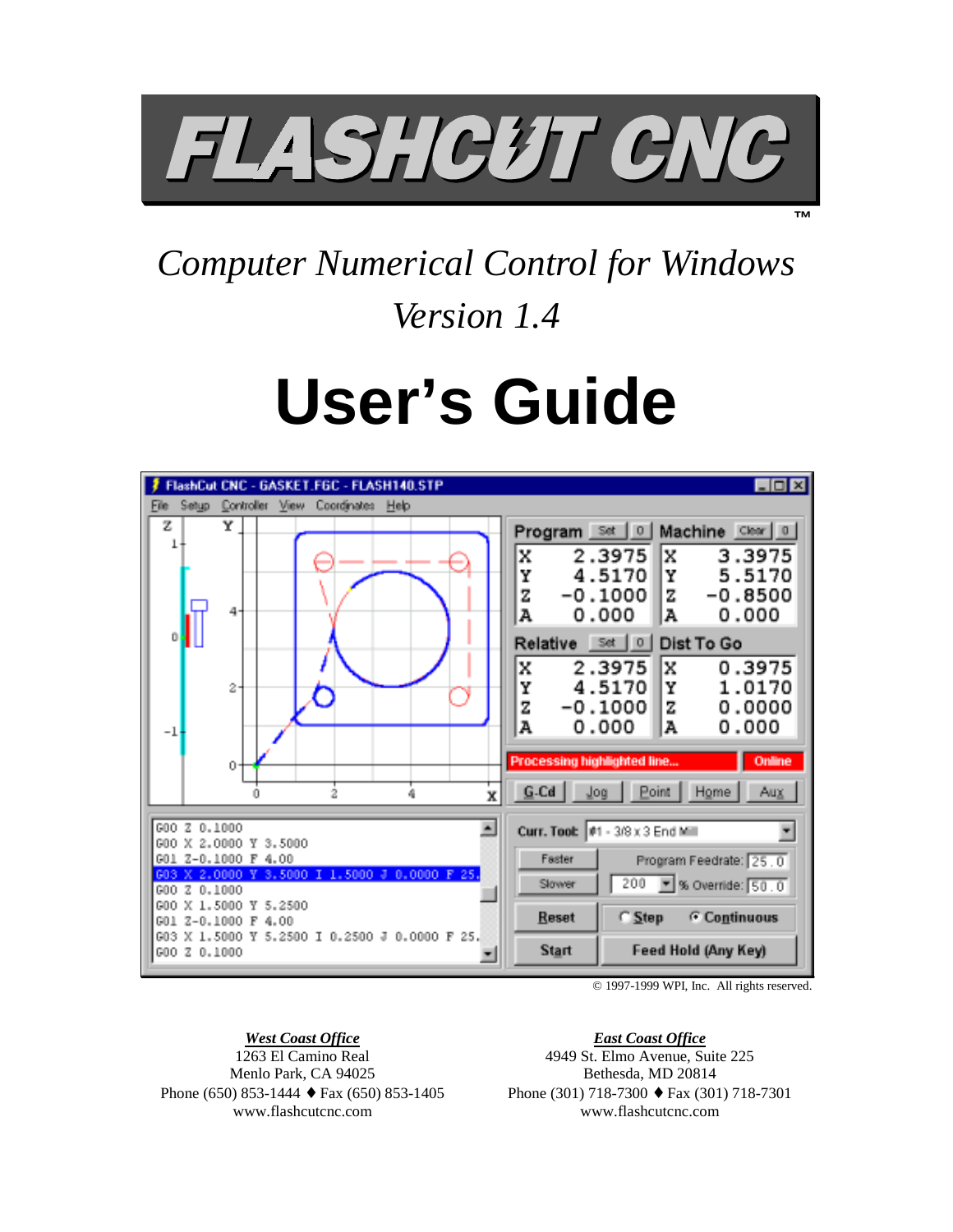# FLASHCUT CNC™

*Computer Numerical Control for Windows*

*Version 1.4*

# User's Guide

© 1997-1999 WPI, Inc. All rights reserved.

***West Coast Office***
1263 El Camino Real
Menlo Park, CA 94025
Phone (650) 853-1444 ♦ Fax (650) 853-1405
www.flashcutcnc.com

***East Coast Office***
4949 St. Elmo Avenue, Suite 225
Bethesda, MD 20814
Phone (301) 718-7300 ♦ Fax (301) 718-7301
www.flashcutcnc.com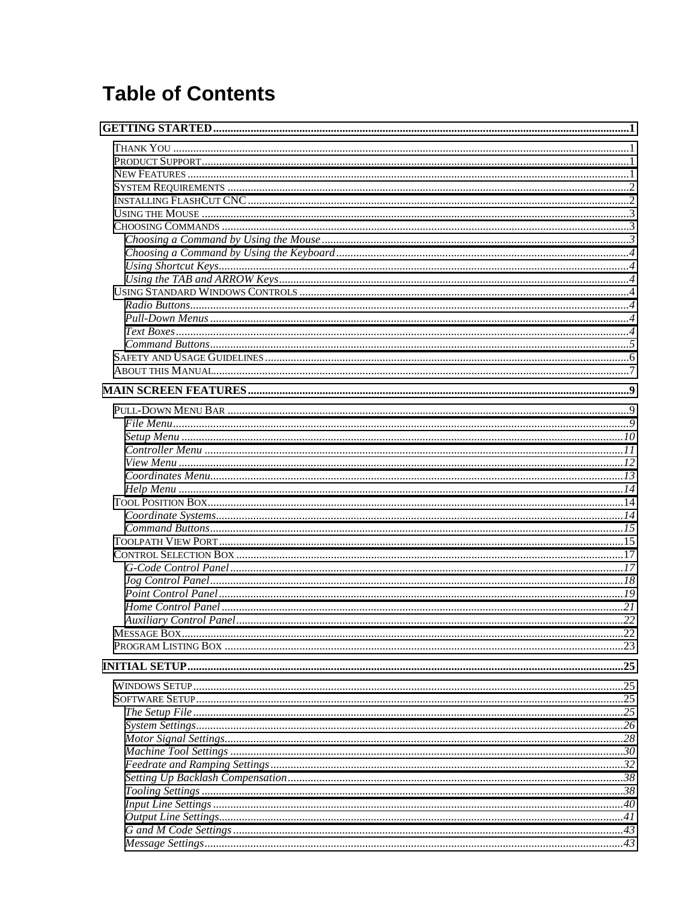# Table of Contents

**GETTING STARTED** ........ 1

- Thank You ........ 1
- Product Support ........ 1
- New Features ........ 1
- System Requirements ........ 2
- Installing FlashCut CNC ........ 2
- Using the Mouse ........ 3
- Choosing Commands ........ 3
  - *Choosing a Command by Using the Mouse* ........ 3
  - *Choosing a Command by Using the Keyboard* ........ 4
  - *Using Shortcut Keys* ........ 4
  - *Using the TAB and ARROW Keys* ........ 4
- Using Standard Windows Controls ........ 4
  - *Radio Buttons* ........ 4
  - *Pull-Down Menus* ........ 4
  - *Text Boxes* ........ 4
  - *Command Buttons* ........ 5
- Safety and Usage Guidelines ........ 6
- About this Manual ........ 7

**MAIN SCREEN FEATURES** ........ 9

- Pull-Down Menu Bar ........ 9
  - *File Menu* ........ 9
  - *Setup Menu* ........ 10
  - *Controller Menu* ........ 11
  - *View Menu* ........ 12
  - *Coordinates Menu* ........ 13
  - *Help Menu* ........ 14
- Tool Position Box ........ 14
  - *Coordinate Systems* ........ 14
  - *Command Buttons* ........ 15
- Toolpath View Port ........ 15
- Control Selection Box ........ 17
  - *G-Code Control Panel* ........ 17
  - *Jog Control Panel* ........ 18
  - *Point Control Panel* ........ 19
  - *Home Control Panel* ........ 21
  - *Auxiliary Control Panel* ........ 22
- Message Box ........ 22
- Program Listing Box ........ 23

**INITIAL SETUP** ........ 25

- Windows Setup ........ 25
- Software Setup ........ 25
  - *The Setup File* ........ 25
  - *System Settings* ........ 26
  - *Motor Signal Settings* ........ 28
  - *Machine Tool Settings* ........ 30
  - *Feedrate and Ramping Settings* ........ 32
  - *Setting Up Backlash Compensation* ........ 38
  - *Tooling Settings* ........ 38
  - *Input Line Settings* ........ 40
  - *Output Line Settings* ........ 41
  - *G and M Code Settings* ........ 43
  - *Message Settings* ........ 43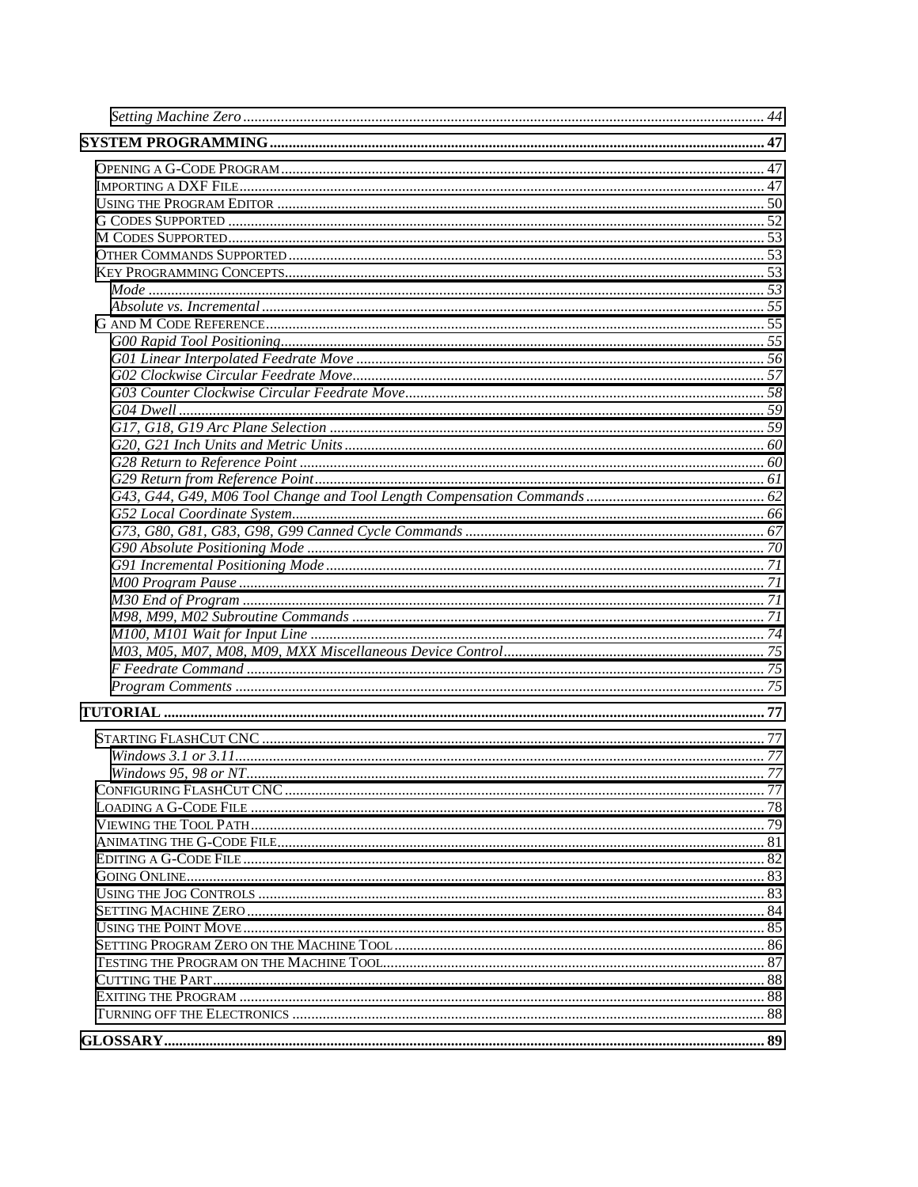*Setting Machine Zero* ........ 44

**SYSTEM PROGRAMMING** ........ **47**

- Opening a G-Code Program ........ 47
- Importing a DXF File ........ 47
- Using the Program Editor ........ 50
- G Codes Supported ........ 52
- M Codes Supported ........ 53
- Other Commands Supported ........ 53
- Key Programming Concepts ........ 53
  - *Mode* ........ 53
  - *Absolute vs. Incremental* ........ 55
- G and M Code Reference ........ 55
  - *G00 Rapid Tool Positioning* ........ 55
  - *G01 Linear Interpolated Feedrate Move* ........ 56
  - *G02 Clockwise Circular Feedrate Move* ........ 57
  - *G03 Counter Clockwise Circular Feedrate Move* ........ 58
  - *G04 Dwell* ........ 59
  - *G17, G18, G19 Arc Plane Selection* ........ 59
  - *G20, G21 Inch Units and Metric Units* ........ 60
  - *G28 Return to Reference Point* ........ 60
  - *G29 Return from Reference Point* ........ 61
  - *G43, G44, G49, M06 Tool Change and Tool Length Compensation Commands* ........ 62
  - *G52 Local Coordinate System* ........ 66
  - *G73, G80, G81, G83, G98, G99 Canned Cycle Commands* ........ 67
  - *G90 Absolute Positioning Mode* ........ 70
  - *G91 Incremental Positioning Mode* ........ 71
  - *M00 Program Pause* ........ 71
  - *M30 End of Program* ........ 71
  - *M98, M99, M02 Subroutine Commands* ........ 71
  - *M100, M101 Wait for Input Line* ........ 74
  - *M03, M05, M07, M08, M09, MXX Miscellaneous Device Control* ........ 75
  - *F Feedrate Command* ........ 75
  - *Program Comments* ........ 75

**TUTORIAL** ........ **77**

- Starting FlashCut CNC ........ 77
  - *Windows 3.1 or 3.11* ........ 77
  - *Windows 95, 98 or NT* ........ 77
- Configuring FlashCut CNC ........ 77
- Loading a G-Code File ........ 78
- Viewing the Tool Path ........ 79
- Animating the G-Code File ........ 81
- Editing a G-Code File ........ 82
- Going Online ........ 83
- Using the Jog Controls ........ 83
- Setting Machine Zero ........ 84
- Using the Point Move ........ 85
- Setting Program Zero on the Machine Tool ........ 86
- Testing the Program on the Machine Tool ........ 87
- Cutting the Part ........ 88
- Exiting the Program ........ 88
- Turning off the Electronics ........ 88

**GLOSSARY** ........ **89**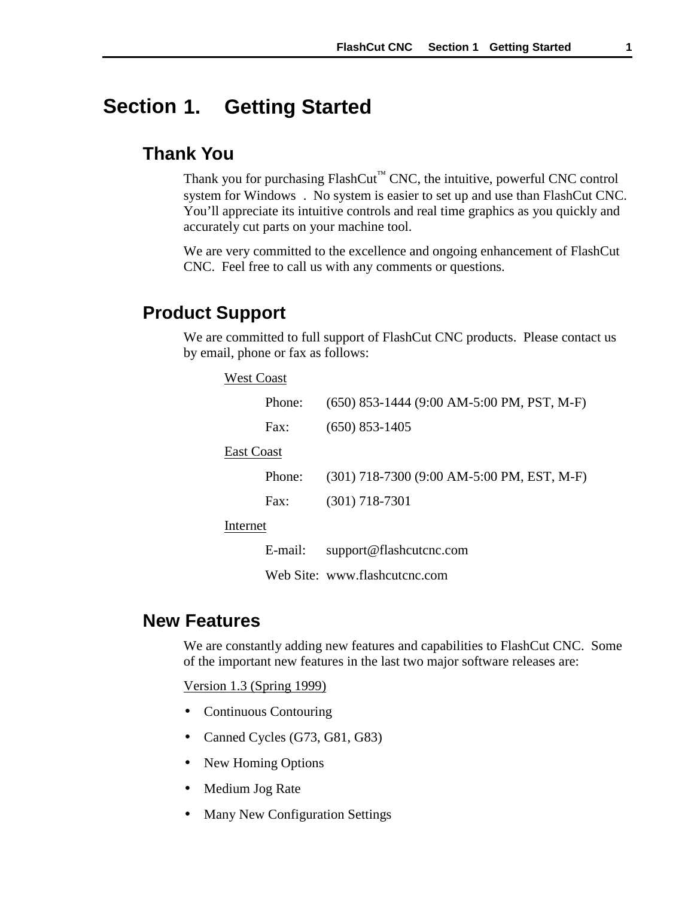# Section 1. Getting Started

## Thank You

Thank you for purchasing FlashCut™ CNC, the intuitive, powerful CNC control system for Windows . No system is easier to set up and use than FlashCut CNC. You'll appreciate its intuitive controls and real time graphics as you quickly and accurately cut parts on your machine tool.

We are very committed to the excellence and ongoing enhancement of FlashCut CNC. Feel free to call us with any comments or questions.

## Product Support

We are committed to full support of FlashCut CNC products. Please contact us by email, phone or fax as follows:

West Coast

Phone: (650) 853-1444 (9:00 AM-5:00 PM, PST, M-F)

Fax: (650) 853-1405

East Coast

Phone: (301) 718-7300 (9:00 AM-5:00 PM, EST, M-F)

Fax: (301) 718-7301

Internet

E-mail: support@flashcutcnc.com

Web Site: www.flashcutcnc.com

## New Features

We are constantly adding new features and capabilities to FlashCut CNC. Some of the important new features in the last two major software releases are:

Version 1.3 (Spring 1999)

- Continuous Contouring
- Canned Cycles (G73, G81, G83)
- New Homing Options
- Medium Jog Rate
- Many New Configuration Settings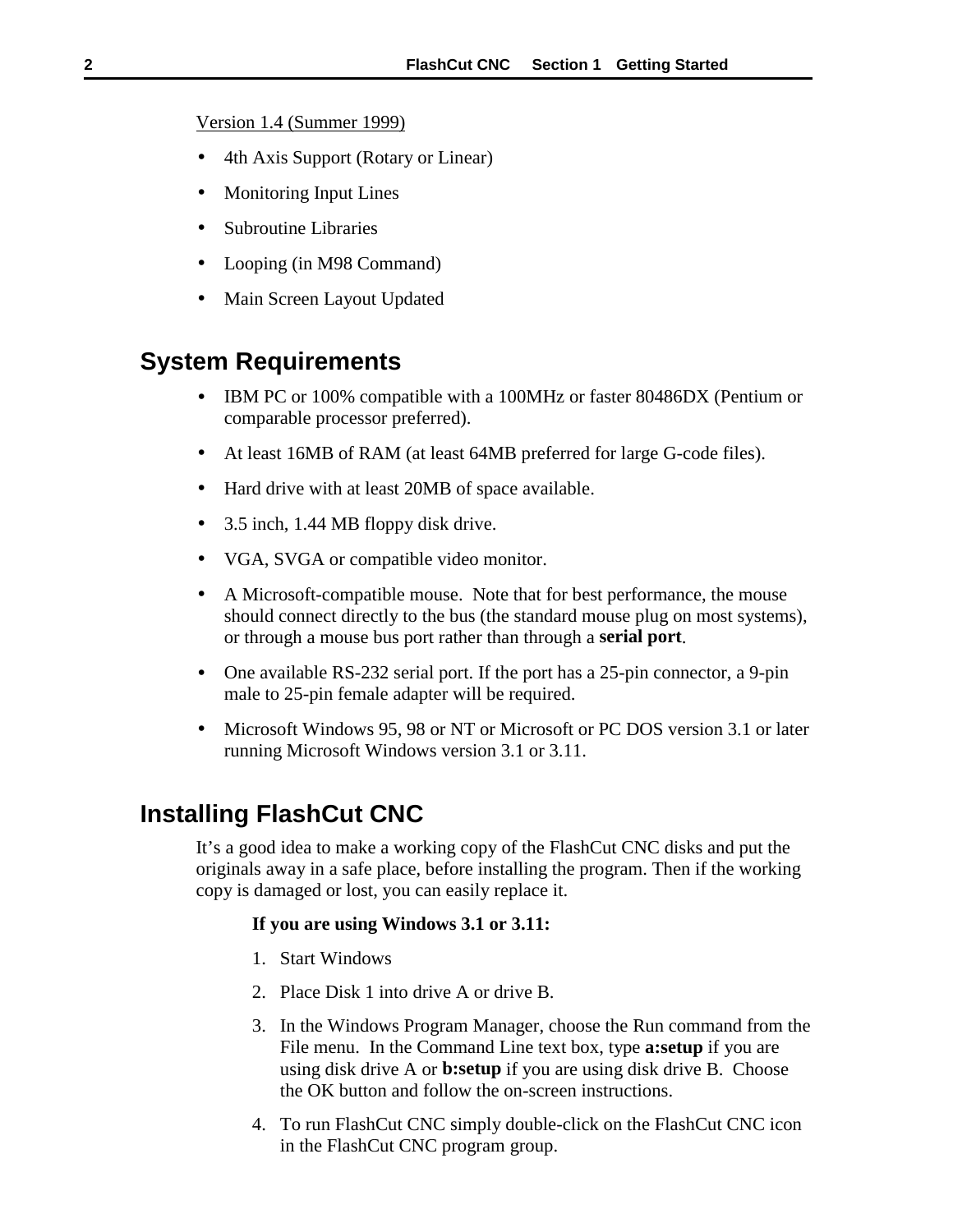Version 1.4 (Summer 1999)

- 4th Axis Support (Rotary or Linear)
- Monitoring Input Lines
- Subroutine Libraries
- Looping (in M98 Command)
- Main Screen Layout Updated

## System Requirements

- IBM PC or 100% compatible with a 100MHz or faster 80486DX (Pentium or comparable processor preferred).
- At least 16MB of RAM (at least 64MB preferred for large G-code files).
- Hard drive with at least 20MB of space available.
- 3.5 inch, 1.44 MB floppy disk drive.
- VGA, SVGA or compatible video monitor.
- A Microsoft-compatible mouse. Note that for best performance, the mouse should connect directly to the bus (the standard mouse plug on most systems), or through a mouse bus port rather than through a **serial port**.
- One available RS-232 serial port. If the port has a 25-pin connector, a 9-pin male to 25-pin female adapter will be required.
- Microsoft Windows 95, 98 or NT or Microsoft or PC DOS version 3.1 or later running Microsoft Windows version 3.1 or 3.11.

## Installing FlashCut CNC

It's a good idea to make a working copy of the FlashCut CNC disks and put the originals away in a safe place, before installing the program. Then if the working copy is damaged or lost, you can easily replace it.

**If you are using Windows 3.1 or 3.11:**

1. Start Windows
2. Place Disk 1 into drive A or drive B.
3. In the Windows Program Manager, choose the Run command from the File menu. In the Command Line text box, type **a:setup** if you are using disk drive A or **b:setup** if you are using disk drive B. Choose the OK button and follow the on-screen instructions.
4. To run FlashCut CNC simply double-click on the FlashCut CNC icon in the FlashCut CNC program group.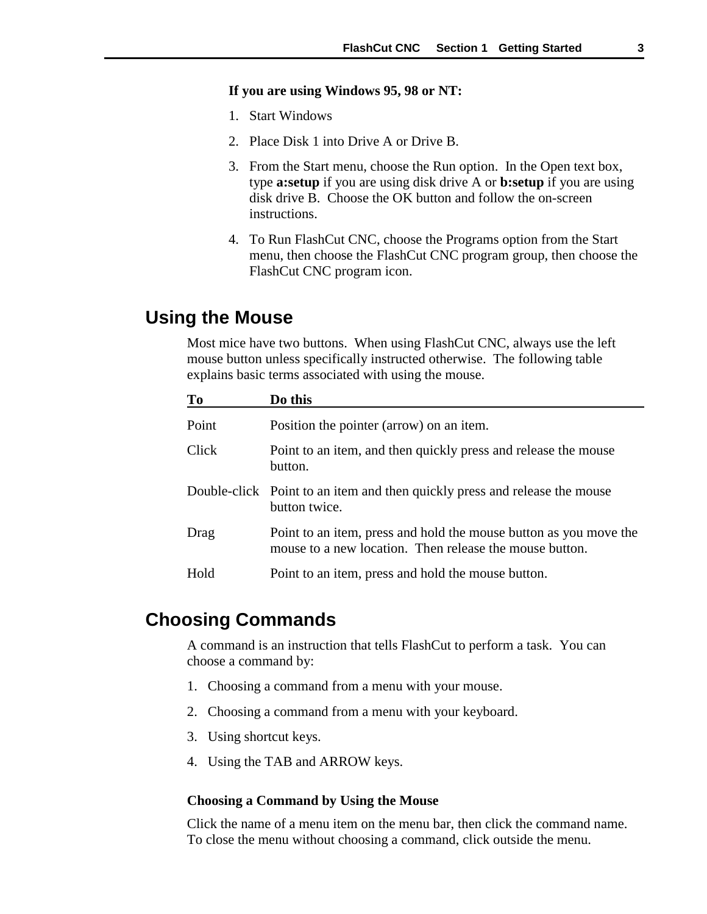**If you are using Windows 95, 98 or NT:**

1. Start Windows
2. Place Disk 1 into Drive A or Drive B.
3. From the Start menu, choose the Run option. In the Open text box, type **a:setup** if you are using disk drive A or **b:setup** if you are using disk drive B. Choose the OK button and follow the on-screen instructions.
4. To Run FlashCut CNC, choose the Programs option from the Start menu, then choose the FlashCut CNC program group, then choose the FlashCut CNC program icon.

## Using the Mouse

Most mice have two buttons. When using FlashCut CNC, always use the left mouse button unless specifically instructed otherwise. The following table explains basic terms associated with using the mouse.

| To | Do this |
|---|---|
| Point | Position the pointer (arrow) on an item. |
| Click | Point to an item, and then quickly press and release the mouse button. |
| Double-click | Point to an item and then quickly press and release the mouse button twice. |
| Drag | Point to an item, press and hold the mouse button as you move the mouse to a new location. Then release the mouse button. |
| Hold | Point to an item, press and hold the mouse button. |

## Choosing Commands

A command is an instruction that tells FlashCut to perform a task. You can choose a command by:

1. Choosing a command from a menu with your mouse.
2. Choosing a command from a menu with your keyboard.
3. Using shortcut keys.
4. Using the TAB and ARROW keys.

### Choosing a Command by Using the Mouse

Click the name of a menu item on the menu bar, then click the command name. To close the menu without choosing a command, click outside the menu.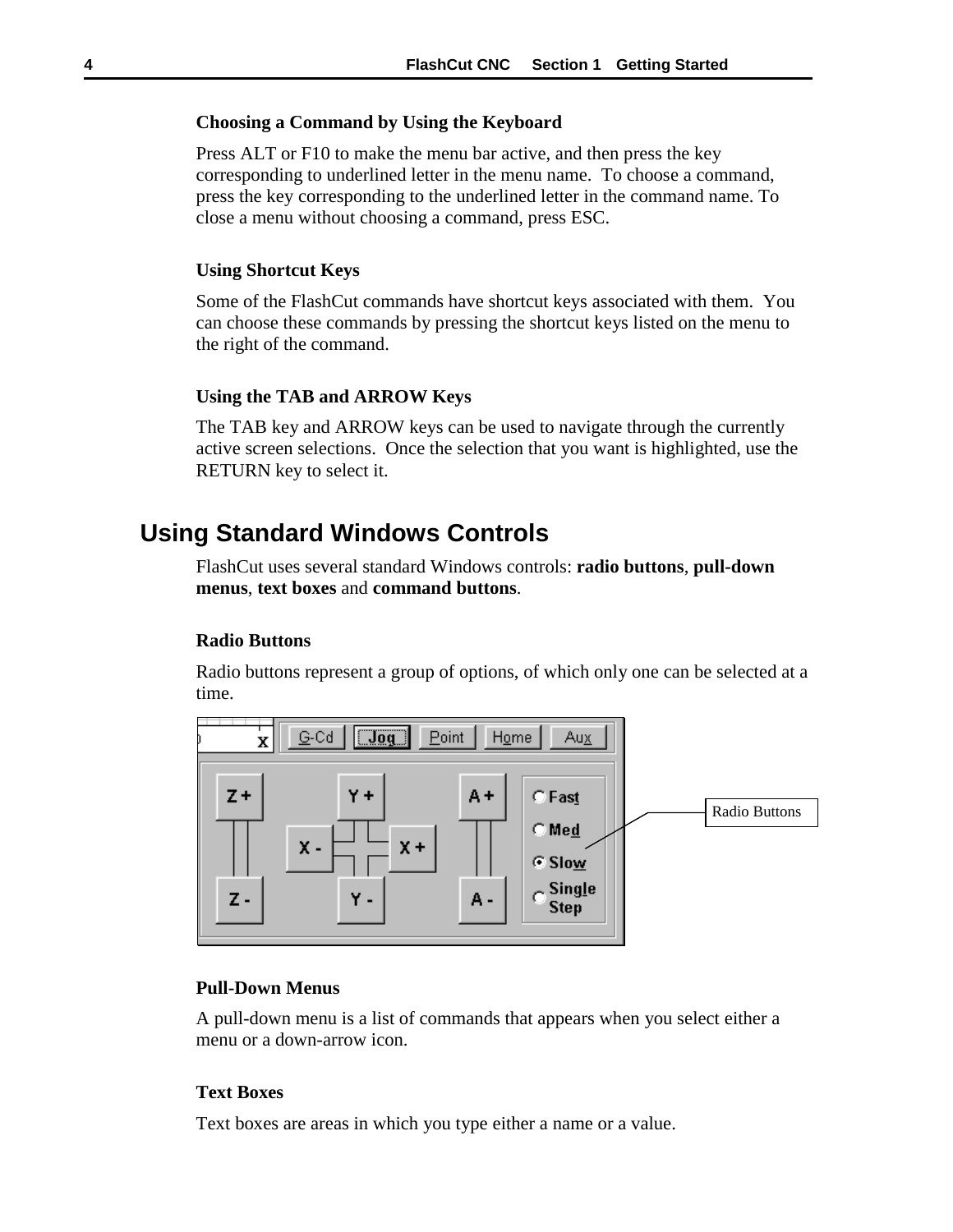### Choosing a Command by Using the Keyboard

Press ALT or F10 to make the menu bar active, and then press the key corresponding to underlined letter in the menu name. To choose a command, press the key corresponding to the underlined letter in the command name. To close a menu without choosing a command, press ESC.

### Using Shortcut Keys

Some of the FlashCut commands have shortcut keys associated with them. You can choose these commands by pressing the shortcut keys listed on the menu to the right of the command.

### Using the TAB and ARROW Keys

The TAB key and ARROW keys can be used to navigate through the currently active screen selections. Once the selection that you want is highlighted, use the RETURN key to select it.

## Using Standard Windows Controls

FlashCut uses several standard Windows controls: **radio buttons**, **pull-down menus**, **text boxes** and **command buttons**.

### Radio Buttons

Radio buttons represent a group of options, of which only one can be selected at a time.

### Pull-Down Menus

A pull-down menu is a list of commands that appears when you select either a menu or a down-arrow icon.

### Text Boxes

Text boxes are areas in which you type either a name or a value.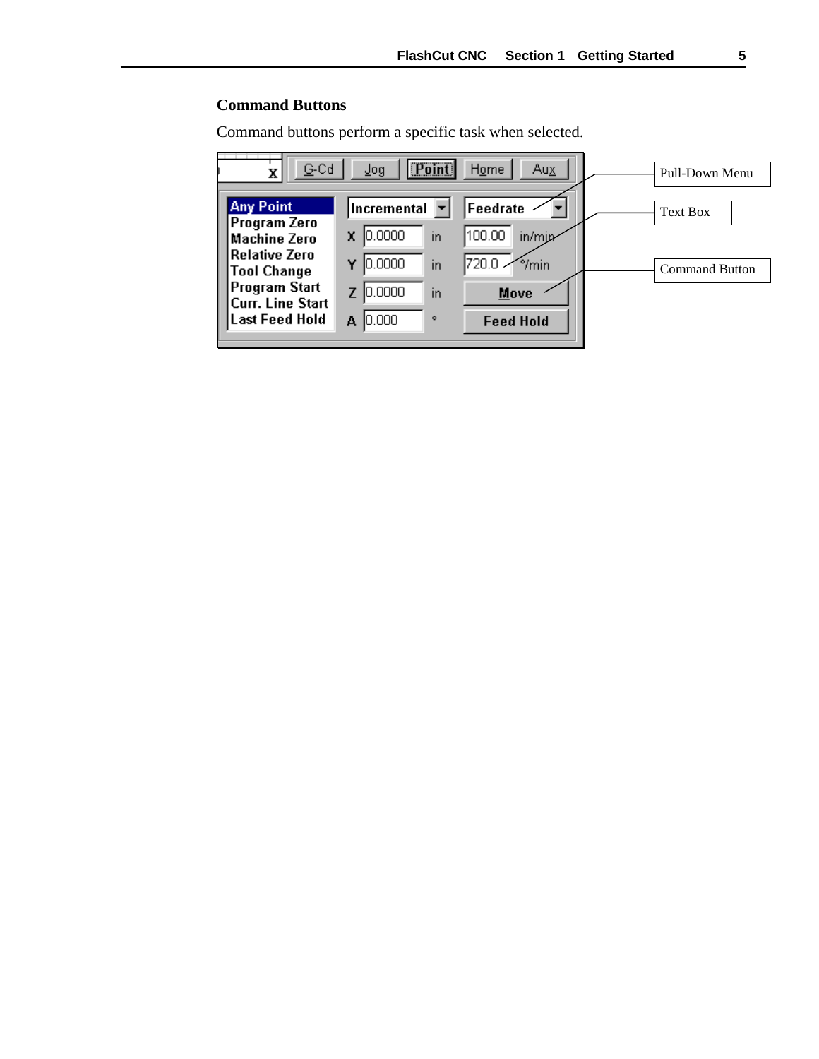### Command Buttons

Command buttons perform a specific task when selected.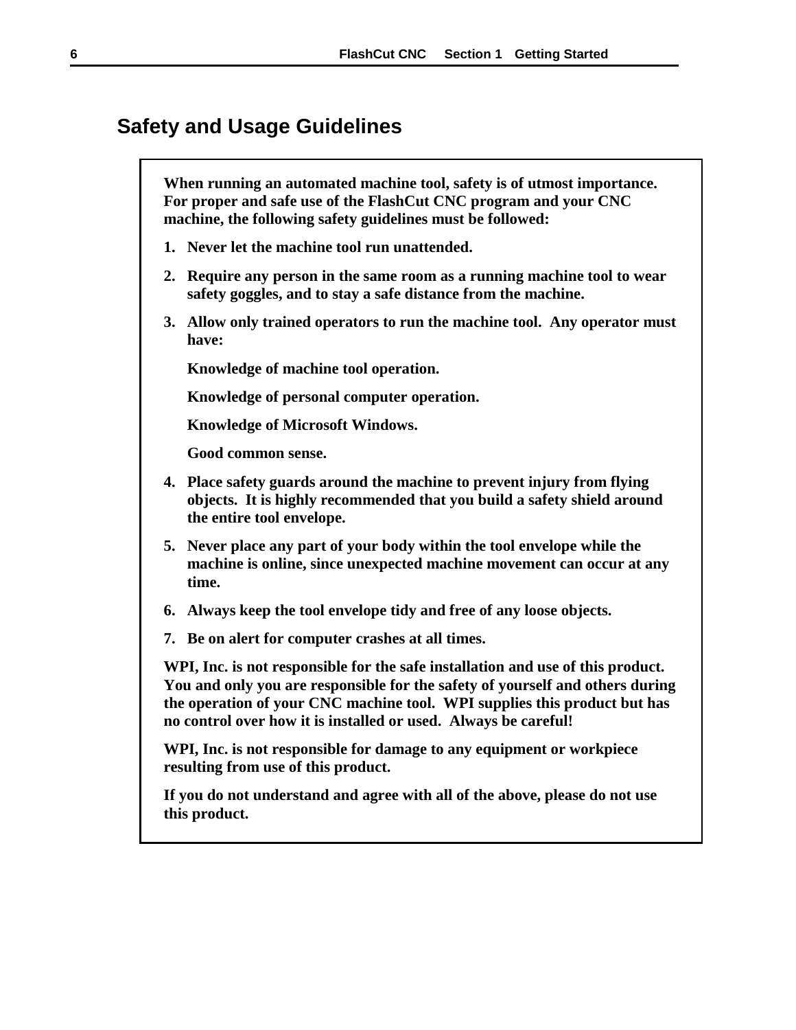## Safety and Usage Guidelines

**When running an automated machine tool, safety is of utmost importance. For proper and safe use of the FlashCut CNC program and your CNC machine, the following safety guidelines must be followed:**

1. **Never let the machine tool run unattended.**
2. **Require any person in the same room as a running machine tool to wear safety goggles, and to stay a safe distance from the machine.**
3. **Allow only trained operators to run the machine tool. Any operator must have:**

   **Knowledge of machine tool operation.**

   **Knowledge of personal computer operation.**

   **Knowledge of Microsoft Windows.**

   **Good common sense.**

4. **Place safety guards around the machine to prevent injury from flying objects. It is highly recommended that you build a safety shield around the entire tool envelope.**
5. **Never place any part of your body within the tool envelope while the machine is online, since unexpected machine movement can occur at any time.**
6. **Always keep the tool envelope tidy and free of any loose objects.**
7. **Be on alert for computer crashes at all times.**

**WPI, Inc. is not responsible for the safe installation and use of this product. You and only you are responsible for the safety of yourself and others during the operation of your CNC machine tool. WPI supplies this product but has no control over how it is installed or used. Always be careful!**

**WPI, Inc. is not responsible for damage to any equipment or workpiece resulting from use of this product.**

**If you do not understand and agree with all of the above, please do not use this product.**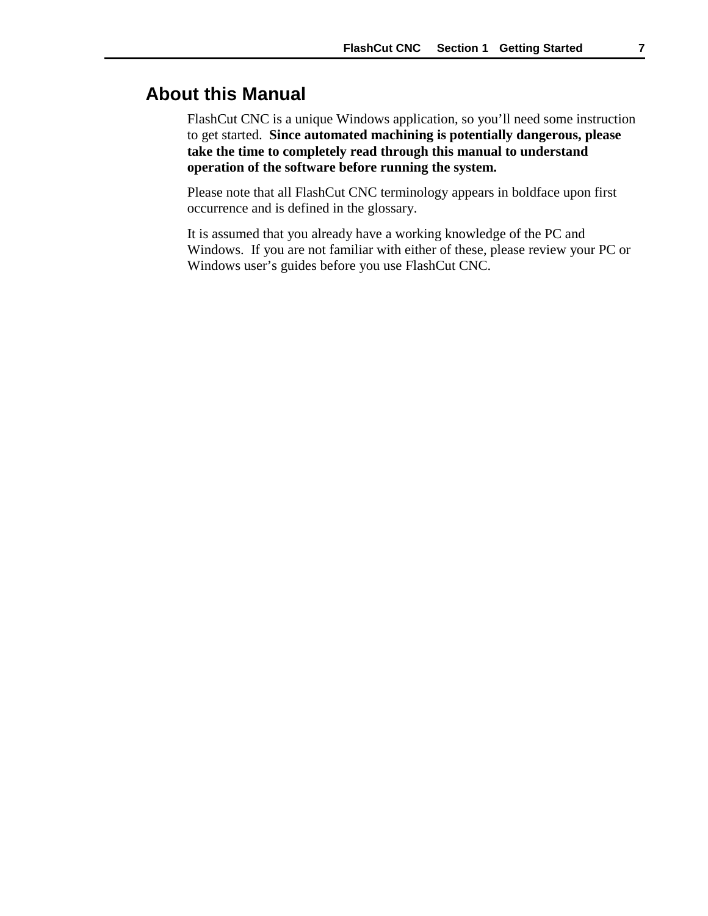## About this Manual

FlashCut CNC is a unique Windows application, so you'll need some instruction to get started. **Since automated machining is potentially dangerous, please take the time to completely read through this manual to understand operation of the software before running the system.**

Please note that all FlashCut CNC terminology appears in boldface upon first occurrence and is defined in the glossary.

It is assumed that you already have a working knowledge of the PC and Windows. If you are not familiar with either of these, please review your PC or Windows user's guides before you use FlashCut CNC.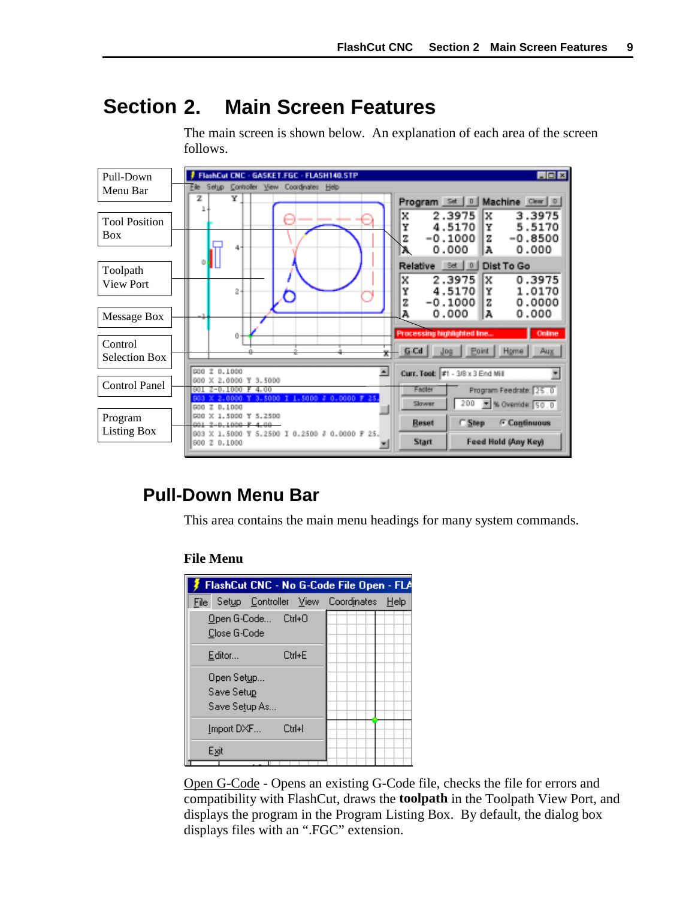# Section 2. Main Screen Features

The main screen is shown below. An explanation of each area of the screen follows.

## Pull-Down Menu Bar

This area contains the main menu headings for many system commands.

### File Menu

Open G-Code - Opens an existing G-Code file, checks the file for errors and compatibility with FlashCut, draws the **toolpath** in the Toolpath View Port, and displays the program in the Program Listing Box. By default, the dialog box displays files with an ".FGC" extension.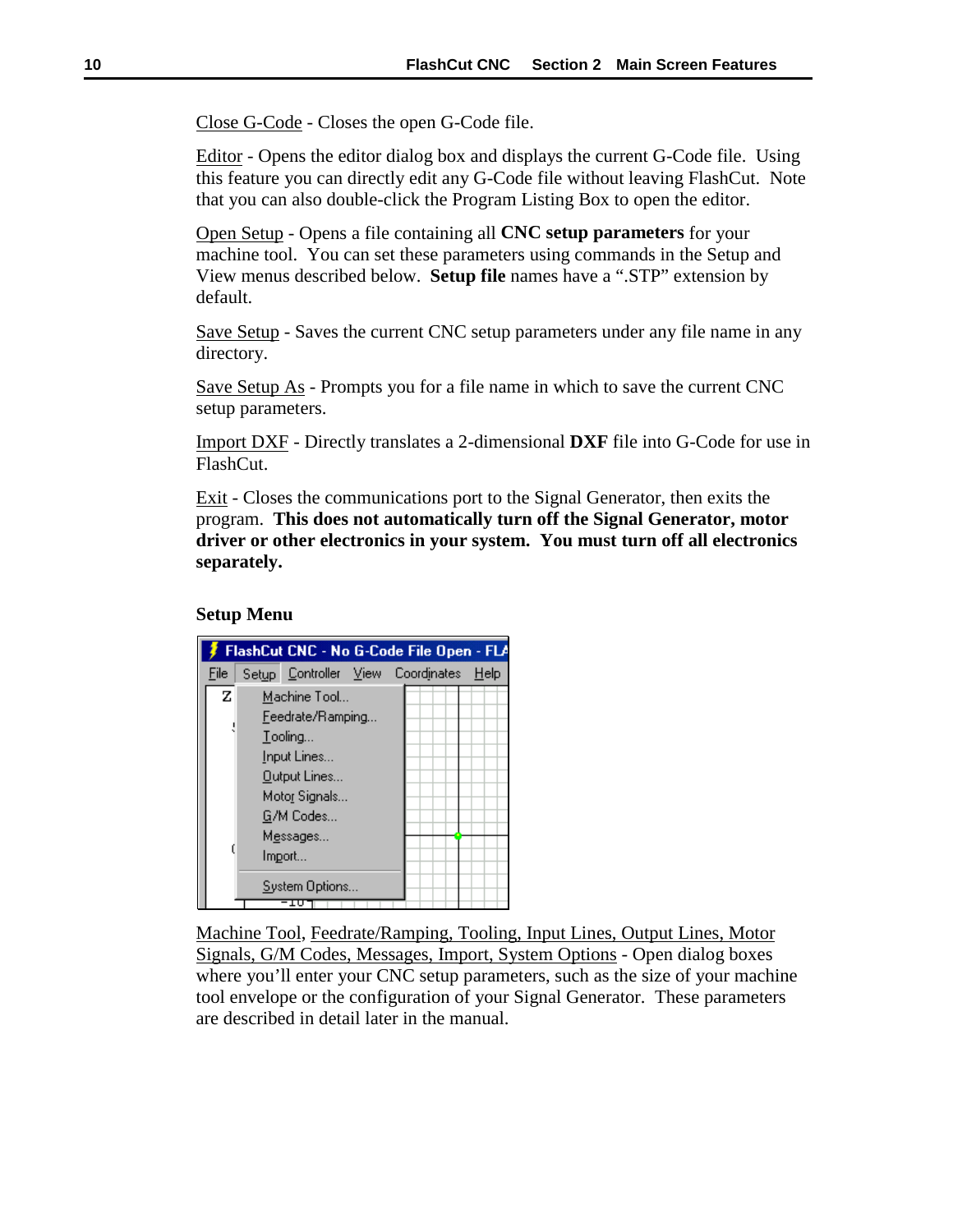Close G-Code - Closes the open G-Code file.

Editor - Opens the editor dialog box and displays the current G-Code file. Using this feature you can directly edit any G-Code file without leaving FlashCut. Note that you can also double-click the Program Listing Box to open the editor.

Open Setup - Opens a file containing all **CNC setup parameters** for your machine tool. You can set these parameters using commands in the Setup and View menus described below. **Setup file** names have a ".STP" extension by default.

Save Setup - Saves the current CNC setup parameters under any file name in any directory.

Save Setup As - Prompts you for a file name in which to save the current CNC setup parameters.

Import DXF - Directly translates a 2-dimensional **DXF** file into G-Code for use in FlashCut.

Exit - Closes the communications port to the Signal Generator, then exits the program. **This does not automatically turn off the Signal Generator, motor driver or other electronics in your system. You must turn off all electronics separately.**

**Setup Menu**

Machine Tool, Feedrate/Ramping, Tooling, Input Lines, Output Lines, Motor Signals, G/M Codes, Messages, Import, System Options - Open dialog boxes where you'll enter your CNC setup parameters, such as the size of your machine tool envelope or the configuration of your Signal Generator. These parameters are described in detail later in the manual.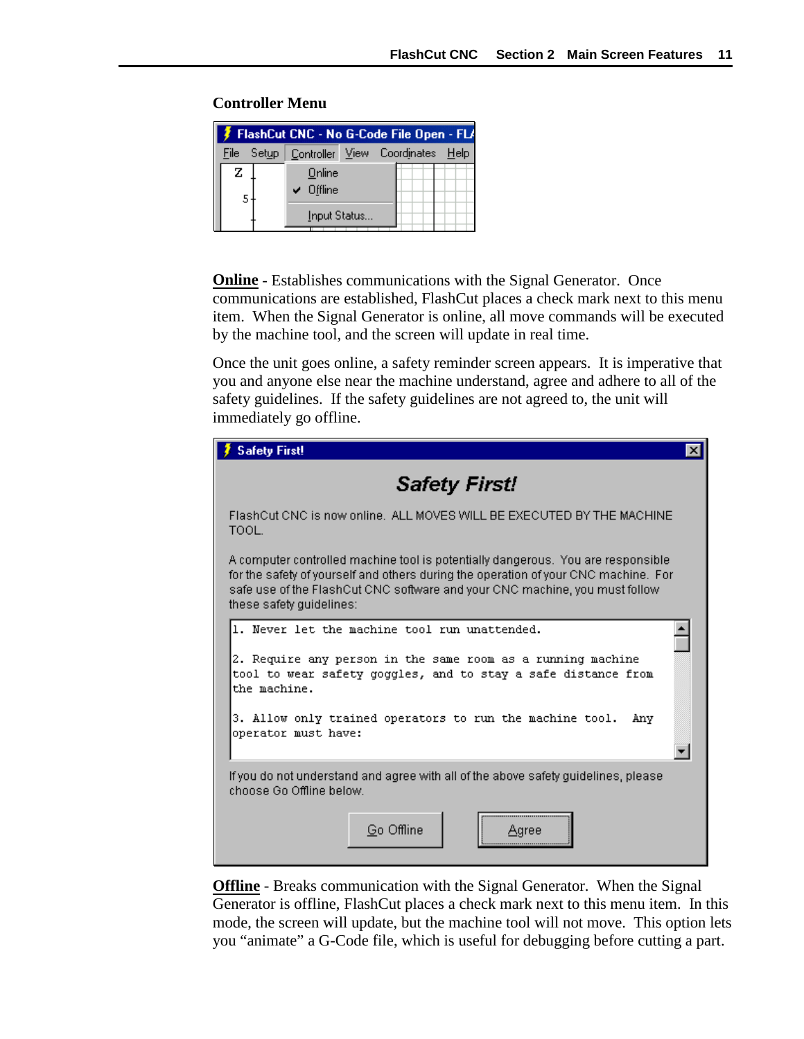### Controller Menu

**Online** - Establishes communications with the Signal Generator. Once communications are established, FlashCut places a check mark next to this menu item. When the Signal Generator is online, all move commands will be executed by the machine tool, and the screen will update in real time.

Once the unit goes online, a safety reminder screen appears. It is imperative that you and anyone else near the machine understand, agree and adhere to all of the safety guidelines. If the safety guidelines are not agreed to, the unit will immediately go offline.

**Offline** - Breaks communication with the Signal Generator. When the Signal Generator is offline, FlashCut places a check mark next to this menu item. In this mode, the screen will update, but the machine tool will not move. This option lets you "animate" a G-Code file, which is useful for debugging before cutting a part.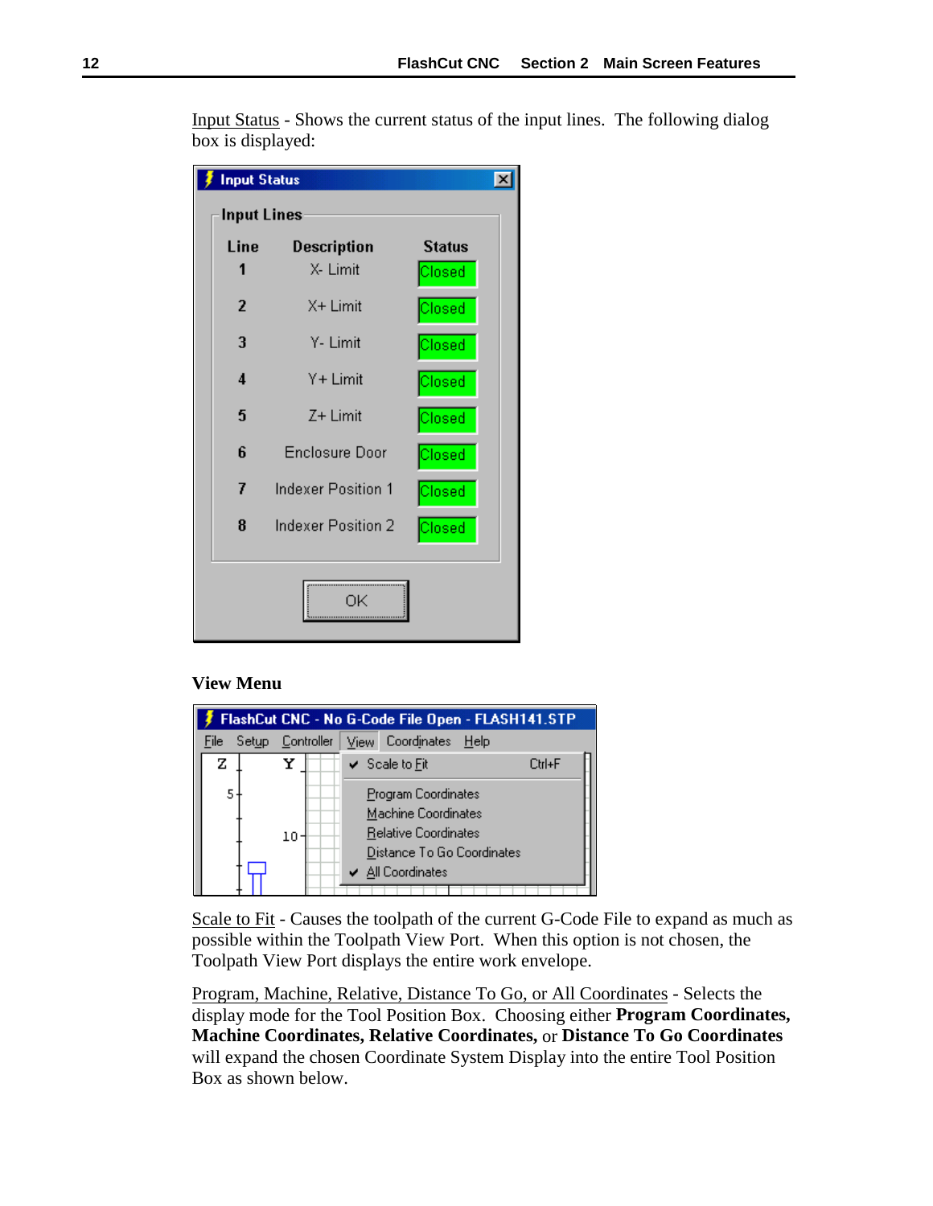Input Status - Shows the current status of the input lines. The following dialog box is displayed:

**Input Status**

Input Lines

| Line | Description | Status |
|---|---|---|
| 1 | X- Limit | Closed |
| 2 | X+ Limit | Closed |
| 3 | Y- Limit | Closed |
| 4 | Y+ Limit | Closed |
| 5 | Z+ Limit | Closed |
| 6 | Enclosure Door | Closed |
| 7 | Indexer Position 1 | Closed |
| 8 | Indexer Position 2 | Closed |

OK

**View Menu**

FlashCut CNC - No G-Code File Open - FLASH141.STP

File Setup Controller View Coordinates Help

- ✔ Scale to Fit Ctrl+F
- Program Coordinates
- Machine Coordinates
- Relative Coordinates
- Distance To Go Coordinates
- ✔ All Coordinates

Scale to Fit - Causes the toolpath of the current G-Code File to expand as much as possible within the Toolpath View Port. When this option is not chosen, the Toolpath View Port displays the entire work envelope.

Program, Machine, Relative, Distance To Go, or All Coordinates - Selects the display mode for the Tool Position Box. Choosing either **Program Coordinates, Machine Coordinates, Relative Coordinates,** or **Distance To Go Coordinates** will expand the chosen Coordinate System Display into the entire Tool Position Box as shown below.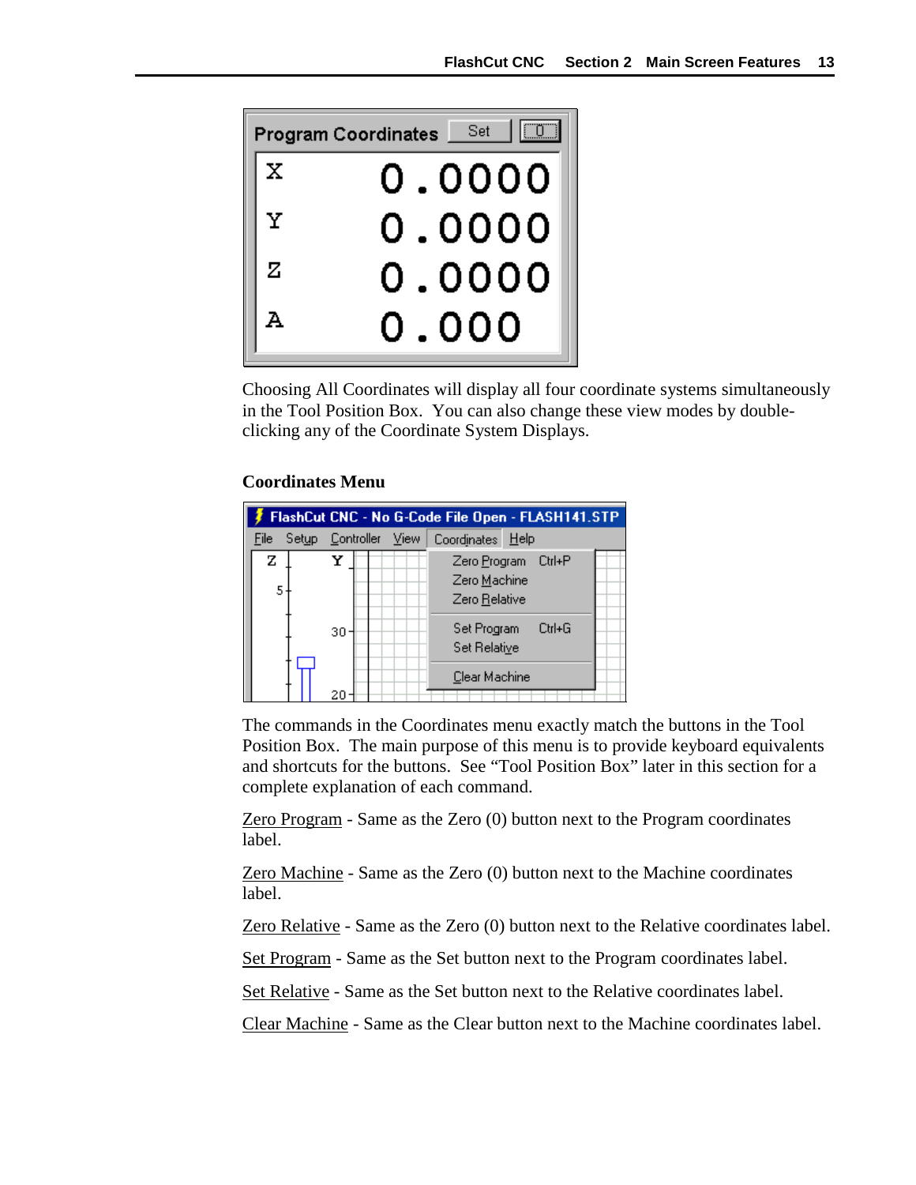Choosing All Coordinates will display all four coordinate systems simultaneously in the Tool Position Box. You can also change these view modes by double-clicking any of the Coordinate System Displays.

**Coordinates Menu**

The commands in the Coordinates menu exactly match the buttons in the Tool Position Box. The main purpose of this menu is to provide keyboard equivalents and shortcuts for the buttons. See “Tool Position Box” later in this section for a complete explanation of each command.

Zero Program - Same as the Zero (0) button next to the Program coordinates label.

Zero Machine - Same as the Zero (0) button next to the Machine coordinates label.

Zero Relative - Same as the Zero (0) button next to the Relative coordinates label.

Set Program - Same as the Set button next to the Program coordinates label.

Set Relative - Same as the Set button next to the Relative coordinates label.

Clear Machine - Same as the Clear button next to the Machine coordinates label.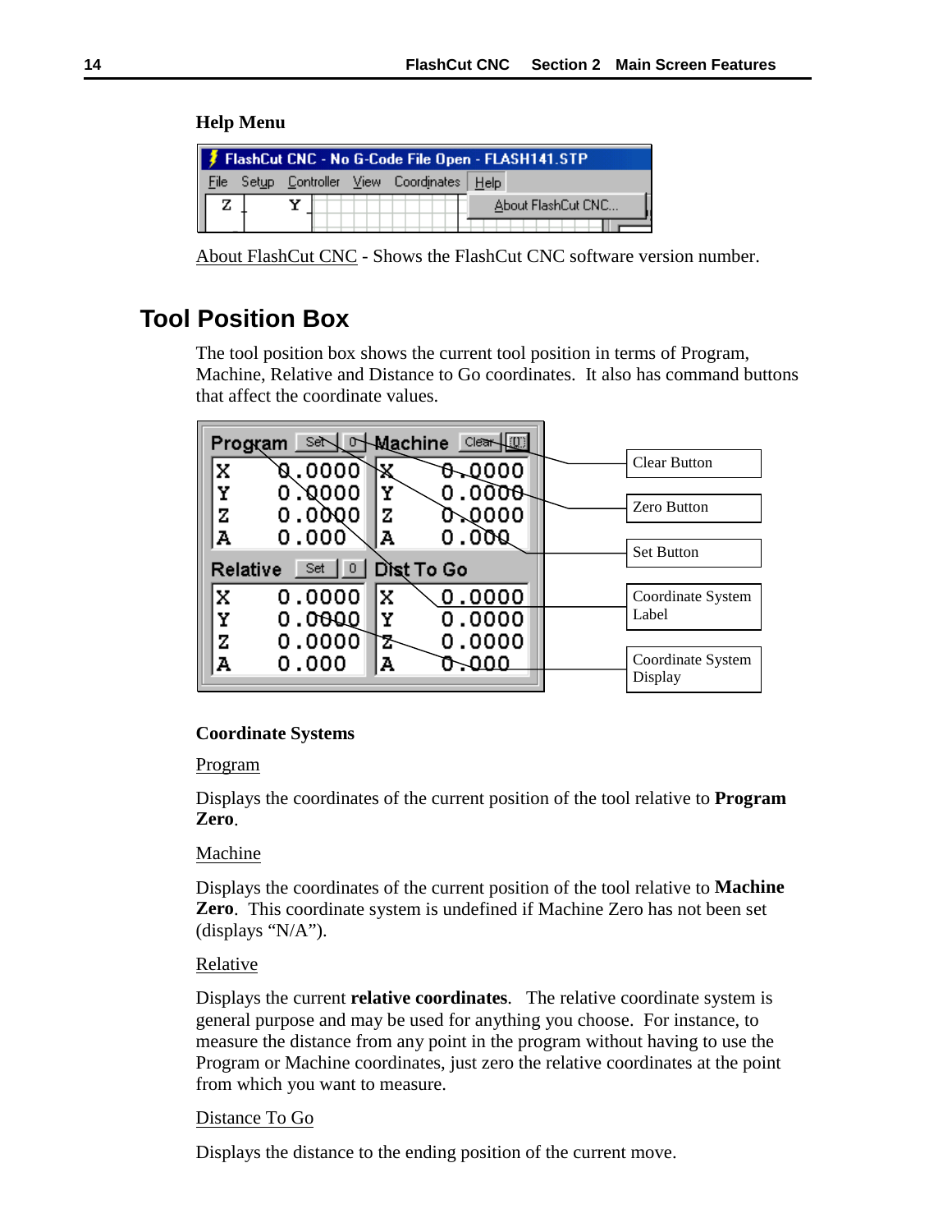### Help Menu

About FlashCut CNC - Shows the FlashCut CNC software version number.

## Tool Position Box

The tool position box shows the current tool position in terms of Program, Machine, Relative and Distance to Go coordinates. It also has command buttons that affect the coordinate values.

### Coordinate Systems

Program

Displays the coordinates of the current position of the tool relative to **Program Zero**.

Machine

Displays the coordinates of the current position of the tool relative to **Machine Zero**. This coordinate system is undefined if Machine Zero has not been set (displays "N/A").

Relative

Displays the current **relative coordinates**. The relative coordinate system is general purpose and may be used for anything you choose. For instance, to measure the distance from any point in the program without having to use the Program or Machine coordinates, just zero the relative coordinates at the point from which you want to measure.

Distance To Go

Displays the distance to the ending position of the current move.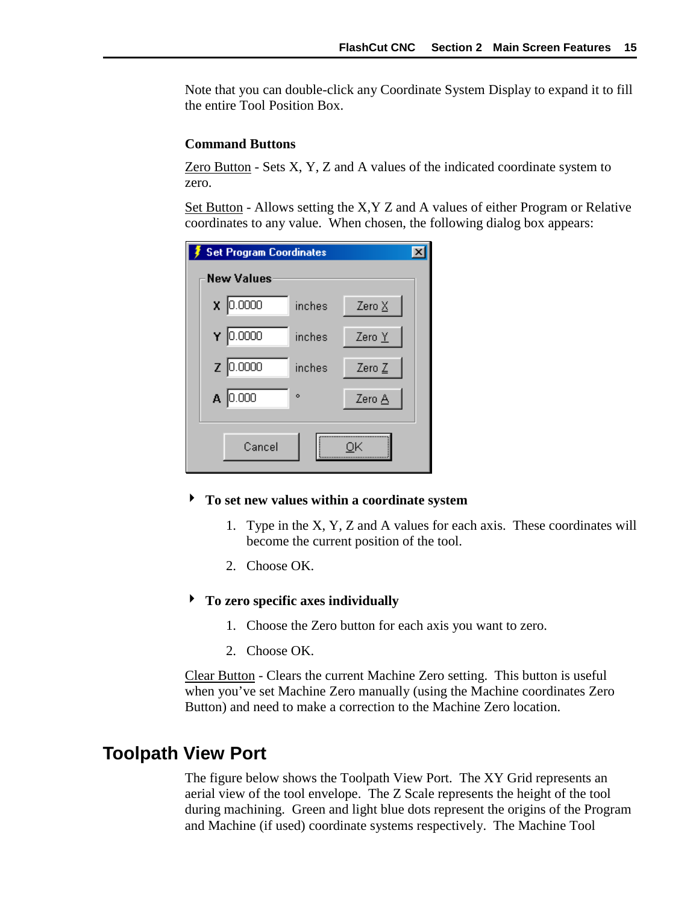Note that you can double-click any Coordinate System Display to expand it to fill the entire Tool Position Box.

### Command Buttons

Zero Button - Sets X, Y, Z and A values of the indicated coordinate system to zero.

Set Button - Allows setting the X,Y Z and A values of either Program or Relative coordinates to any value. When chosen, the following dialog box appears:

**To set new values within a coordinate system**

1. Type in the X, Y, Z and A values for each axis. These coordinates will become the current position of the tool.
2. Choose OK.

**To zero specific axes individually**

1. Choose the Zero button for each axis you want to zero.
2. Choose OK.

Clear Button - Clears the current Machine Zero setting. This button is useful when you've set Machine Zero manually (using the Machine coordinates Zero Button) and need to make a correction to the Machine Zero location.

## Toolpath View Port

The figure below shows the Toolpath View Port. The XY Grid represents an aerial view of the tool envelope. The Z Scale represents the height of the tool during machining. Green and light blue dots represent the origins of the Program and Machine (if used) coordinate systems respectively. The Machine Tool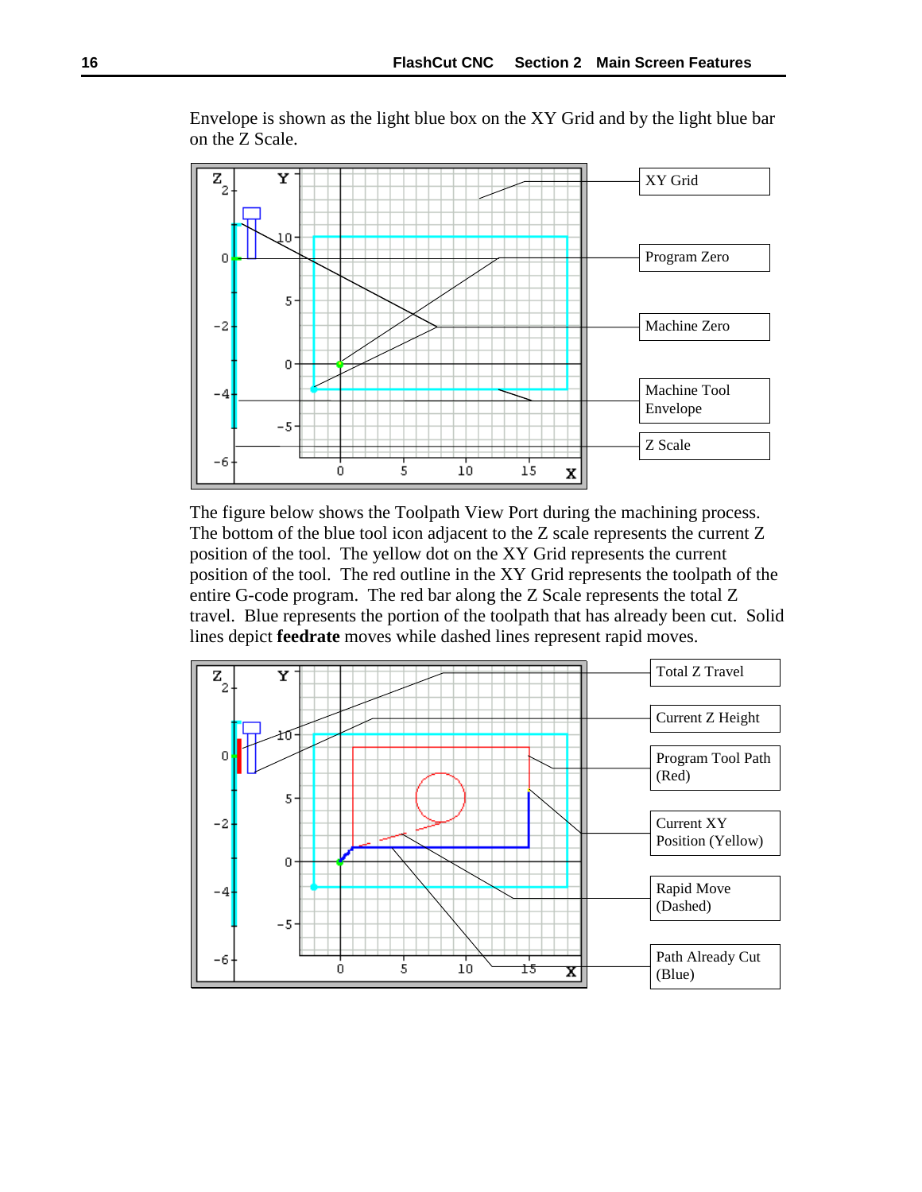Envelope is shown as the light blue box on the XY Grid and by the light blue bar on the Z Scale.

The figure below shows the Toolpath View Port during the machining process. The bottom of the blue tool icon adjacent to the Z scale represents the current Z position of the tool. The yellow dot on the XY Grid represents the current position of the tool. The red outline in the XY Grid represents the toolpath of the entire G-code program. The red bar along the Z Scale represents the total Z travel. Blue represents the portion of the toolpath that has already been cut. Solid lines depict **feedrate** moves while dashed lines represent rapid moves.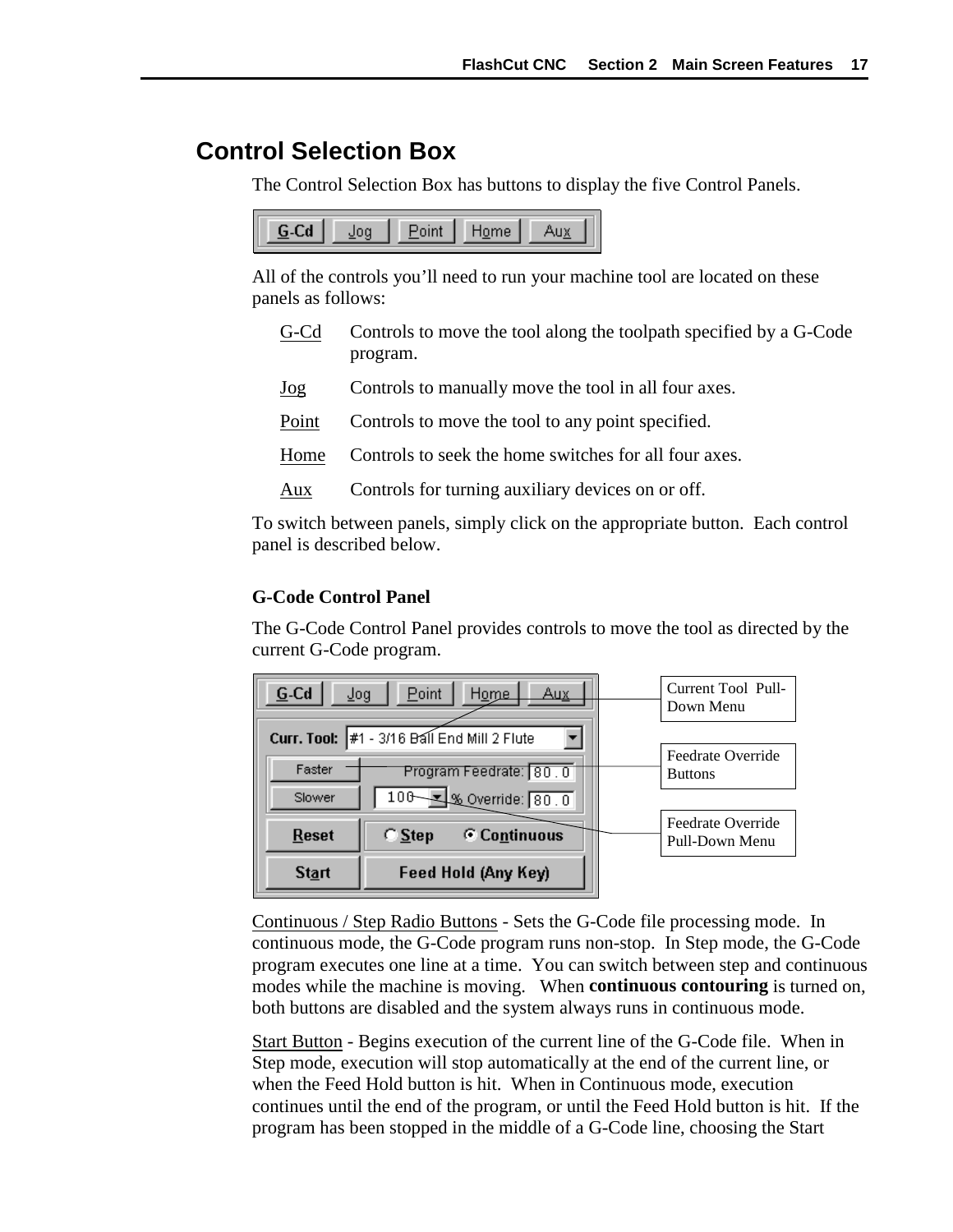## Control Selection Box

The Control Selection Box has buttons to display the five Control Panels.

All of the controls you'll need to run your machine tool are located on these panels as follows:

| | |
|---|---|
| G-Cd | Controls to move the tool along the toolpath specified by a G-Code program. |
| Jog | Controls to manually move the tool in all four axes. |
| Point | Controls to move the tool to any point specified. |
| Home | Controls to seek the home switches for all four axes. |
| Aux | Controls for turning auxiliary devices on or off. |

To switch between panels, simply click on the appropriate button. Each control panel is described below.

### G-Code Control Panel

The G-Code Control Panel provides controls to move the tool as directed by the current G-Code program.

Current Tool Pull-Down Menu

Feedrate Override Buttons

Feedrate Override Pull-Down Menu

Continuous / Step Radio Buttons - Sets the G-Code file processing mode. In continuous mode, the G-Code program runs non-stop. In Step mode, the G-Code program executes one line at a time. You can switch between step and continuous modes while the machine is moving. When **continuous contouring** is turned on, both buttons are disabled and the system always runs in continuous mode.

Start Button - Begins execution of the current line of the G-Code file. When in Step mode, execution will stop automatically at the end of the current line, or when the Feed Hold button is hit. When in Continuous mode, execution continues until the end of the program, or until the Feed Hold button is hit. If the program has been stopped in the middle of a G-Code line, choosing the Start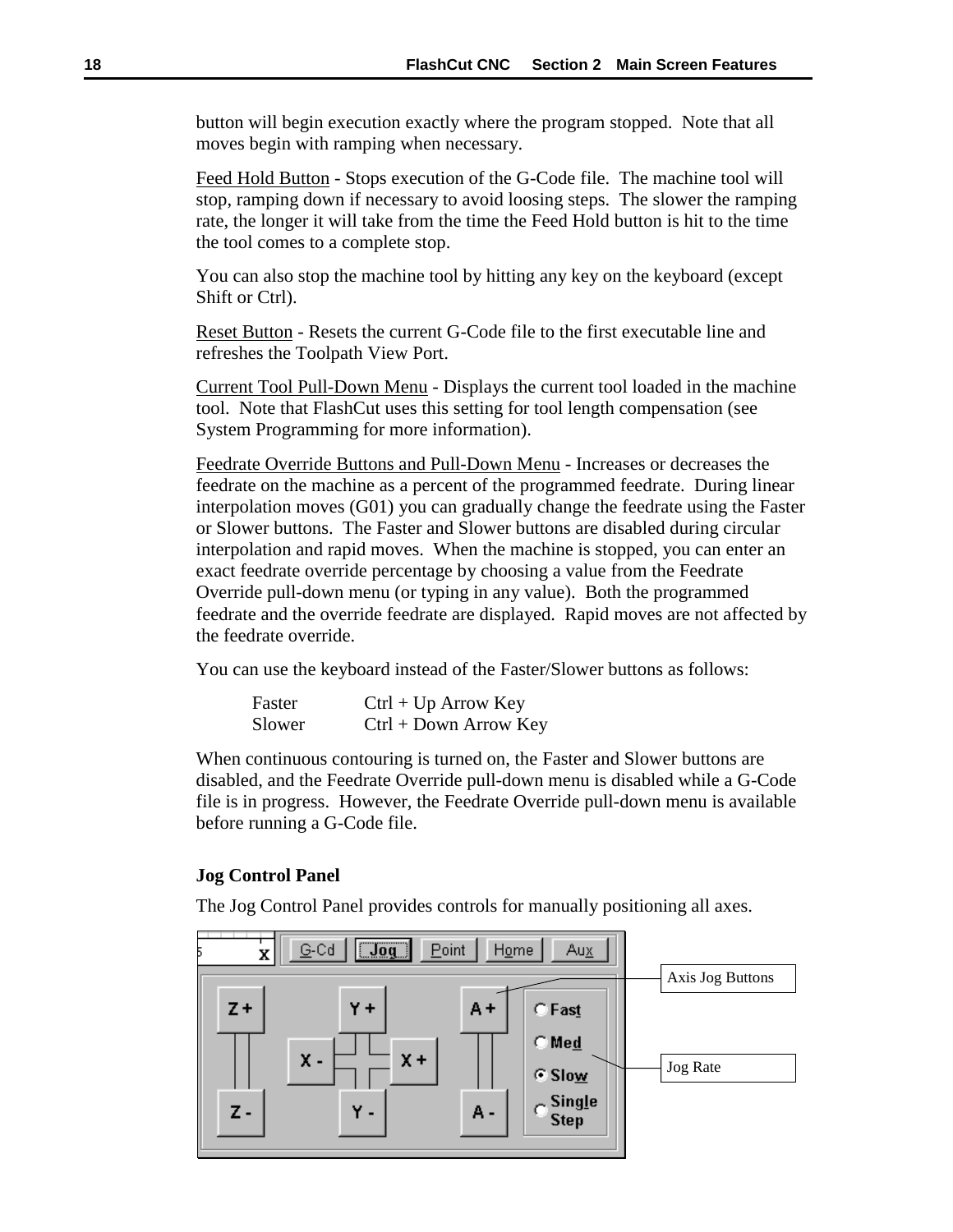button will begin execution exactly where the program stopped. Note that all moves begin with ramping when necessary.

Feed Hold Button - Stops execution of the G-Code file. The machine tool will stop, ramping down if necessary to avoid loosing steps. The slower the ramping rate, the longer it will take from the time the Feed Hold button is hit to the time the tool comes to a complete stop.

You can also stop the machine tool by hitting any key on the keyboard (except Shift or Ctrl).

Reset Button - Resets the current G-Code file to the first executable line and refreshes the Toolpath View Port.

Current Tool Pull-Down Menu - Displays the current tool loaded in the machine tool. Note that FlashCut uses this setting for tool length compensation (see System Programming for more information).

Feedrate Override Buttons and Pull-Down Menu - Increases or decreases the feedrate on the machine as a percent of the programmed feedrate. During linear interpolation moves (G01) you can gradually change the feedrate using the Faster or Slower buttons. The Faster and Slower buttons are disabled during circular interpolation and rapid moves. When the machine is stopped, you can enter an exact feedrate override percentage by choosing a value from the Feedrate Override pull-down menu (or typing in any value). Both the programmed feedrate and the override feedrate are displayed. Rapid moves are not affected by the feedrate override.

You can use the keyboard instead of the Faster/Slower buttons as follows:

| | |
|---|---|
| Faster | Ctrl + Up Arrow Key |
| Slower | Ctrl + Down Arrow Key |

When continuous contouring is turned on, the Faster and Slower buttons are disabled, and the Feedrate Override pull-down menu is disabled while a G-Code file is in progress. However, the Feedrate Override pull-down menu is available before running a G-Code file.

**Jog Control Panel**

The Jog Control Panel provides controls for manually positioning all axes.

Axis Jog Buttons

Jog Rate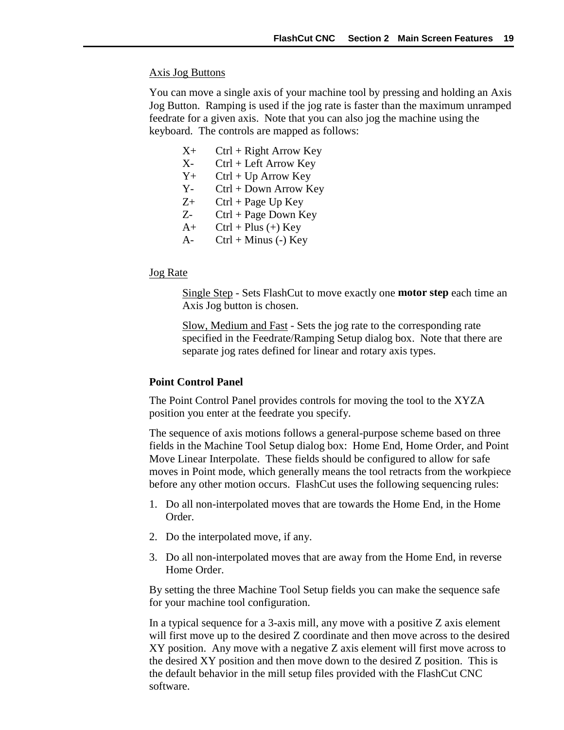Axis Jog Buttons

You can move a single axis of your machine tool by pressing and holding an Axis Jog Button. Ramping is used if the jog rate is faster than the maximum unramped feedrate for a given axis. Note that you can also jog the machine using the keyboard. The controls are mapped as follows:

| | |
|---|---|
| X+ | Ctrl + Right Arrow Key |
| X- | Ctrl + Left Arrow Key |
| Y+ | Ctrl + Up Arrow Key |
| Y- | Ctrl + Down Arrow Key |
| Z+ | Ctrl + Page Up Key |
| Z- | Ctrl + Page Down Key |
| A+ | Ctrl + Plus (+) Key |
| A- | Ctrl + Minus (-) Key |

Jog Rate

Single Step - Sets FlashCut to move exactly one **motor step** each time an Axis Jog button is chosen.

Slow, Medium and Fast - Sets the jog rate to the corresponding rate specified in the Feedrate/Ramping Setup dialog box. Note that there are separate jog rates defined for linear and rotary axis types.

**Point Control Panel**

The Point Control Panel provides controls for moving the tool to the XYZA position you enter at the feedrate you specify.

The sequence of axis motions follows a general-purpose scheme based on three fields in the Machine Tool Setup dialog box: Home End, Home Order, and Point Move Linear Interpolate. These fields should be configured to allow for safe moves in Point mode, which generally means the tool retracts from the workpiece before any other motion occurs. FlashCut uses the following sequencing rules:

1. Do all non-interpolated moves that are towards the Home End, in the Home Order.
2. Do the interpolated move, if any.
3. Do all non-interpolated moves that are away from the Home End, in reverse Home Order.

By setting the three Machine Tool Setup fields you can make the sequence safe for your machine tool configuration.

In a typical sequence for a 3-axis mill, any move with a positive Z axis element will first move up to the desired Z coordinate and then move across to the desired XY position. Any move with a negative Z axis element will first move across to the desired XY position and then move down to the desired Z position. This is the default behavior in the mill setup files provided with the FlashCut CNC software.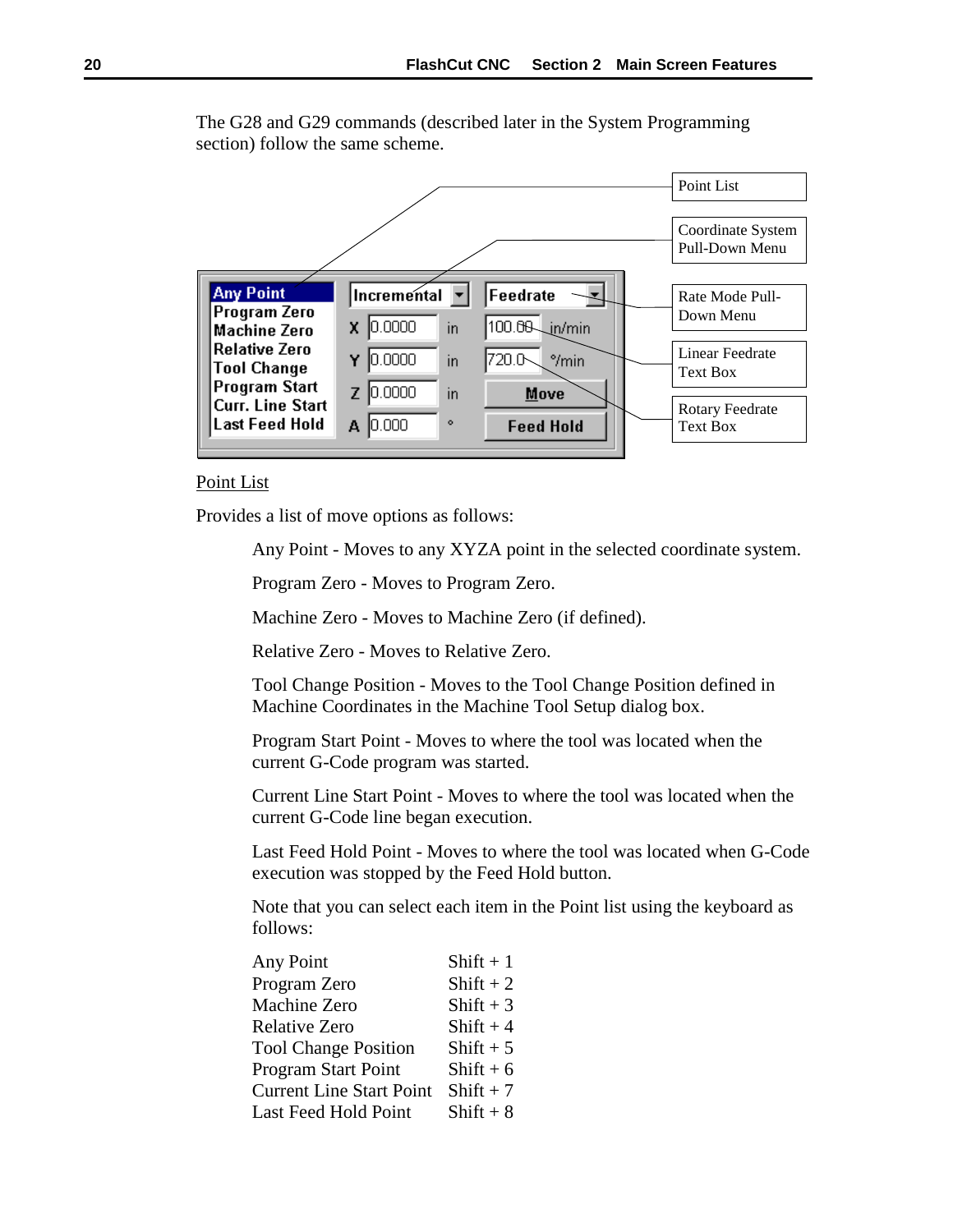The G28 and G29 commands (described later in the System Programming section) follow the same scheme.

Point List

Provides a list of move options as follows:

Any Point - Moves to any XYZA point in the selected coordinate system.

Program Zero - Moves to Program Zero.

Machine Zero - Moves to Machine Zero (if defined).

Relative Zero - Moves to Relative Zero.

Tool Change Position - Moves to the Tool Change Position defined in Machine Coordinates in the Machine Tool Setup dialog box.

Program Start Point - Moves to where the tool was located when the current G-Code program was started.

Current Line Start Point - Moves to where the tool was located when the current G-Code line began execution.

Last Feed Hold Point - Moves to where the tool was located when G-Code execution was stopped by the Feed Hold button.

Note that you can select each item in the Point list using the keyboard as follows:

| | |
|---|---|
| Any Point | Shift + 1 |
| Program Zero | Shift + 2 |
| Machine Zero | Shift + 3 |
| Relative Zero | Shift + 4 |
| Tool Change Position | Shift + 5 |
| Program Start Point | Shift + 6 |
| Current Line Start Point | Shift + 7 |
| Last Feed Hold Point | Shift + 8 |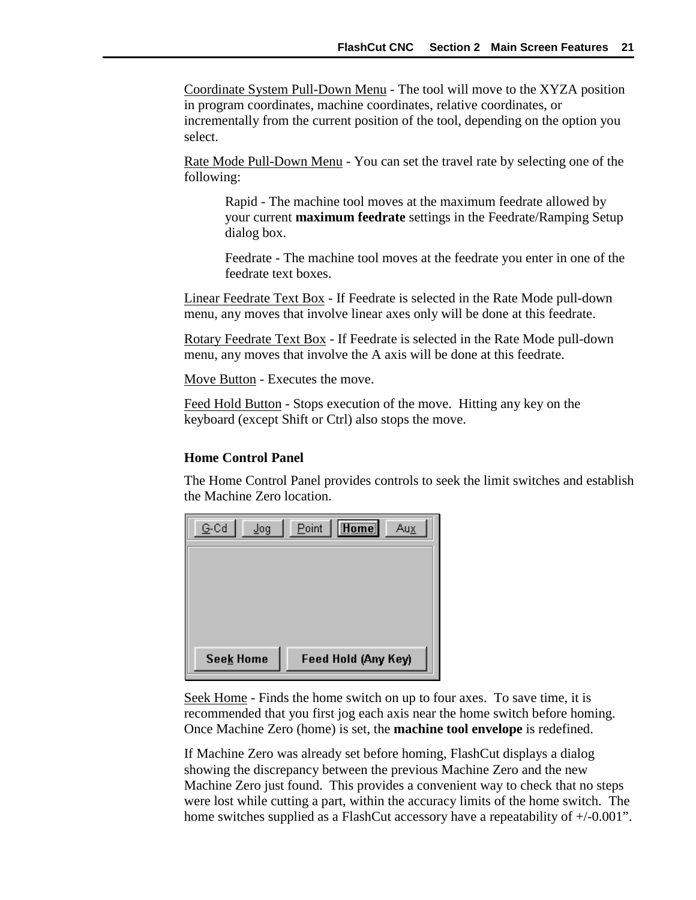Coordinate System Pull-Down Menu - The tool will move to the XYZA position in program coordinates, machine coordinates, relative coordinates, or incrementally from the current position of the tool, depending on the option you select.

Rate Mode Pull-Down Menu - You can set the travel rate by selecting one of the following:

> Rapid - The machine tool moves at the maximum feedrate allowed by your current **maximum feedrate** settings in the Feedrate/Ramping Setup dialog box.
>
> Feedrate - The machine tool moves at the feedrate you enter in one of the feedrate text boxes.

Linear Feedrate Text Box - If Feedrate is selected in the Rate Mode pull-down menu, any moves that involve linear axes only will be done at this feedrate.

Rotary Feedrate Text Box - If Feedrate is selected in the Rate Mode pull-down menu, any moves that involve the A axis will be done at this feedrate.

Move Button - Executes the move.

Feed Hold Button - Stops execution of the move. Hitting any key on the keyboard (except Shift or Ctrl) also stops the move.

### Home Control Panel

The Home Control Panel provides controls to seek the limit switches and establish the Machine Zero location.

G-Cd | Jog | Point | Home | Aux

Seek Home | Feed Hold (Any Key)

Seek Home - Finds the home switch on up to four axes. To save time, it is recommended that you first jog each axis near the home switch before homing. Once Machine Zero (home) is set, the **machine tool envelope** is redefined.

If Machine Zero was already set before homing, FlashCut displays a dialog showing the discrepancy between the previous Machine Zero and the new Machine Zero just found. This provides a convenient way to check that no steps were lost while cutting a part, within the accuracy limits of the home switch. The home switches supplied as a FlashCut accessory have a repeatability of +/-0.001".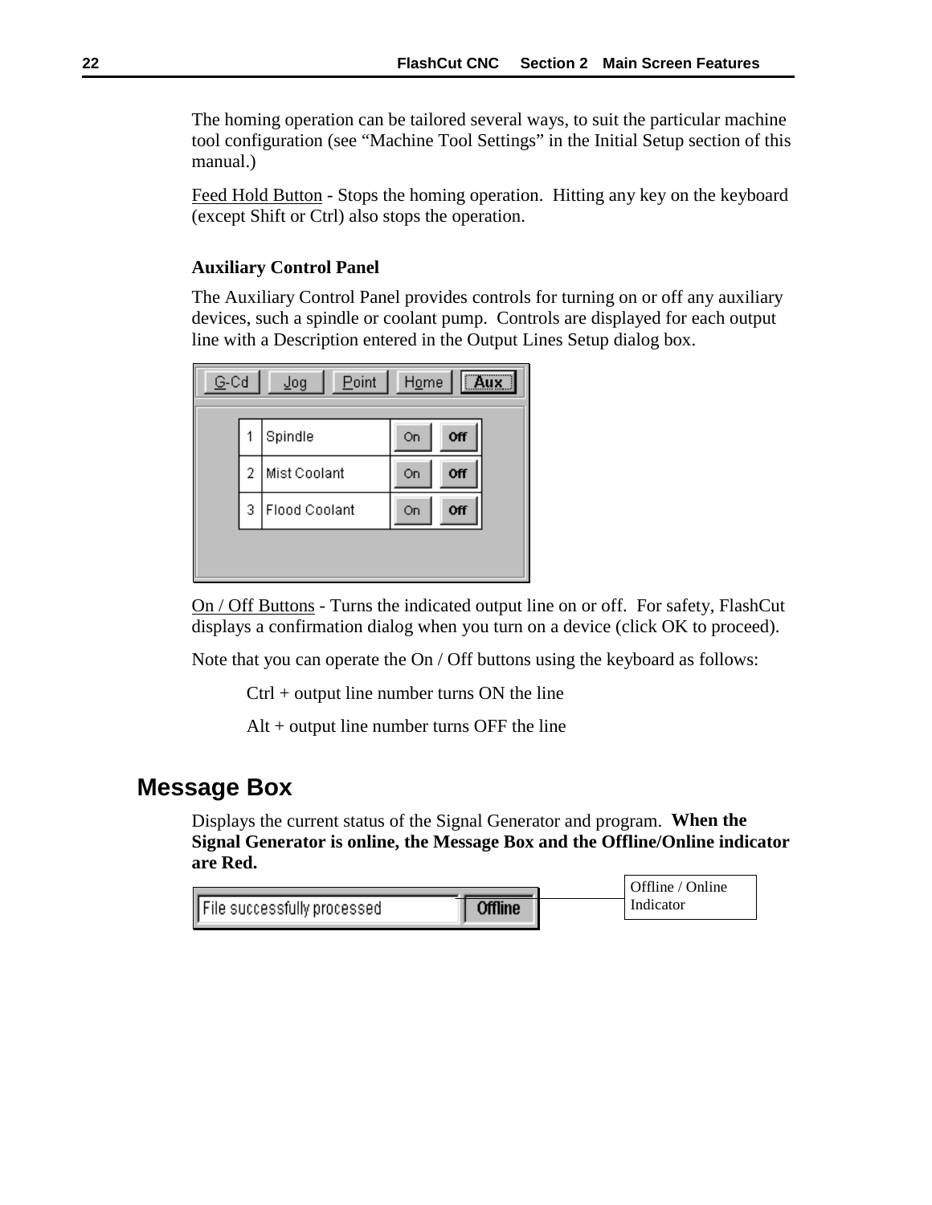The homing operation can be tailored several ways, to suit the particular machine tool configuration (see “Machine Tool Settings” in the Initial Setup section of this manual.)

Feed Hold Button - Stops the homing operation. Hitting any key on the keyboard (except Shift or Ctrl) also stops the operation.

### Auxiliary Control Panel

The Auxiliary Control Panel provides controls for turning on or off any auxiliary devices, such a spindle or coolant pump. Controls are displayed for each output line with a Description entered in the Output Lines Setup dialog box.

On / Off Buttons - Turns the indicated output line on or off. For safety, FlashCut displays a confirmation dialog when you turn on a device (click OK to proceed).

Note that you can operate the On / Off buttons using the keyboard as follows:

Ctrl + output line number turns ON the line

Alt + output line number turns OFF the line

## Message Box

Displays the current status of the Signal Generator and program. **When the Signal Generator is online, the Message Box and the Offline/Online indicator are Red.**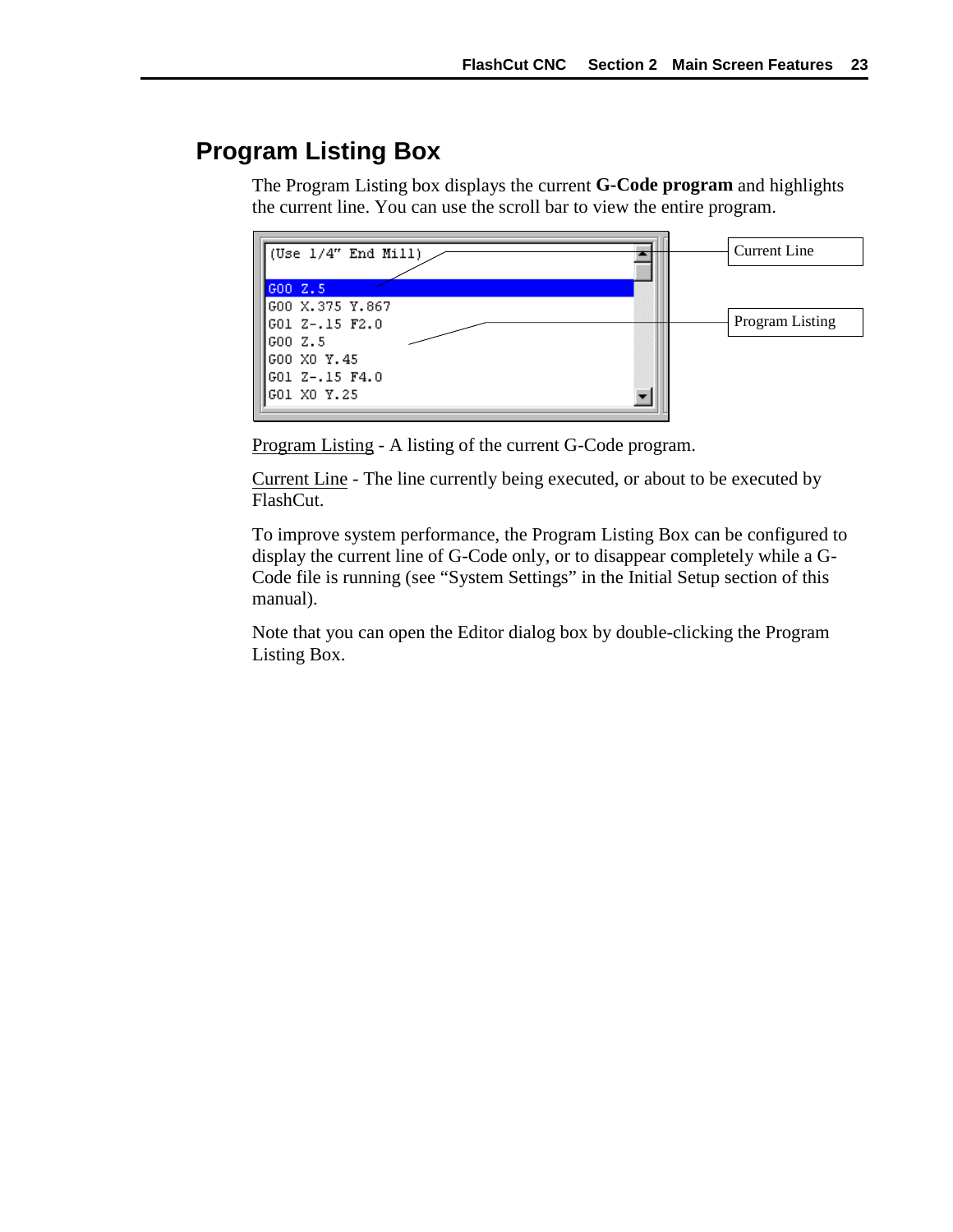## Program Listing Box

The Program Listing box displays the current **G-Code program** and highlights the current line. You can use the scroll bar to view the entire program.

```
(Use 1/4" End Mill)

G00 Z.5
G00 X.375 Y.867
G01 Z-.15 F2.0
G00 Z.5
G00 X0 Y.45
G01 Z-.15 F4.0
G01 X0 Y.25
```

Current Line

Program Listing

Program Listing - A listing of the current G-Code program.

Current Line - The line currently being executed, or about to be executed by FlashCut.

To improve system performance, the Program Listing Box can be configured to display the current line of G-Code only, or to disappear completely while a G-Code file is running (see "System Settings" in the Initial Setup section of this manual).

Note that you can open the Editor dialog box by double-clicking the Program Listing Box.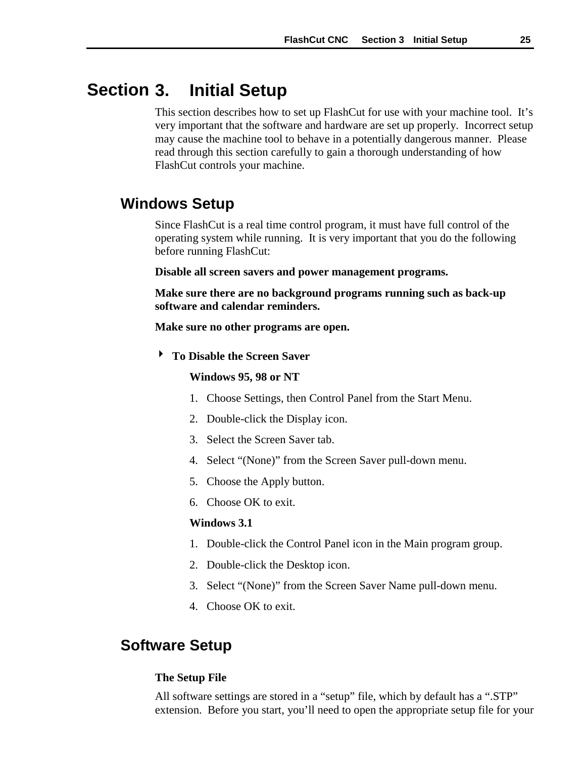# Section 3. Initial Setup

This section describes how to set up FlashCut for use with your machine tool. It's very important that the software and hardware are set up properly. Incorrect setup may cause the machine tool to behave in a potentially dangerous manner. Please read through this section carefully to gain a thorough understanding of how FlashCut controls your machine.

## Windows Setup

Since FlashCut is a real time control program, it must have full control of the operating system while running. It is very important that you do the following before running FlashCut:

**Disable all screen savers and power management programs.**

**Make sure there are no background programs running such as back-up software and calendar reminders.**

**Make sure no other programs are open.**

- **To Disable the Screen Saver**

  **Windows 95, 98 or NT**

  1. Choose Settings, then Control Panel from the Start Menu.
  2. Double-click the Display icon.
  3. Select the Screen Saver tab.
  4. Select "(None)" from the Screen Saver pull-down menu.
  5. Choose the Apply button.
  6. Choose OK to exit.

  **Windows 3.1**

  1. Double-click the Control Panel icon in the Main program group.
  2. Double-click the Desktop icon.
  3. Select "(None)" from the Screen Saver Name pull-down menu.
  4. Choose OK to exit.

## Software Setup

### The Setup File

All software settings are stored in a "setup" file, which by default has a ".STP" extension. Before you start, you'll need to open the appropriate setup file for your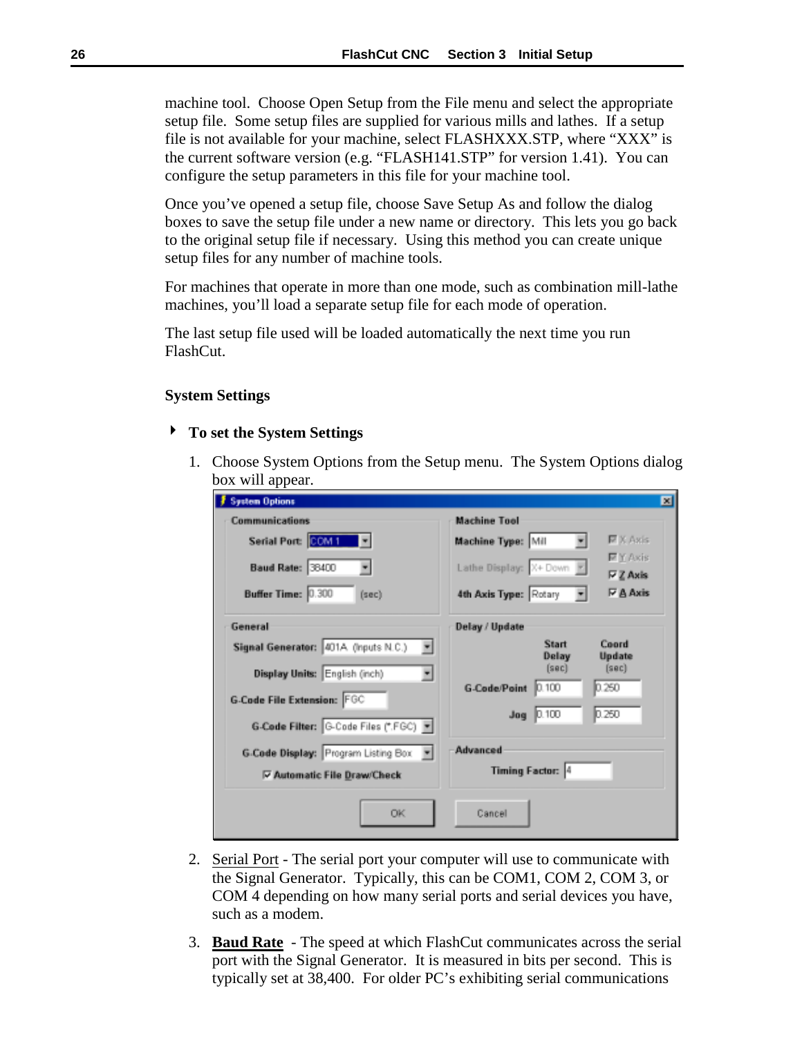machine tool. Choose Open Setup from the File menu and select the appropriate setup file. Some setup files are supplied for various mills and lathes. If a setup file is not available for your machine, select FLASHXXX.STP, where "XXX" is the current software version (e.g. "FLASH141.STP" for version 1.41). You can configure the setup parameters in this file for your machine tool.

Once you've opened a setup file, choose Save Setup As and follow the dialog boxes to save the setup file under a new name or directory. This lets you go back to the original setup file if necessary. Using this method you can create unique setup files for any number of machine tools.

For machines that operate in more than one mode, such as combination mill-lathe machines, you'll load a separate setup file for each mode of operation.

The last setup file used will be loaded automatically the next time you run FlashCut.

### System Settings

#### To set the System Settings

1. Choose System Options from the Setup menu. The System Options dialog box will appear.

2. Serial Port - The serial port your computer will use to communicate with the Signal Generator. Typically, this can be COM1, COM 2, COM 3, or COM 4 depending on how many serial ports and serial devices you have, such as a modem.

3. **Baud Rate** - The speed at which FlashCut communicates across the serial port with the Signal Generator. It is measured in bits per second. This is typically set at 38,400. For older PC's exhibiting serial communications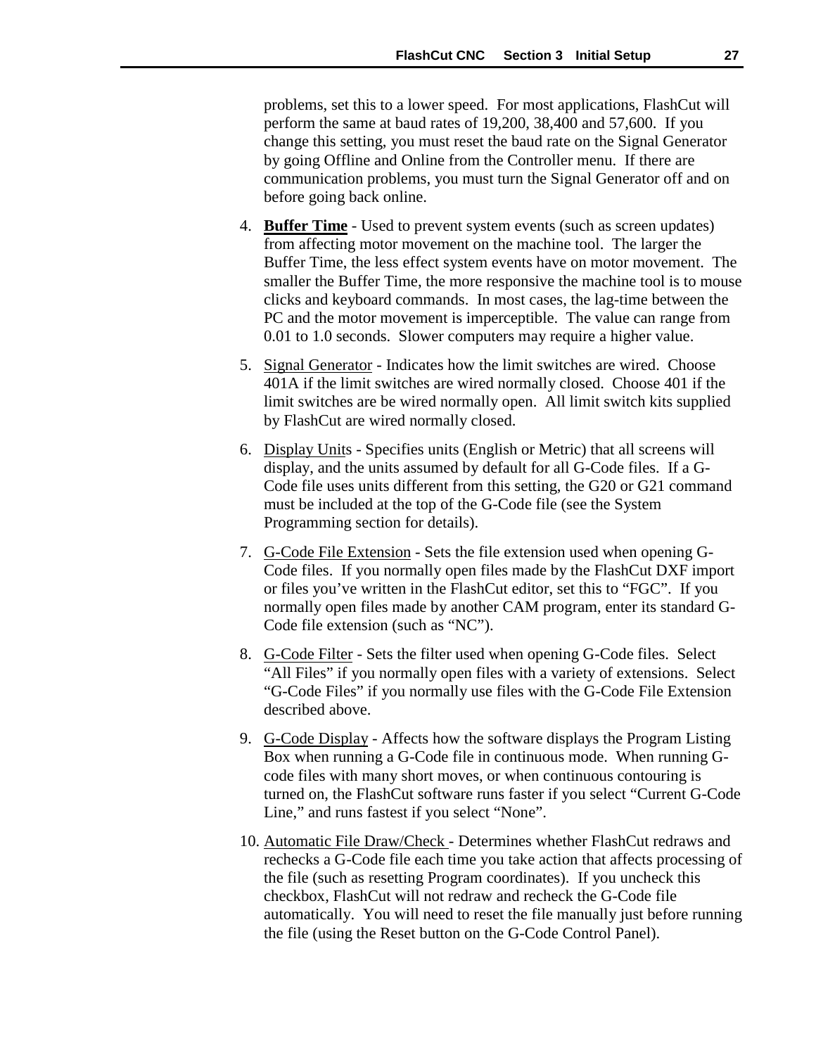problems, set this to a lower speed. For most applications, FlashCut will perform the same at baud rates of 19,200, 38,400 and 57,600. If you change this setting, you must reset the baud rate on the Signal Generator by going Offline and Online from the Controller menu. If there are communication problems, you must turn the Signal Generator off and on before going back online.

4. **Buffer Time** - Used to prevent system events (such as screen updates) from affecting motor movement on the machine tool. The larger the Buffer Time, the less effect system events have on motor movement. The smaller the Buffer Time, the more responsive the machine tool is to mouse clicks and keyboard commands. In most cases, the lag-time between the PC and the motor movement is imperceptible. The value can range from 0.01 to 1.0 seconds. Slower computers may require a higher value.

5. Signal Generator - Indicates how the limit switches are wired. Choose 401A if the limit switches are wired normally closed. Choose 401 if the limit switches are be wired normally open. All limit switch kits supplied by FlashCut are wired normally closed.

6. Display Units - Specifies units (English or Metric) that all screens will display, and the units assumed by default for all G-Code files. If a G-Code file uses units different from this setting, the G20 or G21 command must be included at the top of the G-Code file (see the System Programming section for details).

7. G-Code File Extension - Sets the file extension used when opening G-Code files. If you normally open files made by the FlashCut DXF import or files you've written in the FlashCut editor, set this to "FGC". If you normally open files made by another CAM program, enter its standard G-Code file extension (such as "NC").

8. G-Code Filter - Sets the filter used when opening G-Code files. Select "All Files" if you normally open files with a variety of extensions. Select "G-Code Files" if you normally use files with the G-Code File Extension described above.

9. G-Code Display - Affects how the software displays the Program Listing Box when running a G-Code file in continuous mode. When running G-code files with many short moves, or when continuous contouring is turned on, the FlashCut software runs faster if you select "Current G-Code Line," and runs fastest if you select "None".

10. Automatic File Draw/Check - Determines whether FlashCut redraws and rechecks a G-Code file each time you take action that affects processing of the file (such as resetting Program coordinates). If you uncheck this checkbox, FlashCut will not redraw and recheck the G-Code file automatically. You will need to reset the file manually just before running the file (using the Reset button on the G-Code Control Panel).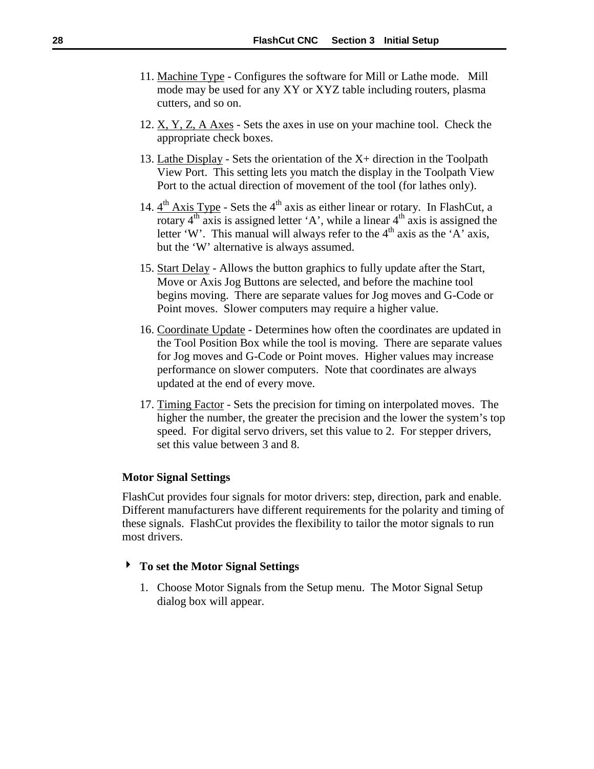11. Machine Type - Configures the software for Mill or Lathe mode.   Mill mode may be used for any XY or XYZ table including routers, plasma cutters, and so on.

12. X, Y, Z, A Axes - Sets the axes in use on your machine tool.  Check the appropriate check boxes.

13. Lathe Display - Sets the orientation of the X+ direction in the Toolpath View Port.  This setting lets you match the display in the Toolpath View Port to the actual direction of movement of the tool (for lathes only).

14. $4^{th}$ Axis Type - Sets the $4^{th}$ axis as either linear or rotary.  In FlashCut, a rotary $4^{th}$ axis is assigned letter 'A', while a linear $4^{th}$ axis is assigned the letter 'W'.  This manual will always refer to the $4^{th}$ axis as the 'A' axis, but the 'W' alternative is always assumed.

15. Start Delay - Allows the button graphics to fully update after the Start, Move or Axis Jog Buttons are selected, and before the machine tool begins moving.  There are separate values for Jog moves and G-Code or Point moves.  Slower computers may require a higher value.

16. Coordinate Update - Determines how often the coordinates are updated in the Tool Position Box while the tool is moving.  There are separate values for Jog moves and G-Code or Point moves.  Higher values may increase performance on slower computers.  Note that coordinates are always updated at the end of every move.

17. Timing Factor - Sets the precision for timing on interpolated moves.  The higher the number, the greater the precision and the lower the system's top speed.  For digital servo drivers, set this value to 2.  For stepper drivers, set this value between 3 and 8.

### Motor Signal Settings

FlashCut provides four signals for motor drivers: step, direction, park and enable. Different manufacturers have different requirements for the polarity and timing of these signals.  FlashCut provides the flexibility to tailor the motor signals to run most drivers.

#### To set the Motor Signal Settings

1. Choose Motor Signals from the Setup menu.  The Motor Signal Setup dialog box will appear.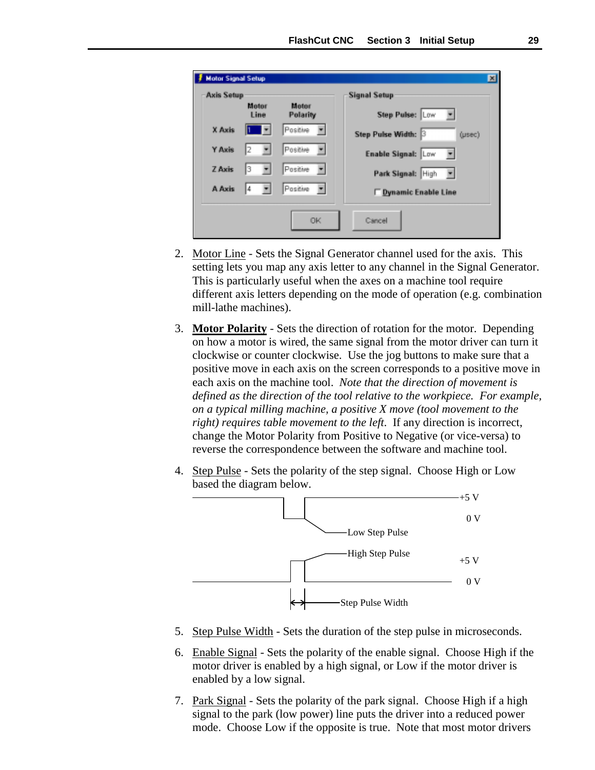2. Motor Line - Sets the Signal Generator channel used for the axis. This setting lets you map any axis letter to any channel in the Signal Generator. This is particularly useful when the axes on a machine tool require different axis letters depending on the mode of operation (e.g. combination mill-lathe machines).

3. **Motor Polarity** - Sets the direction of rotation for the motor. Depending on how a motor is wired, the same signal from the motor driver can turn it clockwise or counter clockwise. Use the jog buttons to make sure that a positive move in each axis on the screen corresponds to a positive move in each axis on the machine tool. *Note that the direction of movement is defined as the direction of the tool relative to the workpiece. For example, on a typical milling machine, a positive X move (tool movement to the right) requires table movement to the left.* If any direction is incorrect, change the Motor Polarity from Positive to Negative (or vice-versa) to reverse the correspondence between the software and machine tool.

4. Step Pulse - Sets the polarity of the step signal. Choose High or Low based the diagram below.

5. Step Pulse Width - Sets the duration of the step pulse in microseconds.

6. Enable Signal - Sets the polarity of the enable signal. Choose High if the motor driver is enabled by a high signal, or Low if the motor driver is enabled by a low signal.

7. Park Signal - Sets the polarity of the park signal. Choose High if a high signal to the park (low power) line puts the driver into a reduced power mode. Choose Low if the opposite is true. Note that most motor drivers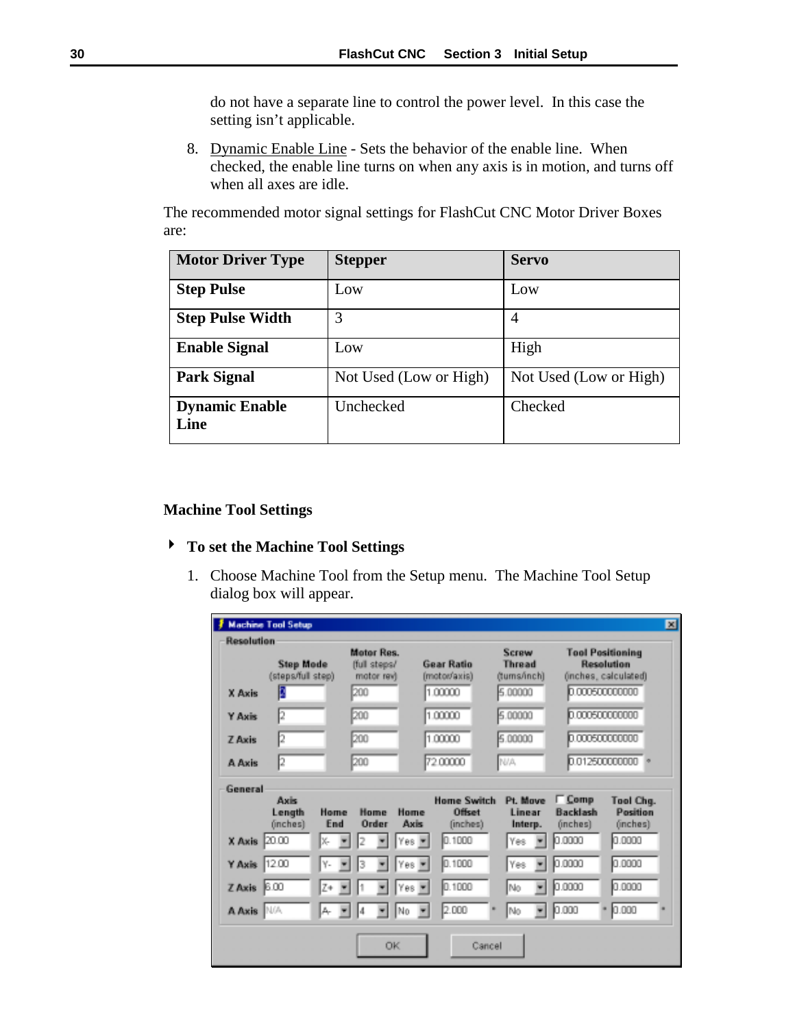do not have a separate line to control the power level. In this case the setting isn't applicable.

8. Dynamic Enable Line - Sets the behavior of the enable line. When checked, the enable line turns on when any axis is in motion, and turns off when all axes are idle.

The recommended motor signal settings for FlashCut CNC Motor Driver Boxes are:

| Motor Driver Type | Stepper | Servo |
|---|---|---|
| **Step Pulse** | Low | Low |
| **Step Pulse Width** | 3 | 4 |
| **Enable Signal** | Low | High |
| **Park Signal** | Not Used (Low or High) | Not Used (Low or High) |
| **Dynamic Enable Line** | Unchecked | Checked |

## Machine Tool Settings

### To set the Machine Tool Settings

1. Choose Machine Tool from the Setup menu. The Machine Tool Setup dialog box will appear.

**Machine Tool Setup**

Resolution

| | Step Mode (steps/full step) | Motor Res. (full steps/ motor rev) | Gear Ratio (motor/axis) | Screw Thread (turns/inch) | Tool Positioning Resolution (inches, calculated) |
|---|---|---|---|---|---|
| X Axis | 2 | 200 | 1.00000 | 5.00000 | 0.000500000000 |
| Y Axis | 2 | 200 | 1.00000 | 5.00000 | 0.000500000000 |
| Z Axis | 2 | 200 | 1.00000 | 5.00000 | 0.000500000000 |
| A Axis | 2 | 200 | 72.00000 | N/A | 0.012500000000 * |

General

| | Axis Length (inches) | Home End | Home Order | Home Axis | Home Switch Offset (inches) | Pt. Move Linear Interp. | Comp Backlash (inches) | Tool Chg. Position (inches) |
|---|---|---|---|---|---|---|---|---|
| X Axis | 20.00 | X- | 2 | Yes | 0.1000 | Yes | 0.0000 | 0.0000 |
| Y Axis | 12.00 | Y- | 3 | Yes | 0.1000 | Yes | 0.0000 | 0.0000 |
| Z Axis | 6.00 | Z+ | 1 | Yes | 0.1000 | No | 0.0000 | 0.0000 |
| A Axis | N/A | A- | 4 | No | 2.000 * | No | 0.000 * | 0.000 * |

OK Cancel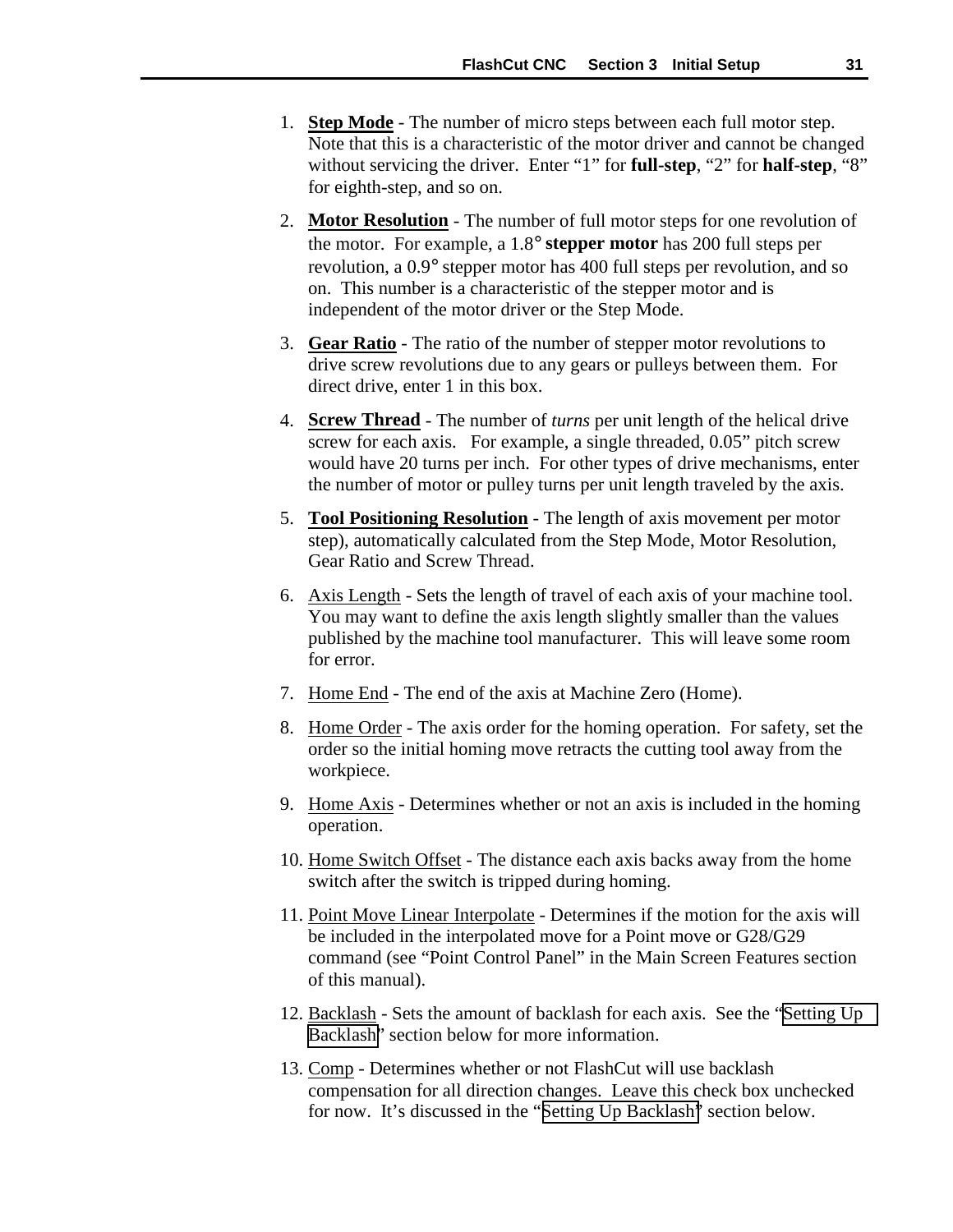1. **Step Mode** - The number of micro steps between each full motor step. Note that this is a characteristic of the motor driver and cannot be changed without servicing the driver. Enter “1” for **full-step**, “2” for **half-step**, “8” for eighth-step, and so on.

2. **Motor Resolution** - The number of full motor steps for one revolution of the motor. For example, a 1.8° **stepper motor** has 200 full steps per revolution, a 0.9° stepper motor has 400 full steps per revolution, and so on. This number is a characteristic of the stepper motor and is independent of the motor driver or the Step Mode.

3. **Gear Ratio** - The ratio of the number of stepper motor revolutions to drive screw revolutions due to any gears or pulleys between them. For direct drive, enter 1 in this box.

4. **Screw Thread** - The number of *turns* per unit length of the helical drive screw for each axis. For example, a single threaded, 0.05” pitch screw would have 20 turns per inch. For other types of drive mechanisms, enter the number of motor or pulley turns per unit length traveled by the axis.

5. **Tool Positioning Resolution** - The length of axis movement per motor step), automatically calculated from the Step Mode, Motor Resolution, Gear Ratio and Screw Thread.

6. Axis Length - Sets the length of travel of each axis of your machine tool. You may want to define the axis length slightly smaller than the values published by the machine tool manufacturer. This will leave some room for error.

7. Home End - The end of the axis at Machine Zero (Home).

8. Home Order - The axis order for the homing operation. For safety, set the order so the initial homing move retracts the cutting tool away from the workpiece.

9. Home Axis - Determines whether or not an axis is included in the homing operation.

10. Home Switch Offset - The distance each axis backs away from the home switch after the switch is tripped during homing.

11. Point Move Linear Interpolate - Determines if the motion for the axis will be included in the interpolated move for a Point move or G28/G29 command (see “Point Control Panel” in the Main Screen Features section of this manual).

12. Backlash - Sets the amount of backlash for each axis. See the “Setting Up Backlash” section below for more information.

13. Comp - Determines whether or not FlashCut will use backlash compensation for all direction changes. Leave this check box unchecked for now. It’s discussed in the “Setting Up Backlash” section below.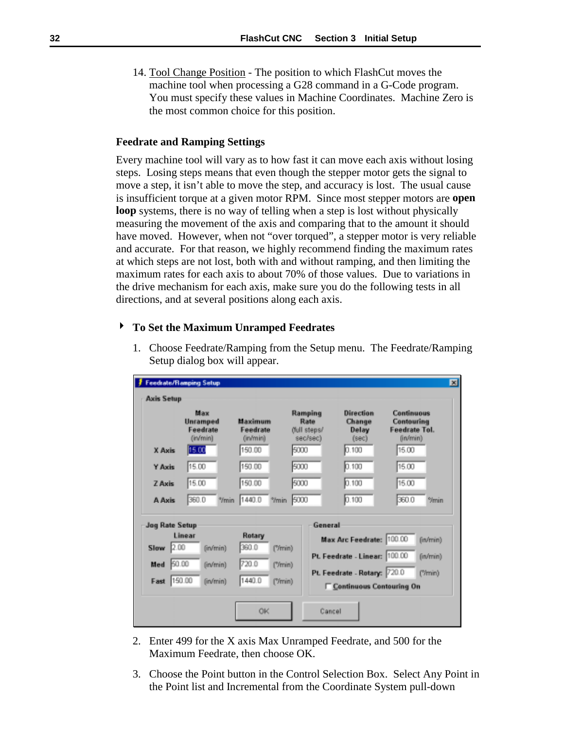14. Tool Change Position - The position to which FlashCut moves the machine tool when processing a G28 command in a G-Code program. You must specify these values in Machine Coordinates. Machine Zero is the most common choice for this position.

### Feedrate and Ramping Settings

Every machine tool will vary as to how fast it can move each axis without losing steps. Losing steps means that even though the stepper motor gets the signal to move a step, it isn't able to move the step, and accuracy is lost. The usual cause is insufficient torque at a given motor RPM. Since most stepper motors are **open loop** systems, there is no way of telling when a step is lost without physically measuring the movement of the axis and comparing that to the amount it should have moved. However, when not "over torqued", a stepper motor is very reliable and accurate. For that reason, we highly recommend finding the maximum rates at which steps are not lost, both with and without ramping, and then limiting the maximum rates for each axis to about 70% of those values. Due to variations in the drive mechanism for each axis, make sure you do the following tests in all directions, and at several positions along each axis.

### ▸ To Set the Maximum Unramped Feedrates

1. Choose Feedrate/Ramping from the Setup menu. The Feedrate/Ramping Setup dialog box will appear.

**Feedrate/Ramping Setup**

Axis Setup

| | Max Unramped Feedrate (in/min) | Maximum Feedrate (in/min) | Ramping Rate (full steps/ sec/sec) | Direction Change Delay (sec) | Continuous Contouring Feedrate Tol. (in/min) |
|---|---|---|---|---|---|
| X Axis | 15.00 | 150.00 | 5000 | 0.100 | 15.00 |
| Y Axis | 15.00 | 150.00 | 5000 | 0.100 | 15.00 |
| Z Axis | 15.00 | 150.00 | 5000 | 0.100 | 15.00 |
| A Axis | 360.0 °/min | 1440.0 °/min | 5000 | 0.100 | 360.0 °/min |

Jog Rate Setup

| | Linear | Rotary |
|---|---|---|
| Slow | 2.00 (in/min) | 360.0 (°/min) |
| Med | 50.00 (in/min) | 720.0 (°/min) |
| Fast | 150.00 (in/min) | 1440.0 (°/min) |

General

| | |
|---|---|
| Max Arc Feedrate: | 100.00 (in/min) |
| Pt. Feedrate - Linear: | 100.00 (in/min) |
| Pt. Feedrate - Rotary: | 720.0 (°/min) |

☐ Continuous Contouring On

OK | Cancel

2. Enter 499 for the X axis Max Unramped Feedrate, and 500 for the Maximum Feedrate, then choose OK.

3. Choose the Point button in the Control Selection Box. Select Any Point in the Point list and Incremental from the Coordinate System pull-down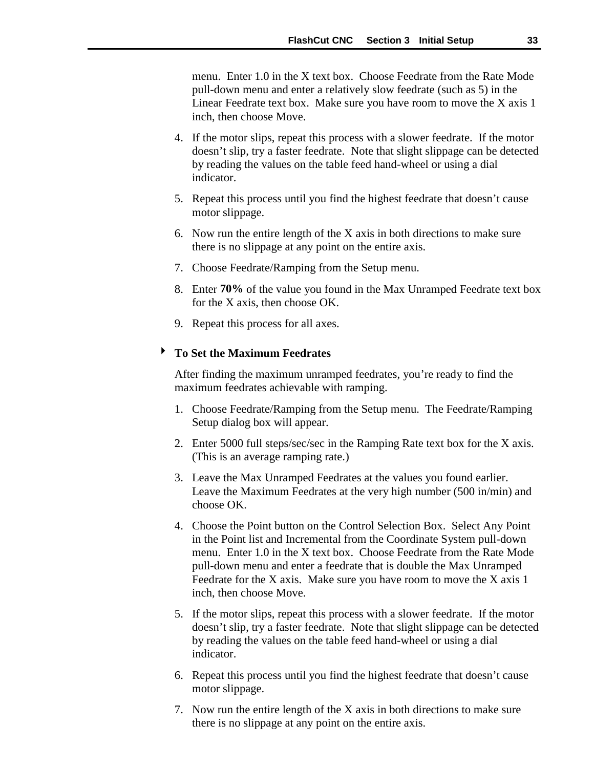menu. Enter 1.0 in the X text box. Choose Feedrate from the Rate Mode pull-down menu and enter a relatively slow feedrate (such as 5) in the Linear Feedrate text box. Make sure you have room to move the X axis 1 inch, then choose Move.

4. If the motor slips, repeat this process with a slower feedrate. If the motor doesn't slip, try a faster feedrate. Note that slight slippage can be detected by reading the values on the table feed hand-wheel or using a dial indicator.
5. Repeat this process until you find the highest feedrate that doesn't cause motor slippage.
6. Now run the entire length of the X axis in both directions to make sure there is no slippage at any point on the entire axis.
7. Choose Feedrate/Ramping from the Setup menu.
8. Enter **70%** of the value you found in the Max Unramped Feedrate text box for the X axis, then choose OK.
9. Repeat this process for all axes.

### ‣ To Set the Maximum Feedrates

After finding the maximum unramped feedrates, you're ready to find the maximum feedrates achievable with ramping.

1. Choose Feedrate/Ramping from the Setup menu. The Feedrate/Ramping Setup dialog box will appear.
2. Enter 5000 full steps/sec/sec in the Ramping Rate text box for the X axis. (This is an average ramping rate.)
3. Leave the Max Unramped Feedrates at the values you found earlier. Leave the Maximum Feedrates at the very high number (500 in/min) and choose OK.
4. Choose the Point button on the Control Selection Box. Select Any Point in the Point list and Incremental from the Coordinate System pull-down menu. Enter 1.0 in the X text box. Choose Feedrate from the Rate Mode pull-down menu and enter a feedrate that is double the Max Unramped Feedrate for the X axis. Make sure you have room to move the X axis 1 inch, then choose Move.
5. If the motor slips, repeat this process with a slower feedrate. If the motor doesn't slip, try a faster feedrate. Note that slight slippage can be detected by reading the values on the table feed hand-wheel or using a dial indicator.
6. Repeat this process until you find the highest feedrate that doesn't cause motor slippage.
7. Now run the entire length of the X axis in both directions to make sure there is no slippage at any point on the entire axis.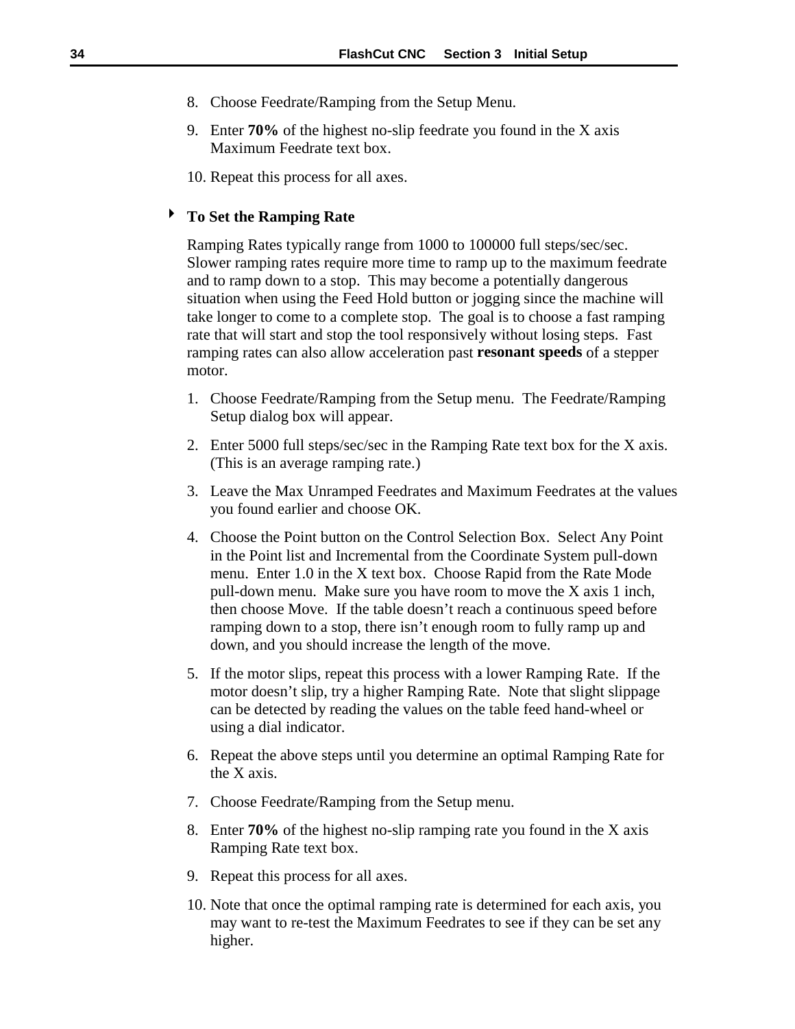8. Choose Feedrate/Ramping from the Setup Menu.

9. Enter **70%** of the highest no-slip feedrate you found in the X axis Maximum Feedrate text box.

10. Repeat this process for all axes.

### To Set the Ramping Rate

Ramping Rates typically range from 1000 to 100000 full steps/sec/sec. Slower ramping rates require more time to ramp up to the maximum feedrate and to ramp down to a stop. This may become a potentially dangerous situation when using the Feed Hold button or jogging since the machine will take longer to come to a complete stop. The goal is to choose a fast ramping rate that will start and stop the tool responsively without losing steps. Fast ramping rates can also allow acceleration past **resonant speeds** of a stepper motor.

1. Choose Feedrate/Ramping from the Setup menu. The Feedrate/Ramping Setup dialog box will appear.

2. Enter 5000 full steps/sec/sec in the Ramping Rate text box for the X axis. (This is an average ramping rate.)

3. Leave the Max Unramped Feedrates and Maximum Feedrates at the values you found earlier and choose OK.

4. Choose the Point button on the Control Selection Box. Select Any Point in the Point list and Incremental from the Coordinate System pull-down menu. Enter 1.0 in the X text box. Choose Rapid from the Rate Mode pull-down menu. Make sure you have room to move the X axis 1 inch, then choose Move. If the table doesn't reach a continuous speed before ramping down to a stop, there isn't enough room to fully ramp up and down, and you should increase the length of the move.

5. If the motor slips, repeat this process with a lower Ramping Rate. If the motor doesn't slip, try a higher Ramping Rate. Note that slight slippage can be detected by reading the values on the table feed hand-wheel or using a dial indicator.

6. Repeat the above steps until you determine an optimal Ramping Rate for the X axis.

7. Choose Feedrate/Ramping from the Setup menu.

8. Enter **70%** of the highest no-slip ramping rate you found in the X axis Ramping Rate text box.

9. Repeat this process for all axes.

10. Note that once the optimal ramping rate is determined for each axis, you may want to re-test the Maximum Feedrates to see if they can be set any higher.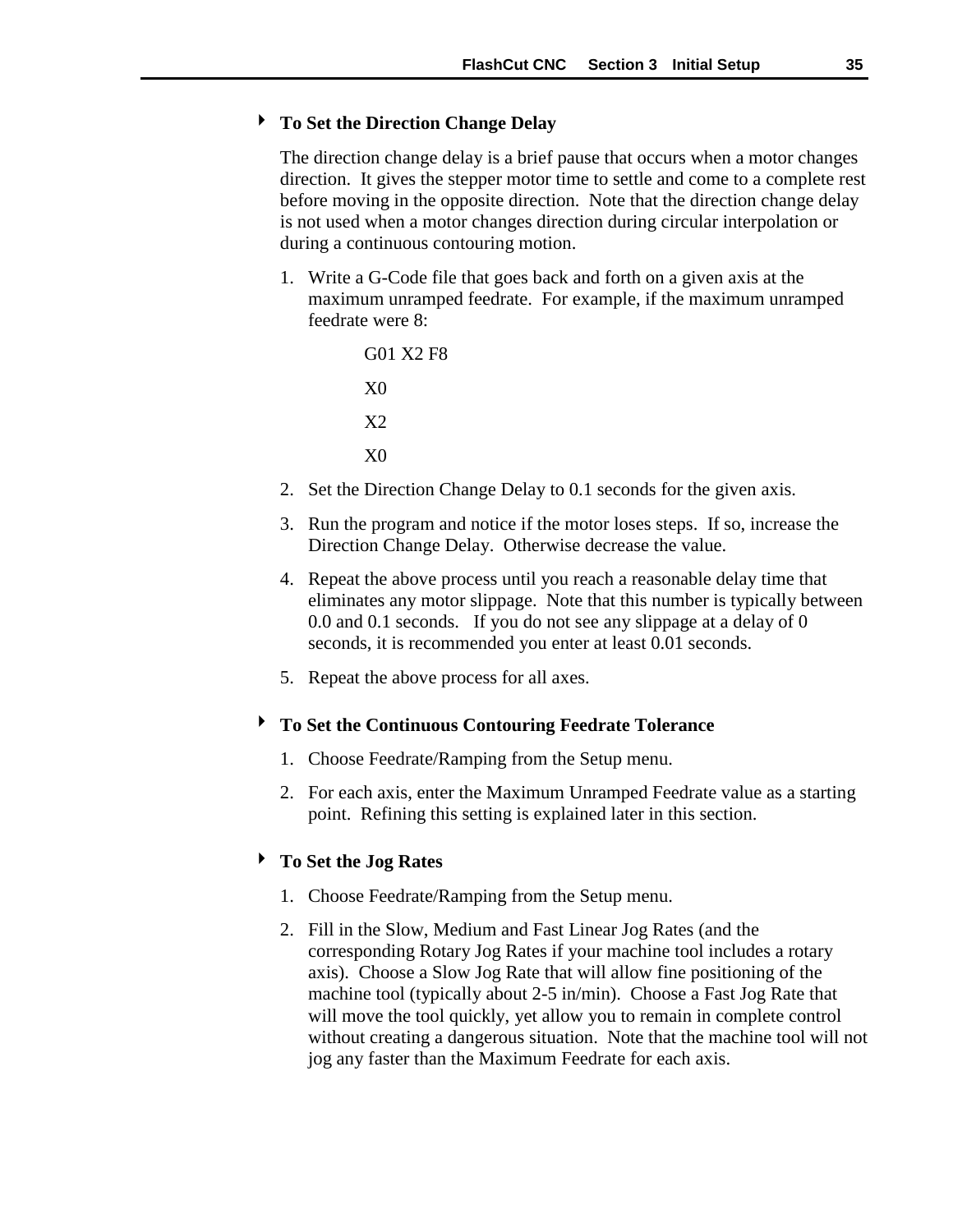### To Set the Direction Change Delay

The direction change delay is a brief pause that occurs when a motor changes direction. It gives the stepper motor time to settle and come to a complete rest before moving in the opposite direction. Note that the direction change delay is not used when a motor changes direction during circular interpolation or during a continuous contouring motion.

1. Write a G-Code file that goes back and forth on a given axis at the maximum unramped feedrate. For example, if the maximum unramped feedrate were 8:

```
G01 X2 F8
X0
X2
X0
```

2. Set the Direction Change Delay to 0.1 seconds for the given axis.
3. Run the program and notice if the motor loses steps. If so, increase the Direction Change Delay. Otherwise decrease the value.
4. Repeat the above process until you reach a reasonable delay time that eliminates any motor slippage. Note that this number is typically between 0.0 and 0.1 seconds. If you do not see any slippage at a delay of 0 seconds, it is recommended you enter at least 0.01 seconds.
5. Repeat the above process for all axes.

### To Set the Continuous Contouring Feedrate Tolerance

1. Choose Feedrate/Ramping from the Setup menu.
2. For each axis, enter the Maximum Unramped Feedrate value as a starting point. Refining this setting is explained later in this section.

### To Set the Jog Rates

1. Choose Feedrate/Ramping from the Setup menu.
2. Fill in the Slow, Medium and Fast Linear Jog Rates (and the corresponding Rotary Jog Rates if your machine tool includes a rotary axis). Choose a Slow Jog Rate that will allow fine positioning of the machine tool (typically about 2-5 in/min). Choose a Fast Jog Rate that will move the tool quickly, yet allow you to remain in complete control without creating a dangerous situation. Note that the machine tool will not jog any faster than the Maximum Feedrate for each axis.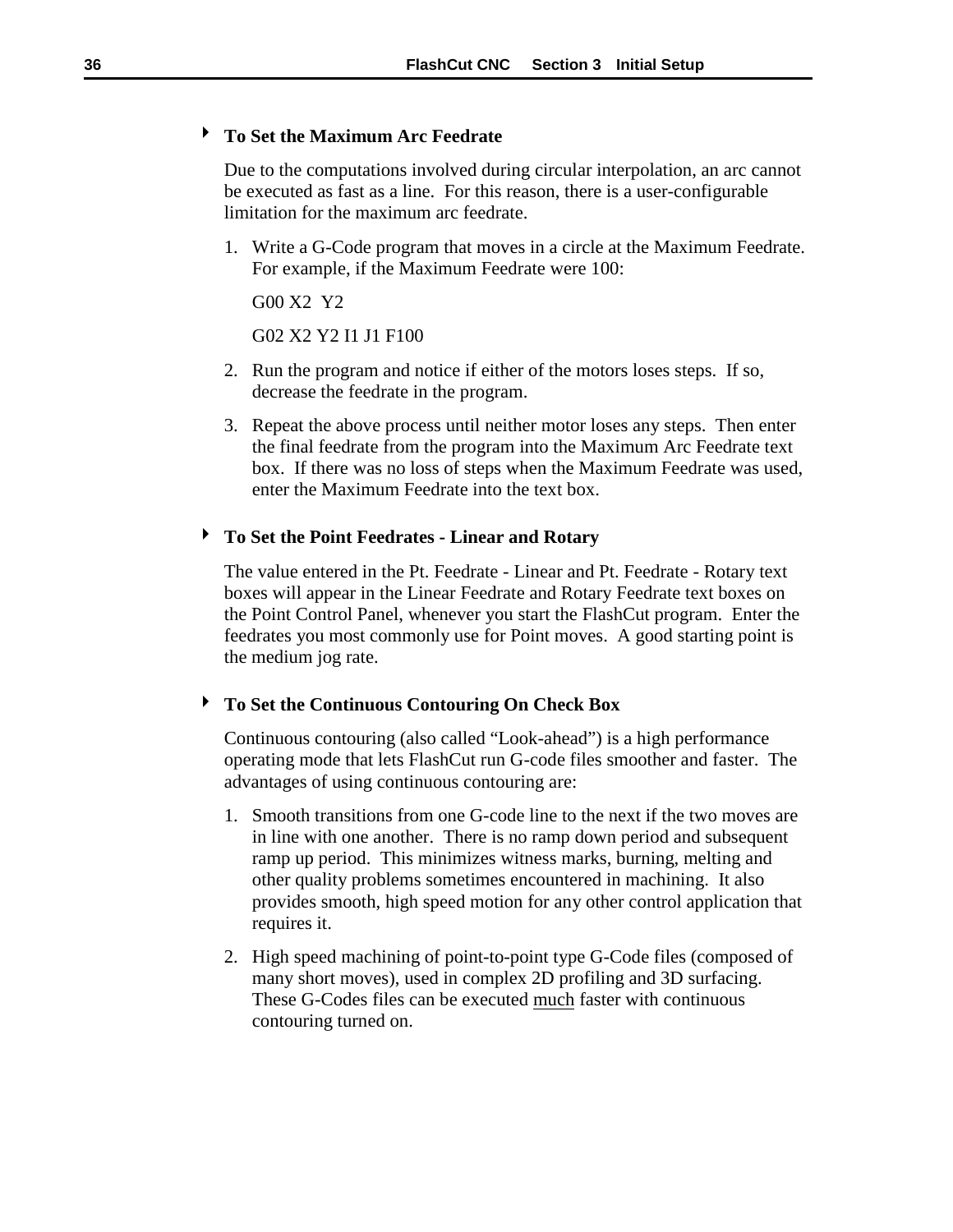### To Set the Maximum Arc Feedrate

Due to the computations involved during circular interpolation, an arc cannot be executed as fast as a line. For this reason, there is a user-configurable limitation for the maximum arc feedrate.

1. Write a G-Code program that moves in a circle at the Maximum Feedrate. For example, if the Maximum Feedrate were 100:

   G00 X2 Y2

   G02 X2 Y2 I1 J1 F100

2. Run the program and notice if either of the motors loses steps. If so, decrease the feedrate in the program.

3. Repeat the above process until neither motor loses any steps. Then enter the final feedrate from the program into the Maximum Arc Feedrate text box. If there was no loss of steps when the Maximum Feedrate was used, enter the Maximum Feedrate into the text box.

### To Set the Point Feedrates - Linear and Rotary

The value entered in the Pt. Feedrate - Linear and Pt. Feedrate - Rotary text boxes will appear in the Linear Feedrate and Rotary Feedrate text boxes on the Point Control Panel, whenever you start the FlashCut program. Enter the feedrates you most commonly use for Point moves. A good starting point is the medium jog rate.

### To Set the Continuous Contouring On Check Box

Continuous contouring (also called “Look-ahead”) is a high performance operating mode that lets FlashCut run G-code files smoother and faster. The advantages of using continuous contouring are:

1. Smooth transitions from one G-code line to the next if the two moves are in line with one another. There is no ramp down period and subsequent ramp up period. This minimizes witness marks, burning, melting and other quality problems sometimes encountered in machining. It also provides smooth, high speed motion for any other control application that requires it.

2. High speed machining of point-to-point type G-Code files (composed of many short moves), used in complex 2D profiling and 3D surfacing. These G-Codes files can be executed <u>much</u> faster with continuous contouring turned on.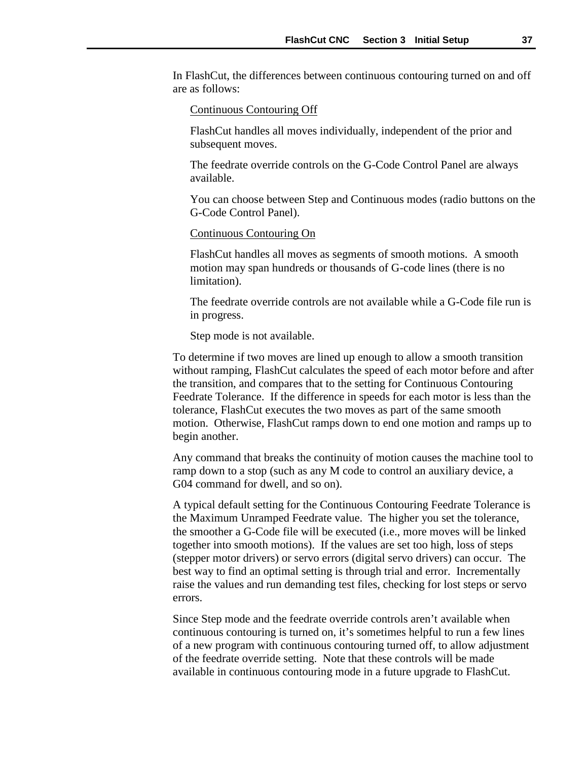In FlashCut, the differences between continuous contouring turned on and off are as follows:

Continuous Contouring Off

FlashCut handles all moves individually, independent of the prior and subsequent moves.

The feedrate override controls on the G-Code Control Panel are always available.

You can choose between Step and Continuous modes (radio buttons on the G-Code Control Panel).

Continuous Contouring On

FlashCut handles all moves as segments of smooth motions.  A smooth motion may span hundreds or thousands of G-code lines (there is no limitation).

The feedrate override controls are not available while a G-Code file run is in progress.

Step mode is not available.

To determine if two moves are lined up enough to allow a smooth transition without ramping, FlashCut calculates the speed of each motor before and after the transition, and compares that to the setting for Continuous Contouring Feedrate Tolerance.  If the difference in speeds for each motor is less than the tolerance, FlashCut executes the two moves as part of the same smooth motion.  Otherwise, FlashCut ramps down to end one motion and ramps up to begin another.

Any command that breaks the continuity of motion causes the machine tool to ramp down to a stop (such as any M code to control an auxiliary device, a G04 command for dwell, and so on).

A typical default setting for the Continuous Contouring Feedrate Tolerance is the Maximum Unramped Feedrate value.  The higher you set the tolerance, the smoother a G-Code file will be executed (i.e., more moves will be linked together into smooth motions).  If the values are set too high, loss of steps (stepper motor drivers) or servo errors (digital servo drivers) can occur.  The best way to find an optimal setting is through trial and error.  Incrementally raise the values and run demanding test files, checking for lost steps or servo errors.

Since Step mode and the feedrate override controls aren't available when continuous contouring is turned on, it's sometimes helpful to run a few lines of a new program with continuous contouring turned off, to allow adjustment of the feedrate override setting.  Note that these controls will be made available in continuous contouring mode in a future upgrade to FlashCut.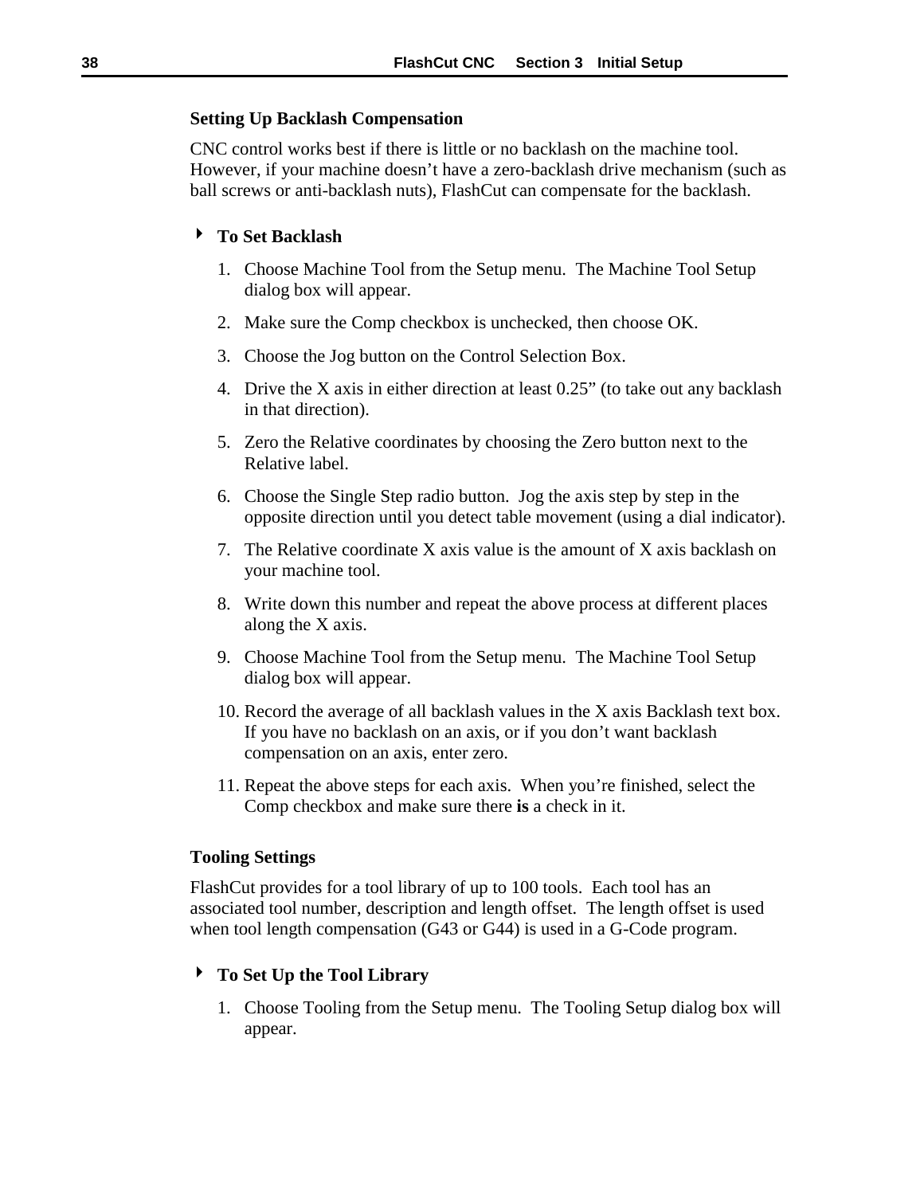### Setting Up Backlash Compensation

CNC control works best if there is little or no backlash on the machine tool. However, if your machine doesn't have a zero-backlash drive mechanism (such as ball screws or anti-backlash nuts), FlashCut can compensate for the backlash.

#### To Set Backlash

1. Choose Machine Tool from the Setup menu. The Machine Tool Setup dialog box will appear.
2. Make sure the Comp checkbox is unchecked, then choose OK.
3. Choose the Jog button on the Control Selection Box.
4. Drive the X axis in either direction at least 0.25" (to take out any backlash in that direction).
5. Zero the Relative coordinates by choosing the Zero button next to the Relative label.
6. Choose the Single Step radio button. Jog the axis step by step in the opposite direction until you detect table movement (using a dial indicator).
7. The Relative coordinate X axis value is the amount of X axis backlash on your machine tool.
8. Write down this number and repeat the above process at different places along the X axis.
9. Choose Machine Tool from the Setup menu. The Machine Tool Setup dialog box will appear.
10. Record the average of all backlash values in the X axis Backlash text box. If you have no backlash on an axis, or if you don't want backlash compensation on an axis, enter zero.
11. Repeat the above steps for each axis. When you're finished, select the Comp checkbox and make sure there **is** a check in it.

### Tooling Settings

FlashCut provides for a tool library of up to 100 tools. Each tool has an associated tool number, description and length offset. The length offset is used when tool length compensation (G43 or G44) is used in a G-Code program.

#### To Set Up the Tool Library

1. Choose Tooling from the Setup menu. The Tooling Setup dialog box will appear.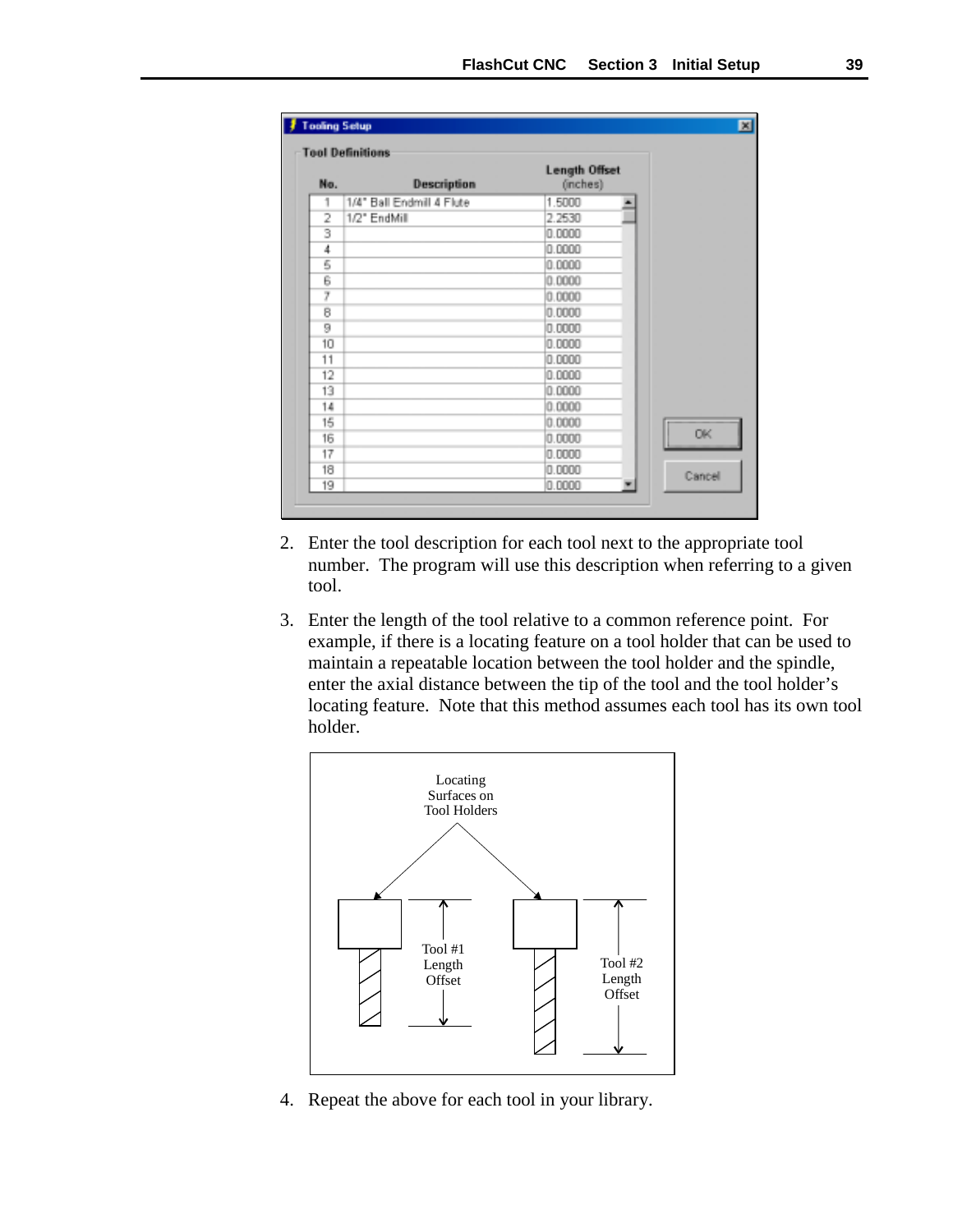**Tooling Setup**

**Tool Definitions**

| No. | Description | Length Offset (inches) |
|---|---|---|
| 1 | 1/4" Ball Endmill 4 Flute | 1.5000 |
| 2 | 1/2" EndMill | 2.2530 |
| 3 | | 0.0000 |
| 4 | | 0.0000 |
| 5 | | 0.0000 |
| 6 | | 0.0000 |
| 7 | | 0.0000 |
| 8 | | 0.0000 |
| 9 | | 0.0000 |
| 10 | | 0.0000 |
| 11 | | 0.0000 |
| 12 | | 0.0000 |
| 13 | | 0.0000 |
| 14 | | 0.0000 |
| 15 | | 0.0000 |
| 16 | | 0.0000 |
| 17 | | 0.0000 |
| 18 | | 0.0000 |
| 19 | | 0.0000 |

OK

Cancel

2. Enter the tool description for each tool next to the appropriate tool number. The program will use this description when referring to a given tool.

3. Enter the length of the tool relative to a common reference point. For example, if there is a locating feature on a tool holder that can be used to maintain a repeatable location between the tool holder and the spindle, enter the axial distance between the tip of the tool and the tool holder's locating feature. Note that this method assumes each tool has its own tool holder.

Locating Surfaces on Tool Holders

Tool #1 Length Offset

Tool #2 Length Offset

4. Repeat the above for each tool in your library.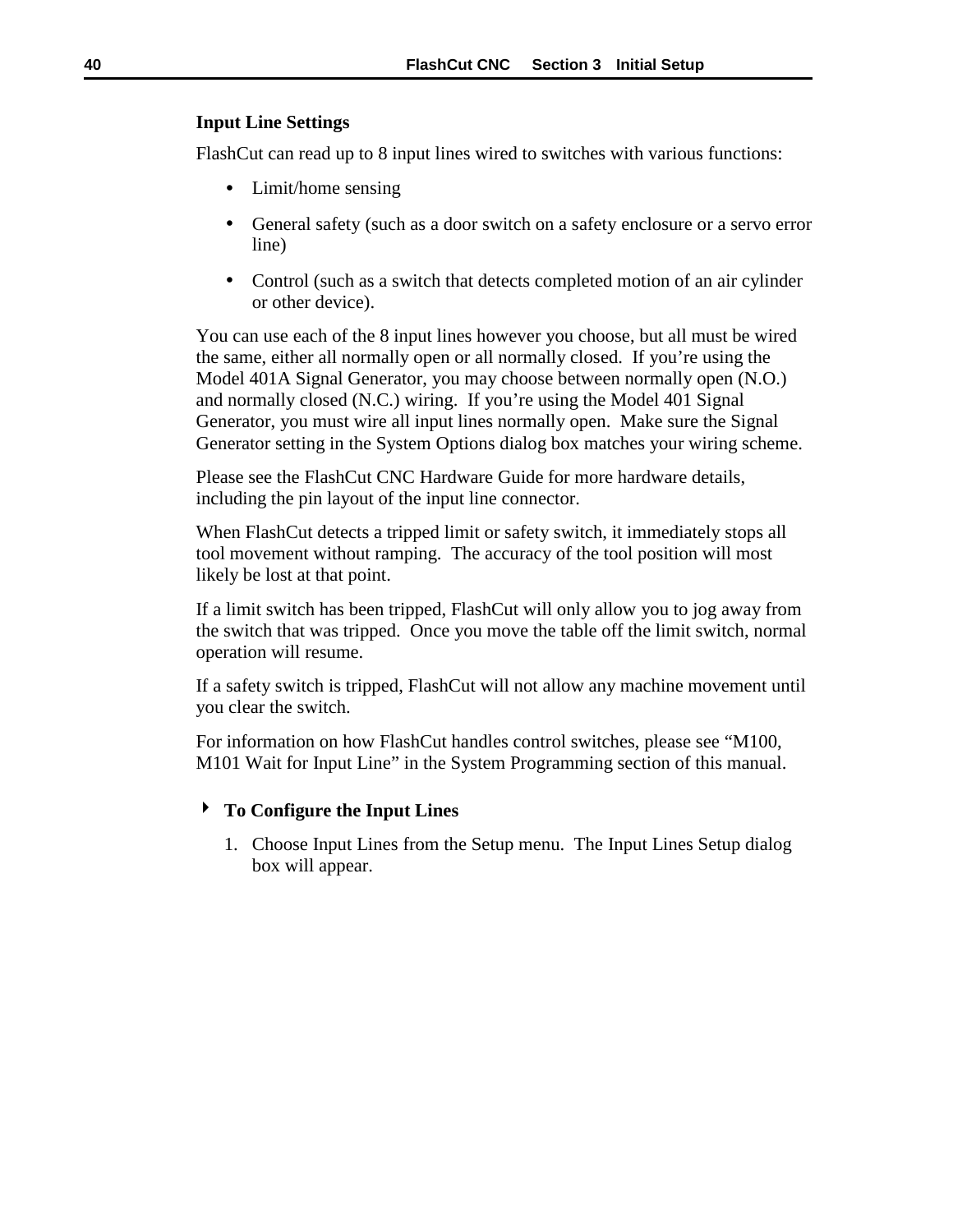### Input Line Settings

FlashCut can read up to 8 input lines wired to switches with various functions:

- Limit/home sensing
- General safety (such as a door switch on a safety enclosure or a servo error line)
- Control (such as a switch that detects completed motion of an air cylinder or other device).

You can use each of the 8 input lines however you choose, but all must be wired the same, either all normally open or all normally closed. If you're using the Model 401A Signal Generator, you may choose between normally open (N.O.) and normally closed (N.C.) wiring. If you're using the Model 401 Signal Generator, you must wire all input lines normally open. Make sure the Signal Generator setting in the System Options dialog box matches your wiring scheme.

Please see the FlashCut CNC Hardware Guide for more hardware details, including the pin layout of the input line connector.

When FlashCut detects a tripped limit or safety switch, it immediately stops all tool movement without ramping. The accuracy of the tool position will most likely be lost at that point.

If a limit switch has been tripped, FlashCut will only allow you to jog away from the switch that was tripped. Once you move the table off the limit switch, normal operation will resume.

If a safety switch is tripped, FlashCut will not allow any machine movement until you clear the switch.

For information on how FlashCut handles control switches, please see "M100, M101 Wait for Input Line" in the System Programming section of this manual.

#### ▸ To Configure the Input Lines

1. Choose Input Lines from the Setup menu. The Input Lines Setup dialog box will appear.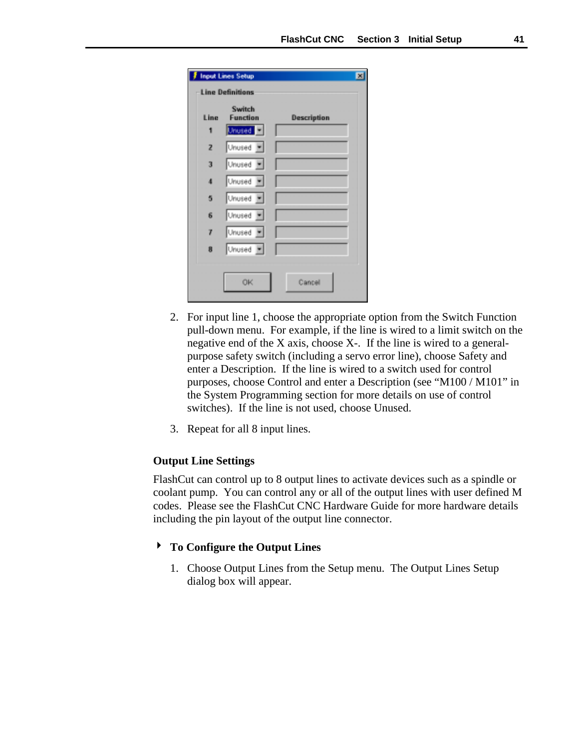2. For input line 1, choose the appropriate option from the Switch Function pull-down menu. For example, if the line is wired to a limit switch on the negative end of the X axis, choose X-. If the line is wired to a general-purpose safety switch (including a servo error line), choose Safety and enter a Description. If the line is wired to a switch used for control purposes, choose Control and enter a Description (see "M100 / M101" in the System Programming section for more details on use of control switches). If the line is not used, choose Unused.

3. Repeat for all 8 input lines.

### Output Line Settings

FlashCut can control up to 8 output lines to activate devices such as a spindle or coolant pump. You can control any or all of the output lines with user defined M codes. Please see the FlashCut CNC Hardware Guide for more hardware details including the pin layout of the output line connector.

#### To Configure the Output Lines

1. Choose Output Lines from the Setup menu. The Output Lines Setup dialog box will appear.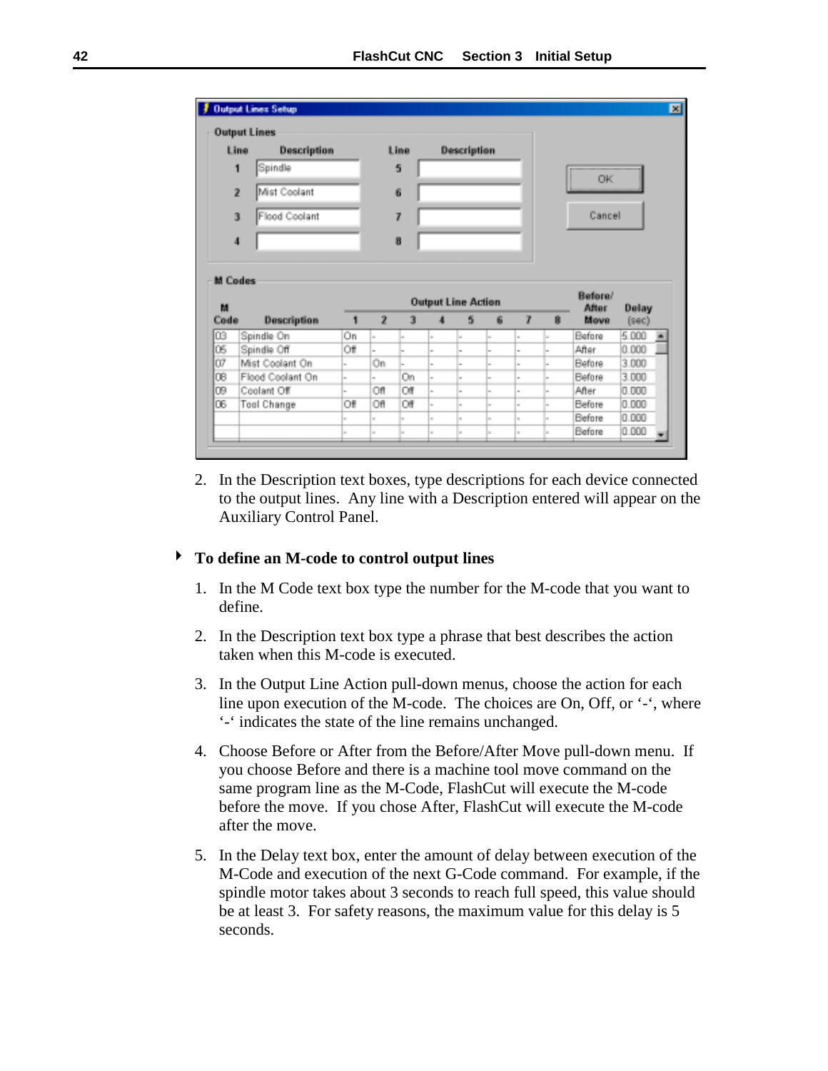**Output Lines Setup**

**Output Lines**

| Line | Description | Line | Description |
|---|---|---|---|
| 1 | Spindle | 5 | |
| 2 | Mist Coolant | 6 | |
| 3 | Flood Coolant | 7 | |
| 4 | | 8 | |

OK | Cancel

**M Codes**

| M Code | Description | Output Line Action 1 | 2 | 3 | 4 | 5 | 6 | 7 | 8 | Before/ After Move | Delay (sec) |
|---|---|---|---|---|---|---|---|---|---|---|---|
| 03 | Spindle On | On | - | - | - | - | - | - | - | Before | 5.000 |
| 05 | Spindle Off | Off | - | - | - | - | - | - | - | After | 0.000 |
| 07 | Mist Coolant On | - | On | - | - | - | - | - | - | Before | 3.000 |
| 08 | Flood Coolant On | - | - | On | - | - | - | - | - | Before | 3.000 |
| 09 | Coolant Off | - | Off | Off | - | - | - | - | - | After | 0.000 |
| 06 | Tool Change | Off | Off | Off | - | - | - | - | - | Before | 0.000 |
| | | - | - | - | - | - | - | - | - | Before | 0.000 |
| | | - | - | - | - | - | - | - | - | Before | 0.000 |

2. In the Description text boxes, type descriptions for each device connected to the output lines. Any line with a Description entered will appear on the Auxiliary Control Panel.

### To define an M-code to control output lines

1. In the M Code text box type the number for the M-code that you want to define.

2. In the Description text box type a phrase that best describes the action taken when this M-code is executed.

3. In the Output Line Action pull-down menus, choose the action for each line upon execution of the M-code. The choices are On, Off, or '-', where '-' indicates the state of the line remains unchanged.

4. Choose Before or After from the Before/After Move pull-down menu. If you choose Before and there is a machine tool move command on the same program line as the M-Code, FlashCut will execute the M-code before the move. If you chose After, FlashCut will execute the M-code after the move.

5. In the Delay text box, enter the amount of delay between execution of the M-Code and execution of the next G-Code command. For example, if the spindle motor takes about 3 seconds to reach full speed, this value should be at least 3. For safety reasons, the maximum value for this delay is 5 seconds.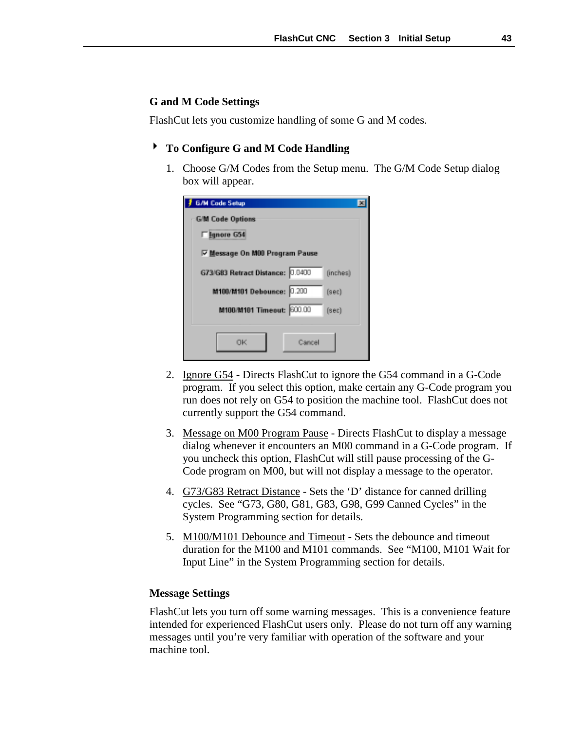### G and M Code Settings

FlashCut lets you customize handling of some G and M codes.

#### To Configure G and M Code Handling

1. Choose G/M Codes from the Setup menu. The G/M Code Setup dialog box will appear.

2. Ignore G54 - Directs FlashCut to ignore the G54 command in a G-Code program. If you select this option, make certain any G-Code program you run does not rely on G54 to position the machine tool. FlashCut does not currently support the G54 command.

3. Message on M00 Program Pause - Directs FlashCut to display a message dialog whenever it encounters an M00 command in a G-Code program. If you uncheck this option, FlashCut will still pause processing of the G-Code program on M00, but will not display a message to the operator.

4. G73/G83 Retract Distance - Sets the 'D' distance for canned drilling cycles. See "G73, G80, G81, G83, G98, G99 Canned Cycles" in the System Programming section for details.

5. M100/M101 Debounce and Timeout - Sets the debounce and timeout duration for the M100 and M101 commands. See "M100, M101 Wait for Input Line" in the System Programming section for details.

### Message Settings

FlashCut lets you turn off some warning messages. This is a convenience feature intended for experienced FlashCut users only. Please do not turn off any warning messages until you're very familiar with operation of the software and your machine tool.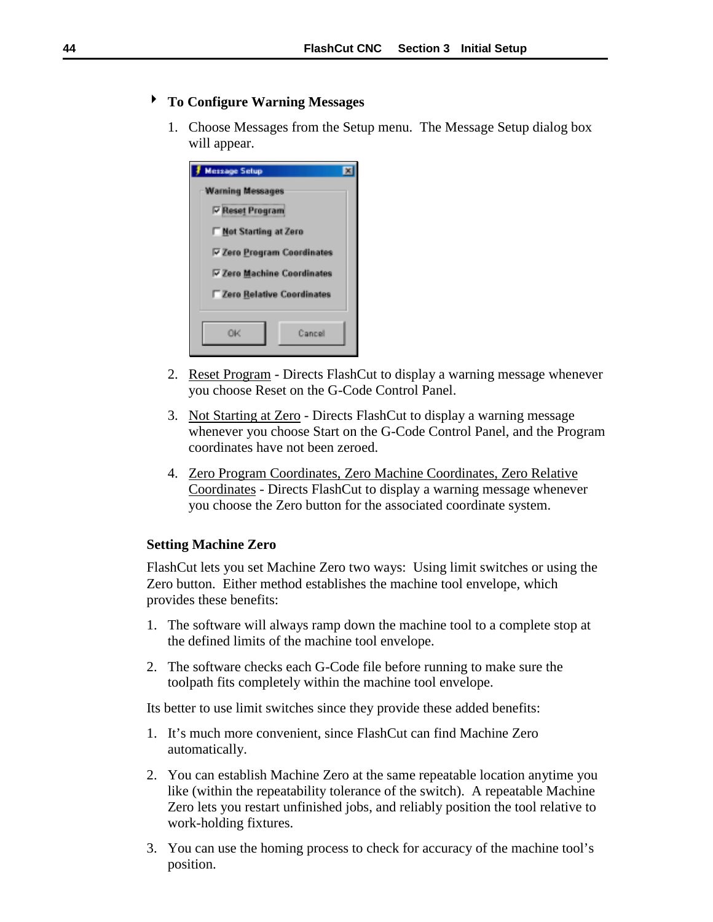### To Configure Warning Messages

1. Choose Messages from the Setup menu. The Message Setup dialog box will appear.

2. Reset Program - Directs FlashCut to display a warning message whenever you choose Reset on the G-Code Control Panel.

3. Not Starting at Zero - Directs FlashCut to display a warning message whenever you choose Start on the G-Code Control Panel, and the Program coordinates have not been zeroed.

4. Zero Program Coordinates, Zero Machine Coordinates, Zero Relative Coordinates - Directs FlashCut to display a warning message whenever you choose the Zero button for the associated coordinate system.

### Setting Machine Zero

FlashCut lets you set Machine Zero two ways: Using limit switches or using the Zero button. Either method establishes the machine tool envelope, which provides these benefits:

1. The software will always ramp down the machine tool to a complete stop at the defined limits of the machine tool envelope.

2. The software checks each G-Code file before running to make sure the toolpath fits completely within the machine tool envelope.

Its better to use limit switches since they provide these added benefits:

1. It's much more convenient, since FlashCut can find Machine Zero automatically.

2. You can establish Machine Zero at the same repeatable location anytime you like (within the repeatability tolerance of the switch). A repeatable Machine Zero lets you restart unfinished jobs, and reliably position the tool relative to work-holding fixtures.

3. You can use the homing process to check for accuracy of the machine tool's position.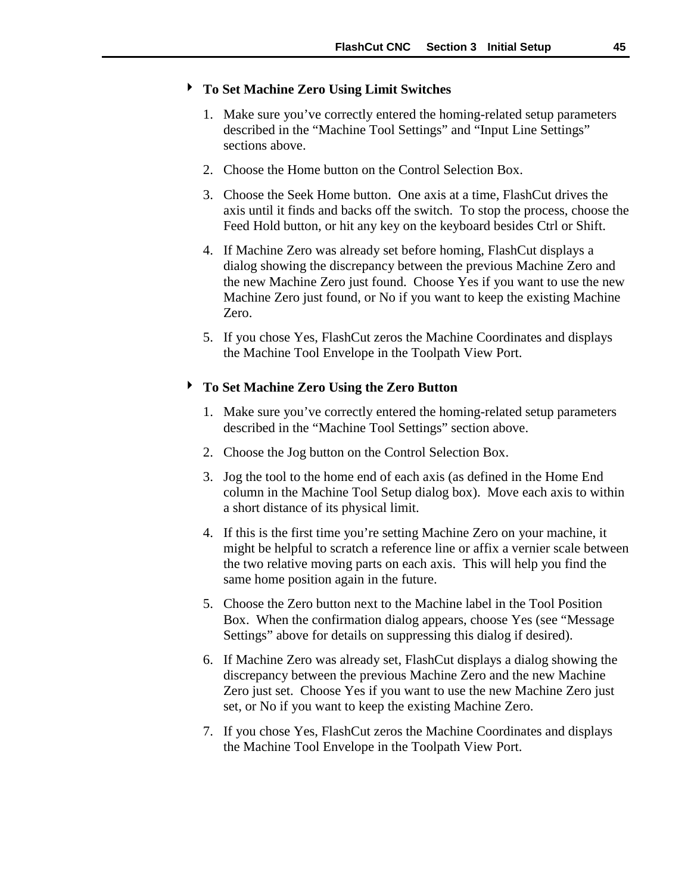### ▸ To Set Machine Zero Using Limit Switches

1. Make sure you've correctly entered the homing-related setup parameters described in the "Machine Tool Settings" and "Input Line Settings" sections above.

2. Choose the Home button on the Control Selection Box.

3. Choose the Seek Home button. One axis at a time, FlashCut drives the axis until it finds and backs off the switch. To stop the process, choose the Feed Hold button, or hit any key on the keyboard besides Ctrl or Shift.

4. If Machine Zero was already set before homing, FlashCut displays a dialog showing the discrepancy between the previous Machine Zero and the new Machine Zero just found. Choose Yes if you want to use the new Machine Zero just found, or No if you want to keep the existing Machine Zero.

5. If you chose Yes, FlashCut zeros the Machine Coordinates and displays the Machine Tool Envelope in the Toolpath View Port.

### ▸ To Set Machine Zero Using the Zero Button

1. Make sure you've correctly entered the homing-related setup parameters described in the "Machine Tool Settings" section above.

2. Choose the Jog button on the Control Selection Box.

3. Jog the tool to the home end of each axis (as defined in the Home End column in the Machine Tool Setup dialog box). Move each axis to within a short distance of its physical limit.

4. If this is the first time you're setting Machine Zero on your machine, it might be helpful to scratch a reference line or affix a vernier scale between the two relative moving parts on each axis. This will help you find the same home position again in the future.

5. Choose the Zero button next to the Machine label in the Tool Position Box. When the confirmation dialog appears, choose Yes (see "Message Settings" above for details on suppressing this dialog if desired).

6. If Machine Zero was already set, FlashCut displays a dialog showing the discrepancy between the previous Machine Zero and the new Machine Zero just set. Choose Yes if you want to use the new Machine Zero just set, or No if you want to keep the existing Machine Zero.

7. If you chose Yes, FlashCut zeros the Machine Coordinates and displays the Machine Tool Envelope in the Toolpath View Port.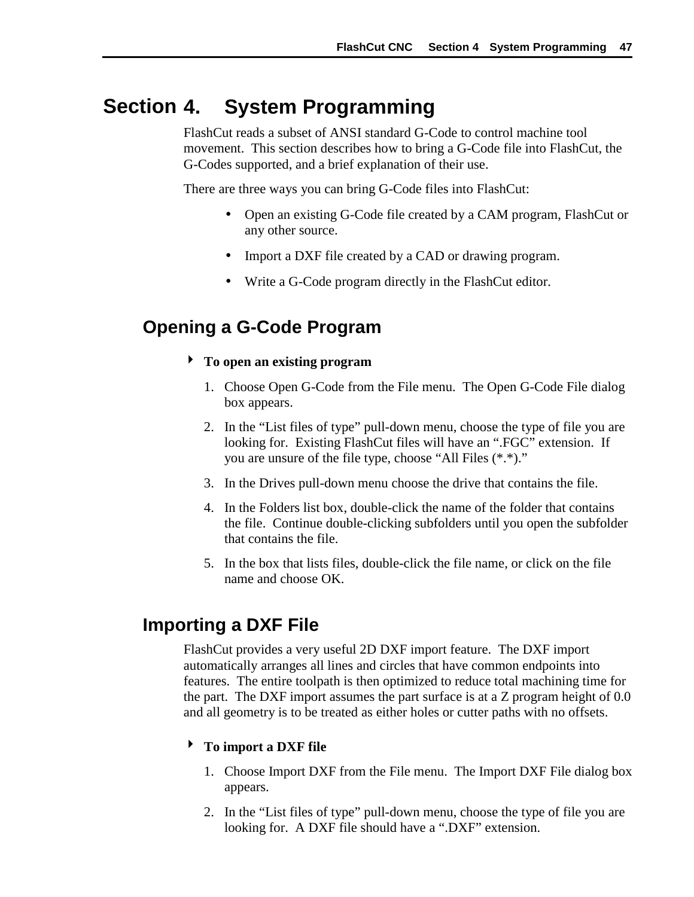# Section 4. System Programming

FlashCut reads a subset of ANSI standard G-Code to control machine tool movement. This section describes how to bring a G-Code file into FlashCut, the G-Codes supported, and a brief explanation of their use.

There are three ways you can bring G-Code files into FlashCut:

- Open an existing G-Code file created by a CAM program, FlashCut or any other source.
- Import a DXF file created by a CAD or drawing program.
- Write a G-Code program directly in the FlashCut editor.

## Opening a G-Code Program

**To open an existing program**

1. Choose Open G-Code from the File menu. The Open G-Code File dialog box appears.
2. In the "List files of type" pull-down menu, choose the type of file you are looking for. Existing FlashCut files will have an ".FGC" extension. If you are unsure of the file type, choose "All Files (*.*)."
3. In the Drives pull-down menu choose the drive that contains the file.
4. In the Folders list box, double-click the name of the folder that contains the file. Continue double-clicking subfolders until you open the subfolder that contains the file.
5. In the box that lists files, double-click the file name, or click on the file name and choose OK.

## Importing a DXF File

FlashCut provides a very useful 2D DXF import feature. The DXF import automatically arranges all lines and circles that have common endpoints into features. The entire toolpath is then optimized to reduce total machining time for the part. The DXF import assumes the part surface is at a Z program height of 0.0 and all geometry is to be treated as either holes or cutter paths with no offsets.

**To import a DXF file**

1. Choose Import DXF from the File menu. The Import DXF File dialog box appears.
2. In the "List files of type" pull-down menu, choose the type of file you are looking for. A DXF file should have a ".DXF" extension.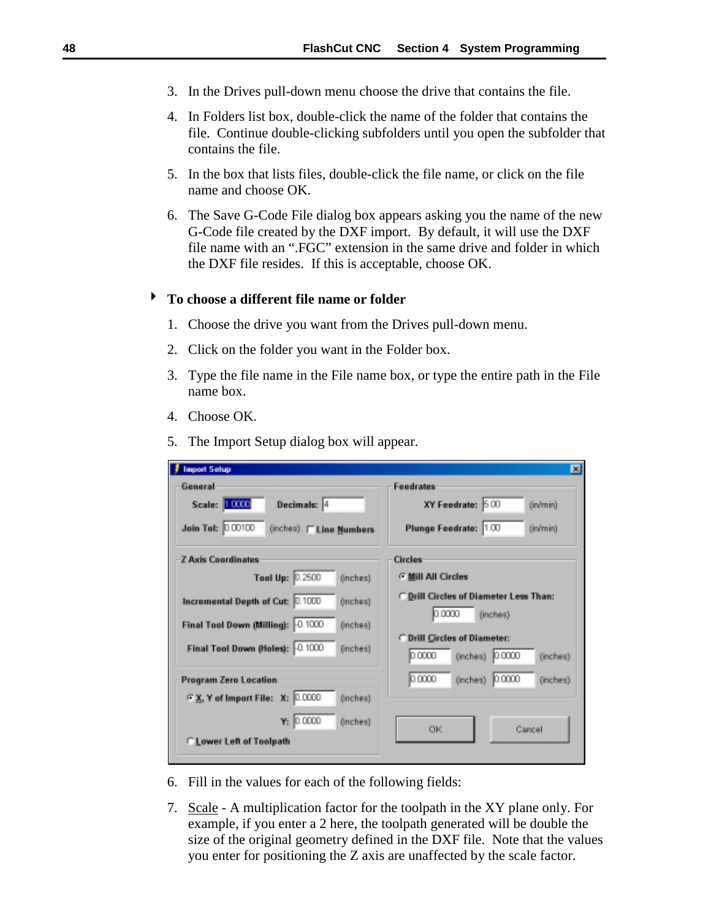3. In the Drives pull-down menu choose the drive that contains the file.

4. In Folders list box, double-click the name of the folder that contains the file. Continue double-clicking subfolders until you open the subfolder that contains the file.

5. In the box that lists files, double-click the file name, or click on the file name and choose OK.

6. The Save G-Code File dialog box appears asking you the name of the new G-Code file created by the DXF import. By default, it will use the DXF file name with an ".FGC" extension in the same drive and folder in which the DXF file resides. If this is acceptable, choose OK.

### To choose a different file name or folder

1. Choose the drive you want from the Drives pull-down menu.

2. Click on the folder you want in the Folder box.

3. Type the file name in the File name box, or type the entire path in the File name box.

4. Choose OK.

5. The Import Setup dialog box will appear.

6. Fill in the values for each of the following fields:

7. <u>Scale</u> - A multiplication factor for the toolpath in the XY plane only. For example, if you enter a 2 here, the toolpath generated will be double the size of the original geometry defined in the DXF file. Note that the values you enter for positioning the Z axis are unaffected by the scale factor.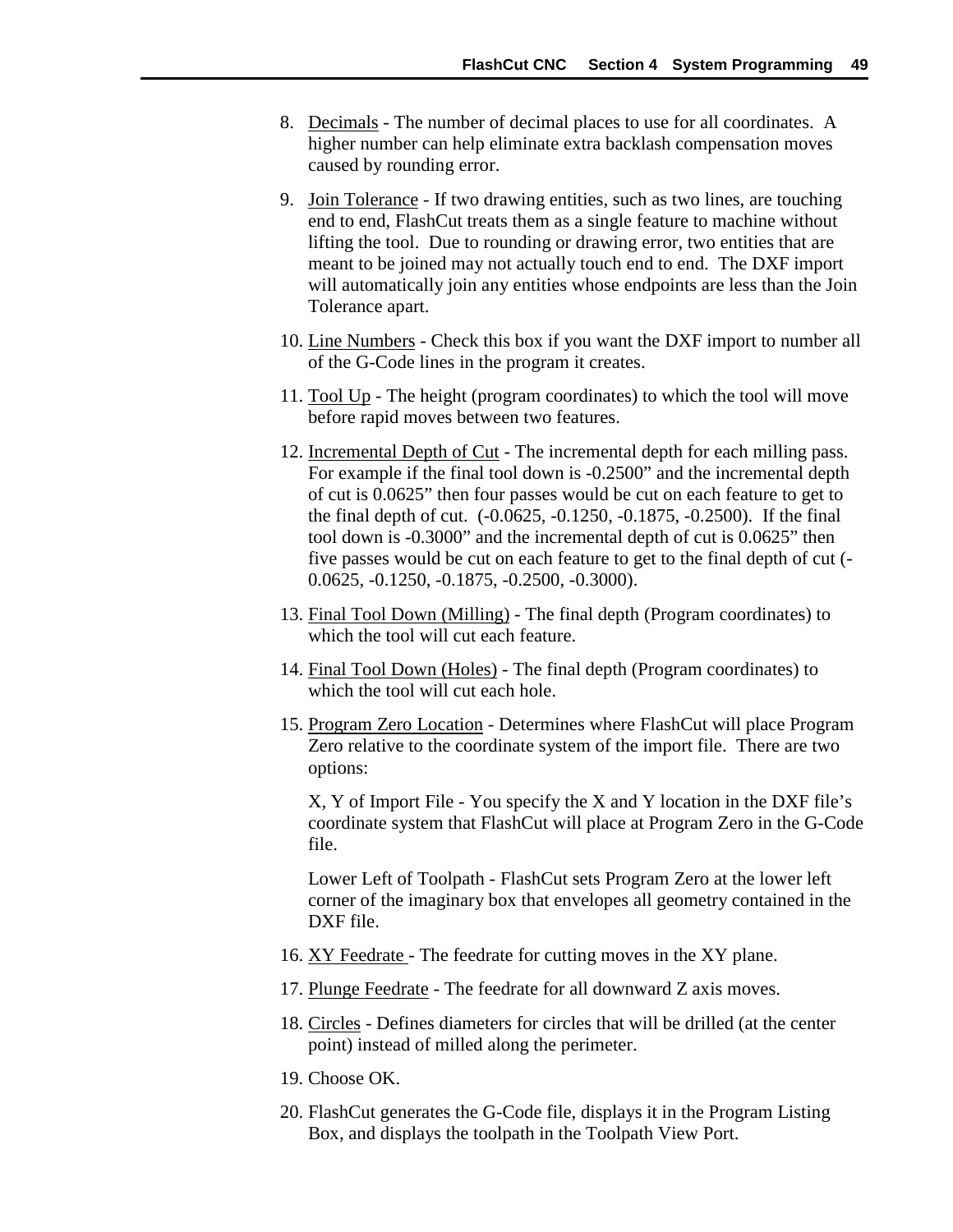8. Decimals - The number of decimal places to use for all coordinates. A higher number can help eliminate extra backlash compensation moves caused by rounding error.

9. Join Tolerance - If two drawing entities, such as two lines, are touching end to end, FlashCut treats them as a single feature to machine without lifting the tool. Due to rounding or drawing error, two entities that are meant to be joined may not actually touch end to end. The DXF import will automatically join any entities whose endpoints are less than the Join Tolerance apart.

10. Line Numbers - Check this box if you want the DXF import to number all of the G-Code lines in the program it creates.

11. Tool Up - The height (program coordinates) to which the tool will move before rapid moves between two features.

12. Incremental Depth of Cut - The incremental depth for each milling pass. For example if the final tool down is -0.2500" and the incremental depth of cut is 0.0625" then four passes would be cut on each feature to get to the final depth of cut. (-0.0625, -0.1250, -0.1875, -0.2500). If the final tool down is -0.3000" and the incremental depth of cut is 0.0625" then five passes would be cut on each feature to get to the final depth of cut (-0.0625, -0.1250, -0.1875, -0.2500, -0.3000).

13. Final Tool Down (Milling) - The final depth (Program coordinates) to which the tool will cut each feature.

14. Final Tool Down (Holes) - The final depth (Program coordinates) to which the tool will cut each hole.

15. Program Zero Location - Determines where FlashCut will place Program Zero relative to the coordinate system of the import file. There are two options:

    X, Y of Import File - You specify the X and Y location in the DXF file's coordinate system that FlashCut will place at Program Zero in the G-Code file.

    Lower Left of Toolpath - FlashCut sets Program Zero at the lower left corner of the imaginary box that envelopes all geometry contained in the DXF file.

16. XY Feedrate - The feedrate for cutting moves in the XY plane.

17. Plunge Feedrate - The feedrate for all downward Z axis moves.

18. Circles - Defines diameters for circles that will be drilled (at the center point) instead of milled along the perimeter.

19. Choose OK.

20. FlashCut generates the G-Code file, displays it in the Program Listing Box, and displays the toolpath in the Toolpath View Port.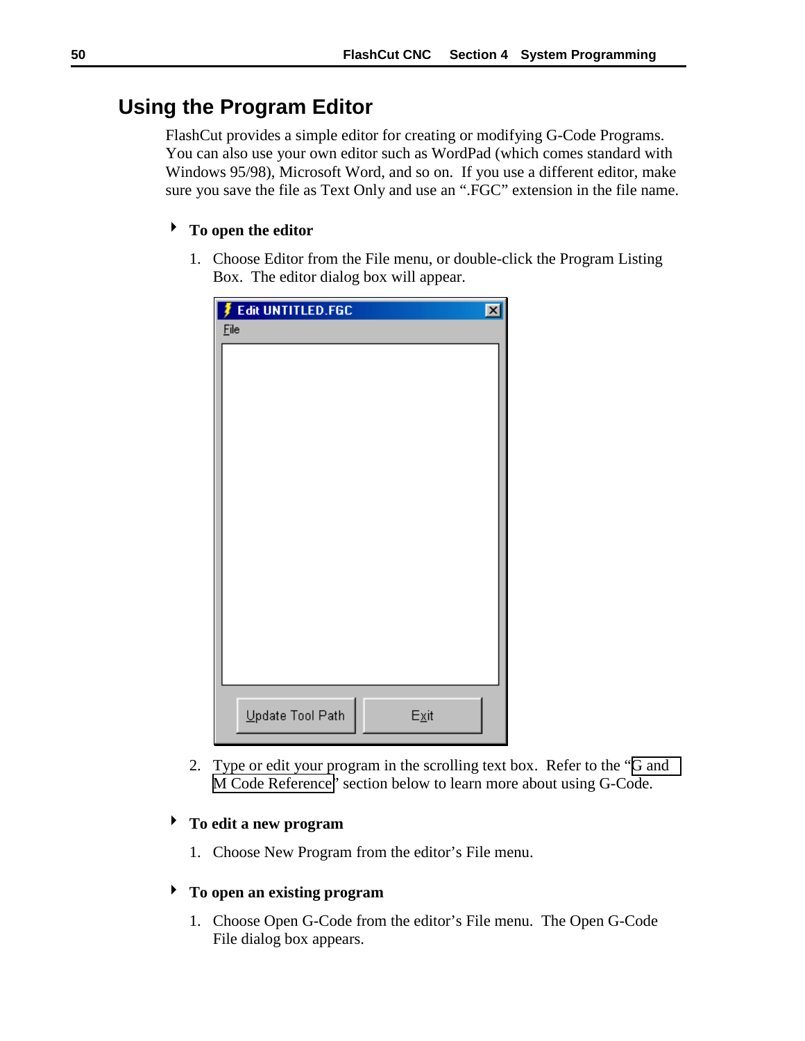## Using the Program Editor

FlashCut provides a simple editor for creating or modifying G-Code Programs. You can also use your own editor such as WordPad (which comes standard with Windows 95/98), Microsoft Word, and so on. If you use a different editor, make sure you save the file as Text Only and use an ".FGC" extension in the file name.

**To open the editor**

1. Choose Editor from the File menu, or double-click the Program Listing Box. The editor dialog box will appear.

2. Type or edit your program in the scrolling text box. Refer to the "G and M Code Reference" section below to learn more about using G-Code.

**To edit a new program**

1. Choose New Program from the editor's File menu.

**To open an existing program**

1. Choose Open G-Code from the editor's File menu. The Open G-Code File dialog box appears.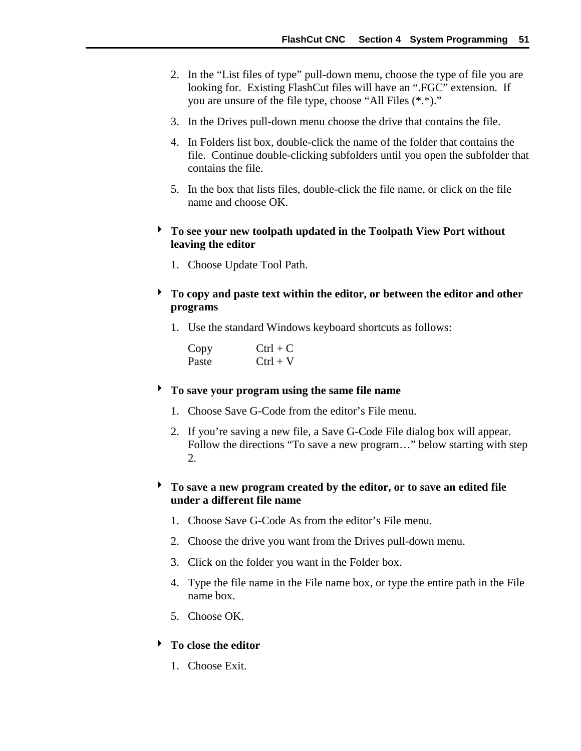2. In the "List files of type" pull-down menu, choose the type of file you are looking for. Existing FlashCut files will have an ".FGC" extension. If you are unsure of the file type, choose "All Files (*.*)."
3. In the Drives pull-down menu choose the drive that contains the file.
4. In Folders list box, double-click the name of the folder that contains the file. Continue double-clicking subfolders until you open the subfolder that contains the file.
5. In the box that lists files, double-click the file name, or click on the file name and choose OK.

**To see your new toolpath updated in the Toolpath View Port without leaving the editor**

1. Choose Update Tool Path.

**To copy and paste text within the editor, or between the editor and other programs**

1. Use the standard Windows keyboard shortcuts as follows:

   | | |
   |---|---|
   | Copy | Ctrl + C |
   | Paste | Ctrl + V |

**To save your program using the same file name**

1. Choose Save G-Code from the editor's File menu.
2. If you're saving a new file, a Save G-Code File dialog box will appear. Follow the directions "To save a new program…" below starting with step 2.

**To save a new program created by the editor, or to save an edited file under a different file name**

1. Choose Save G-Code As from the editor's File menu.
2. Choose the drive you want from the Drives pull-down menu.
3. Click on the folder you want in the Folder box.
4. Type the file name in the File name box, or type the entire path in the File name box.
5. Choose OK.

**To close the editor**

1. Choose Exit.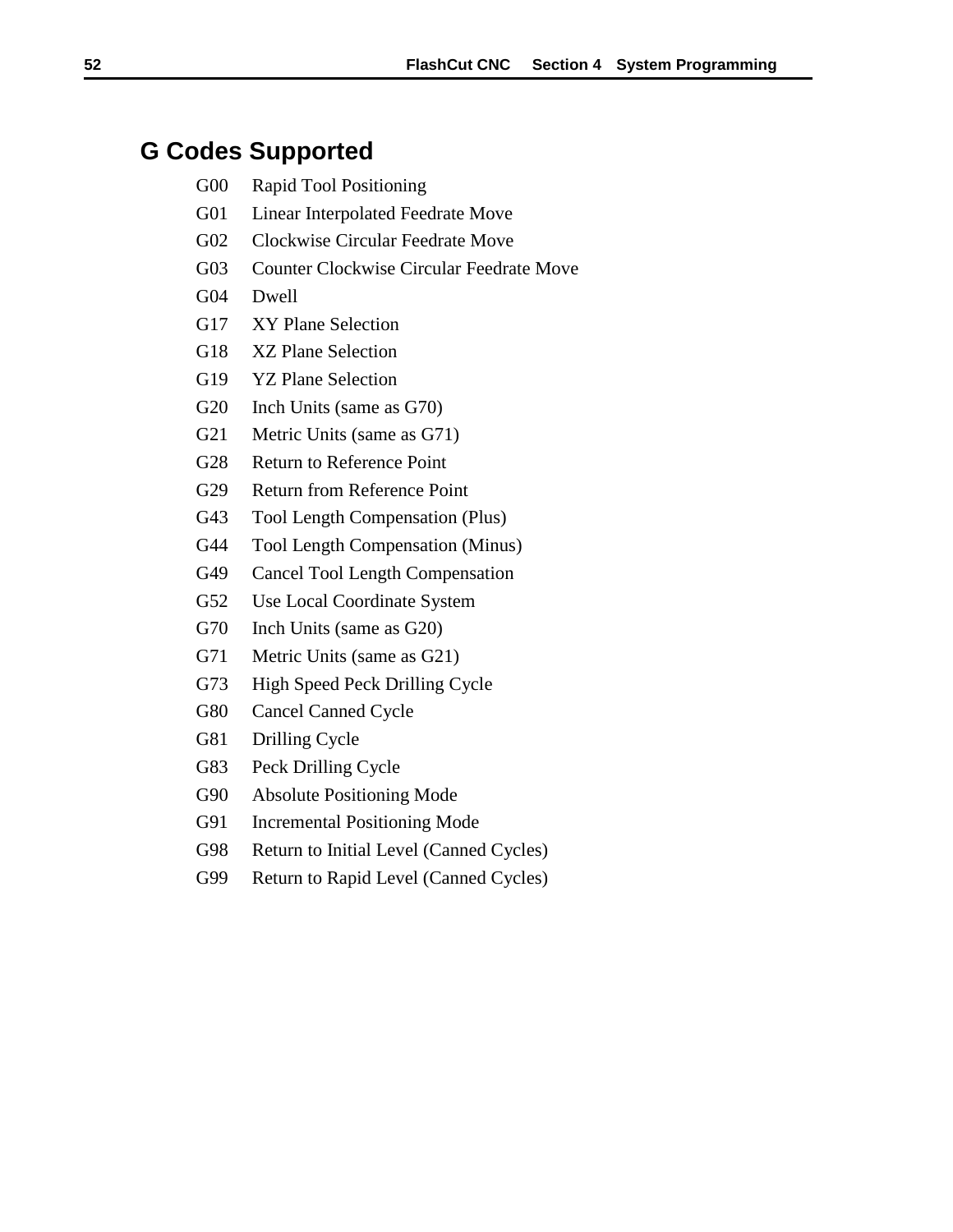## G Codes Supported

G00 Rapid Tool Positioning

G01 Linear Interpolated Feedrate Move

G02 Clockwise Circular Feedrate Move

G03 Counter Clockwise Circular Feedrate Move

G04 Dwell

G17 XY Plane Selection

G18 XZ Plane Selection

G19 YZ Plane Selection

G20 Inch Units (same as G70)

G21 Metric Units (same as G71)

G28 Return to Reference Point

G29 Return from Reference Point

G43 Tool Length Compensation (Plus)

G44 Tool Length Compensation (Minus)

G49 Cancel Tool Length Compensation

G52 Use Local Coordinate System

G70 Inch Units (same as G20)

G71 Metric Units (same as G21)

G73 High Speed Peck Drilling Cycle

G80 Cancel Canned Cycle

G81 Drilling Cycle

G83 Peck Drilling Cycle

G90 Absolute Positioning Mode

G91 Incremental Positioning Mode

G98 Return to Initial Level (Canned Cycles)

G99 Return to Rapid Level (Canned Cycles)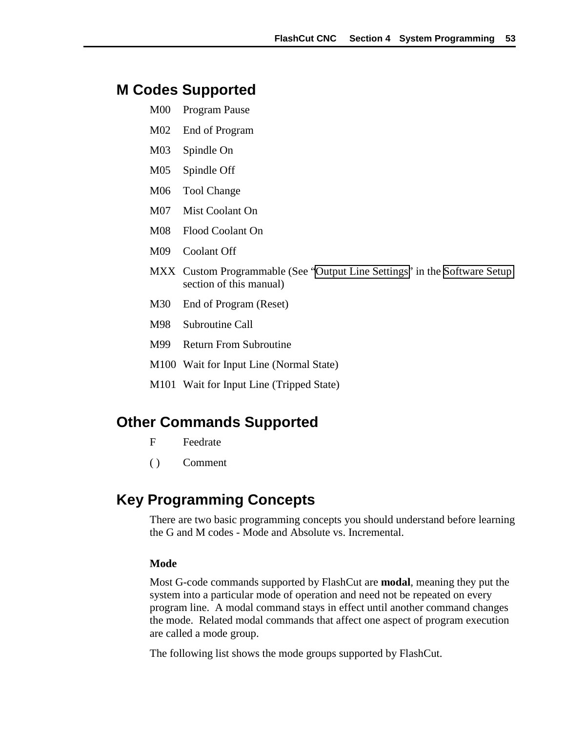## M Codes Supported

| | |
|---|---|
| M00 | Program Pause |
| M02 | End of Program |
| M03 | Spindle On |
| M05 | Spindle Off |
| M06 | Tool Change |
| M07 | Mist Coolant On |
| M08 | Flood Coolant On |
| M09 | Coolant Off |
| MXX | Custom Programmable (See "Output Line Settings" in the Software Setup section of this manual) |
| M30 | End of Program (Reset) |
| M98 | Subroutine Call |
| M99 | Return From Subroutine |
| M100 | Wait for Input Line (Normal State) |
| M101 | Wait for Input Line (Tripped State) |

## Other Commands Supported

| | |
|---|---|
| F | Feedrate |
| ( ) | Comment |

## Key Programming Concepts

There are two basic programming concepts you should understand before learning the G and M codes - Mode and Absolute vs. Incremental.

### Mode

Most G-code commands supported by FlashCut are **modal**, meaning they put the system into a particular mode of operation and need not be repeated on every program line. A modal command stays in effect until another command changes the mode. Related modal commands that affect one aspect of program execution are called a mode group.

The following list shows the mode groups supported by FlashCut.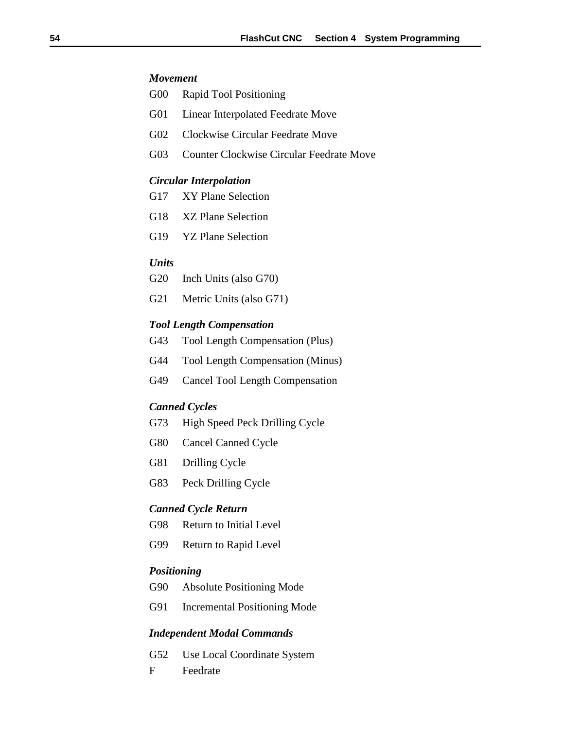***Movement***

G00 Rapid Tool Positioning

G01 Linear Interpolated Feedrate Move

G02 Clockwise Circular Feedrate Move

G03 Counter Clockwise Circular Feedrate Move

***Circular Interpolation***

G17 XY Plane Selection

G18 XZ Plane Selection

G19 YZ Plane Selection

***Units***

G20 Inch Units (also G70)

G21 Metric Units (also G71)

***Tool Length Compensation***

G43 Tool Length Compensation (Plus)

G44 Tool Length Compensation (Minus)

G49 Cancel Tool Length Compensation

***Canned Cycles***

G73 High Speed Peck Drilling Cycle

G80 Cancel Canned Cycle

G81 Drilling Cycle

G83 Peck Drilling Cycle

***Canned Cycle Return***

G98 Return to Initial Level

G99 Return to Rapid Level

***Positioning***

G90 Absolute Positioning Mode

G91 Incremental Positioning Mode

***Independent Modal Commands***

G52 Use Local Coordinate System

F Feedrate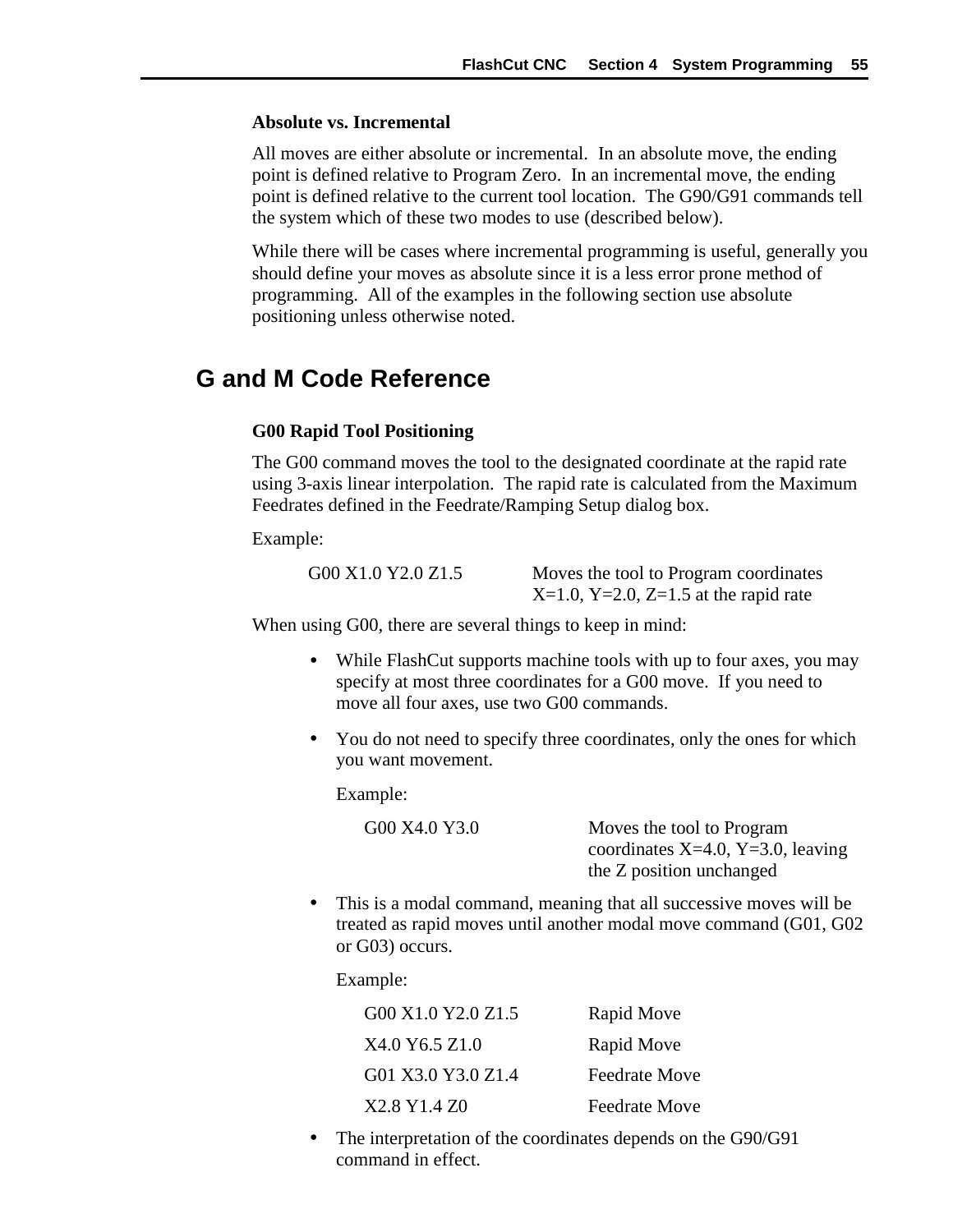**Absolute vs. Incremental**

All moves are either absolute or incremental. In an absolute move, the ending point is defined relative to Program Zero. In an incremental move, the ending point is defined relative to the current tool location. The G90/G91 commands tell the system which of these two modes to use (described below).

While there will be cases where incremental programming is useful, generally you should define your moves as absolute since it is a less error prone method of programming. All of the examples in the following section use absolute positioning unless otherwise noted.

## G and M Code Reference

**G00 Rapid Tool Positioning**

The G00 command moves the tool to the designated coordinate at the rapid rate using 3-axis linear interpolation. The rapid rate is calculated from the Maximum Feedrates defined in the Feedrate/Ramping Setup dialog box.

Example:

| | |
|---|---|
| G00 X1.0 Y2.0 Z1.5 | Moves the tool to Program coordinates X=1.0, Y=2.0, Z=1.5 at the rapid rate |

When using G00, there are several things to keep in mind:

- While FlashCut supports machine tools with up to four axes, you may specify at most three coordinates for a G00 move. If you need to move all four axes, use two G00 commands.
- You do not need to specify three coordinates, only the ones for which you want movement.

  Example:

  | | |
  |---|---|
  | G00 X4.0 Y3.0 | Moves the tool to Program coordinates X=4.0, Y=3.0, leaving the Z position unchanged |

- This is a modal command, meaning that all successive moves will be treated as rapid moves until another modal move command (G01, G02 or G03) occurs.

  Example:

  | | |
  |---|---|
  | G00 X1.0 Y2.0 Z1.5 | Rapid Move |
  | X4.0 Y6.5 Z1.0 | Rapid Move |
  | G01 X3.0 Y3.0 Z1.4 | Feedrate Move |
  | X2.8 Y1.4 Z0 | Feedrate Move |

- The interpretation of the coordinates depends on the G90/G91 command in effect.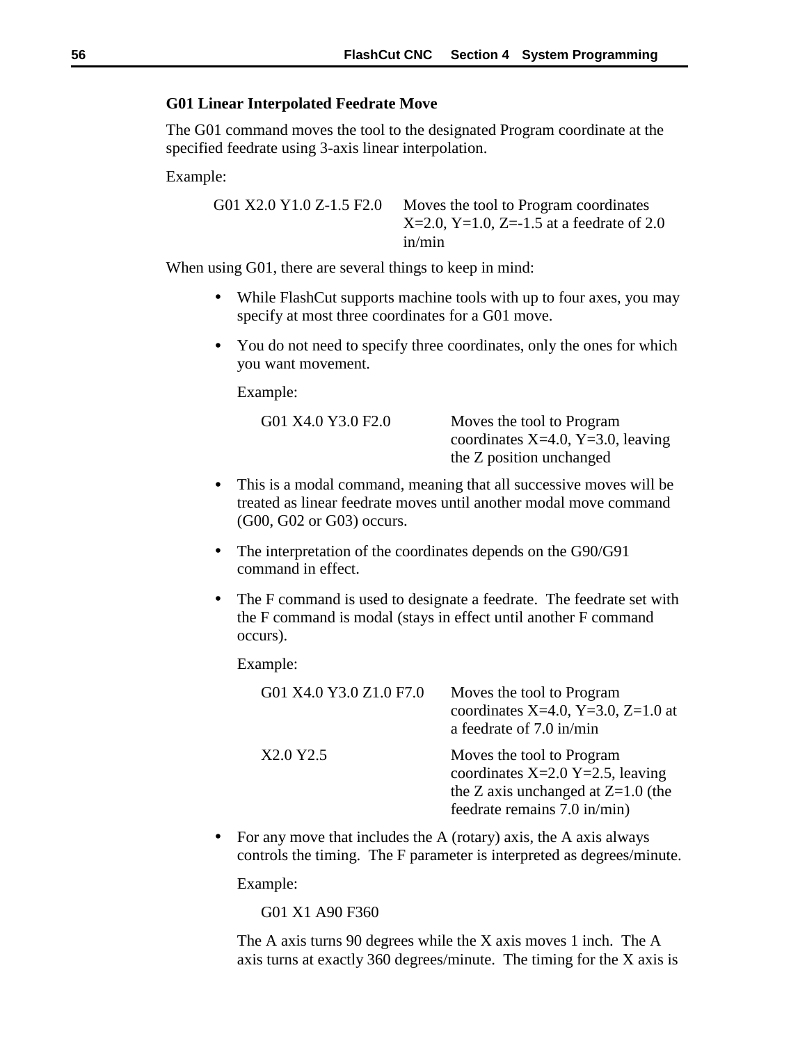### G01 Linear Interpolated Feedrate Move

The G01 command moves the tool to the designated Program coordinate at the specified feedrate using 3-axis linear interpolation.

Example:

| | |
|---|---|
| G01 X2.0 Y1.0 Z-1.5 F2.0 | Moves the tool to Program coordinates X=2.0, Y=1.0, Z=-1.5 at a feedrate of 2.0 in/min |

When using G01, there are several things to keep in mind:

- While FlashCut supports machine tools with up to four axes, you may specify at most three coordinates for a G01 move.
- You do not need to specify three coordinates, only the ones for which you want movement.

  Example:

  | | |
  |---|---|
  | G01 X4.0 Y3.0 F2.0 | Moves the tool to Program coordinates X=4.0, Y=3.0, leaving the Z position unchanged |

- This is a modal command, meaning that all successive moves will be treated as linear feedrate moves until another modal move command (G00, G02 or G03) occurs.
- The interpretation of the coordinates depends on the G90/G91 command in effect.
- The F command is used to designate a feedrate. The feedrate set with the F command is modal (stays in effect until another F command occurs).

  Example:

  | | |
  |---|---|
  | G01 X4.0 Y3.0 Z1.0 F7.0 | Moves the tool to Program coordinates X=4.0, Y=3.0, Z=1.0 at a feedrate of 7.0 in/min |
  | X2.0 Y2.5 | Moves the tool to Program coordinates X=2.0 Y=2.5, leaving the Z axis unchanged at Z=1.0 (the feedrate remains 7.0 in/min) |

- For any move that includes the A (rotary) axis, the A axis always controls the timing. The F parameter is interpreted as degrees/minute.

  Example:

  G01 X1 A90 F360

  The A axis turns 90 degrees while the X axis moves 1 inch. The A axis turns at exactly 360 degrees/minute. The timing for the X axis is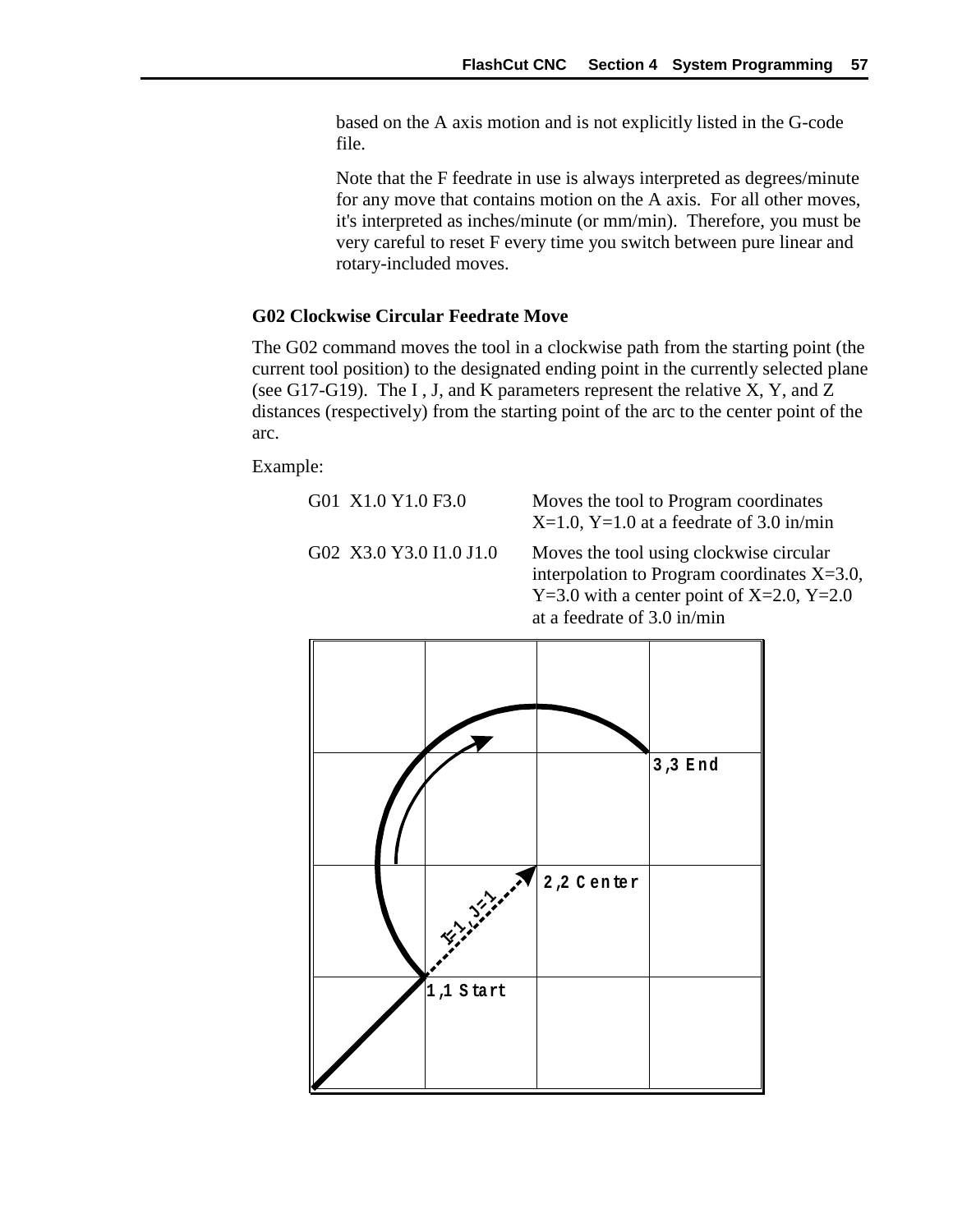based on the A axis motion and is not explicitly listed in the G-code file.

Note that the F feedrate in use is always interpreted as degrees/minute for any move that contains motion on the A axis. For all other moves, it's interpreted as inches/minute (or mm/min). Therefore, you must be very careful to reset F every time you switch between pure linear and rotary-included moves.

### G02 Clockwise Circular Feedrate Move

The G02 command moves the tool in a clockwise path from the starting point (the current tool position) to the designated ending point in the currently selected plane (see G17-G19). The I , J, and K parameters represent the relative X, Y, and Z distances (respectively) from the starting point of the arc to the center point of the arc.

Example:

| | |
|---|---|
| G01 X1.0 Y1.0 F3.0 | Moves the tool to Program coordinates X=1.0, Y=1.0 at a feedrate of 3.0 in/min |
| G02 X3.0 Y3.0 I1.0 J1.0 | Moves the tool using clockwise circular interpolation to Program coordinates X=3.0, Y=3.0 with a center point of X=2.0, Y=2.0 at a feedrate of 3.0 in/min |

3,3 End

2,2 Center

I=1, J=1

1,1 Start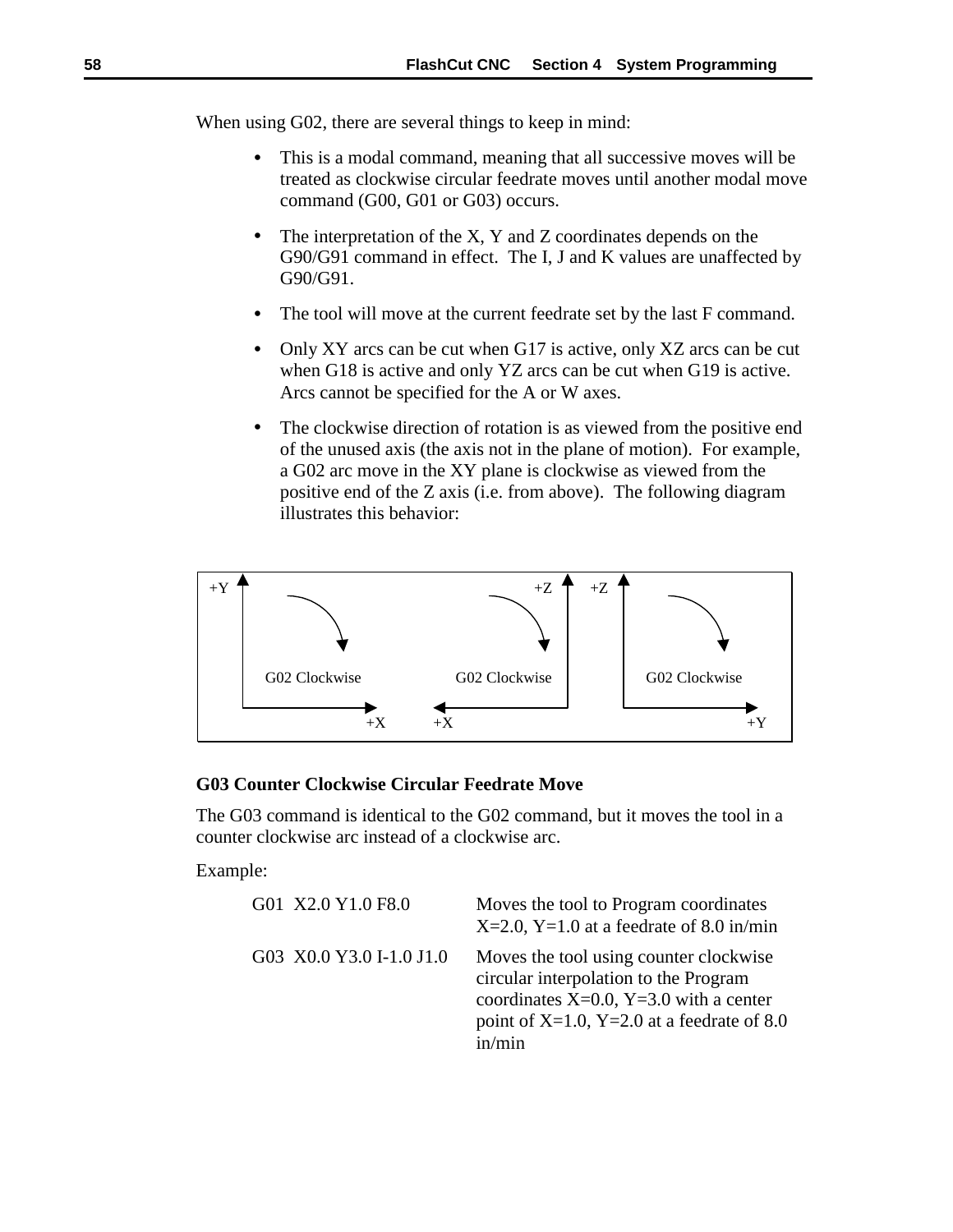When using G02, there are several things to keep in mind:

- This is a modal command, meaning that all successive moves will be treated as clockwise circular feedrate moves until another modal move command (G00, G01 or G03) occurs.
- The interpretation of the X, Y and Z coordinates depends on the G90/G91 command in effect. The I, J and K values are unaffected by G90/G91.
- The tool will move at the current feedrate set by the last F command.
- Only XY arcs can be cut when G17 is active, only XZ arcs can be cut when G18 is active and only YZ arcs can be cut when G19 is active. Arcs cannot be specified for the A or W axes.
- The clockwise direction of rotation is as viewed from the positive end of the unused axis (the axis not in the plane of motion). For example, a G02 arc move in the XY plane is clockwise as viewed from the positive end of the Z axis (i.e. from above). The following diagram illustrates this behavior:

+Y G02 Clockwise +X | +Z G02 Clockwise +X | +Z G02 Clockwise +Y

### G03 Counter Clockwise Circular Feedrate Move

The G03 command is identical to the G02 command, but it moves the tool in a counter clockwise arc instead of a clockwise arc.

Example:

| | |
|---|---|
| G01 X2.0 Y1.0 F8.0 | Moves the tool to Program coordinates X=2.0, Y=1.0 at a feedrate of 8.0 in/min |
| G03 X0.0 Y3.0 I-1.0 J1.0 | Moves the tool using counter clockwise circular interpolation to the Program coordinates X=0.0, Y=3.0 with a center point of X=1.0, Y=2.0 at a feedrate of 8.0 in/min |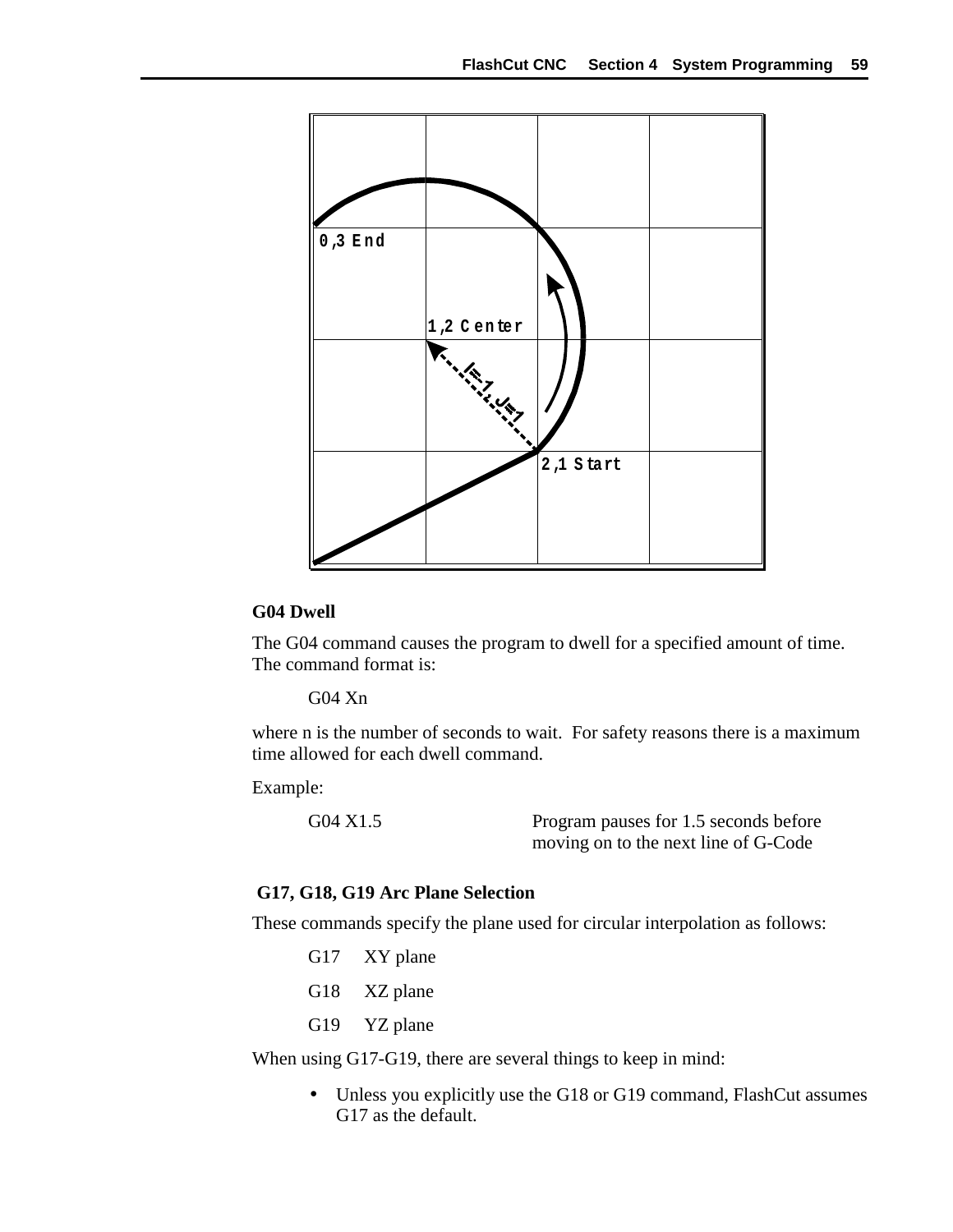### G04 Dwell

The G04 command causes the program to dwell for a specified amount of time. The command format is:

```
G04 Xn
```

where n is the number of seconds to wait. For safety reasons there is a maximum time allowed for each dwell command.

Example:

| | |
|---|---|
| G04 X1.5 | Program pauses for 1.5 seconds before moving on to the next line of G-Code |

### G17, G18, G19 Arc Plane Selection

These commands specify the plane used for circular interpolation as follows:

- G17 XY plane
- G18 XZ plane
- G19 YZ plane

When using G17-G19, there are several things to keep in mind:

- Unless you explicitly use the G18 or G19 command, FlashCut assumes G17 as the default.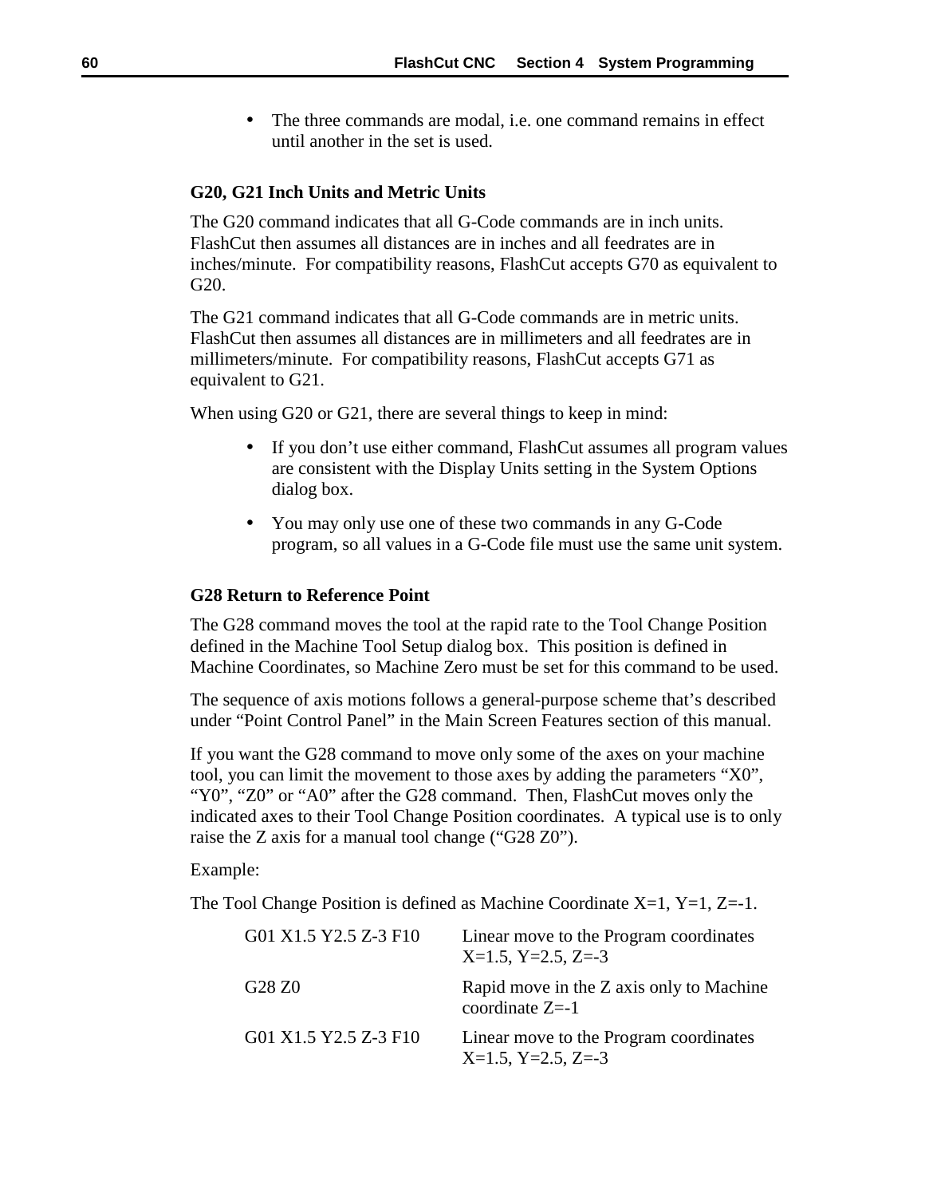- The three commands are modal, i.e. one command remains in effect until another in the set is used.

### G20, G21 Inch Units and Metric Units

The G20 command indicates that all G-Code commands are in inch units. FlashCut then assumes all distances are in inches and all feedrates are in inches/minute. For compatibility reasons, FlashCut accepts G70 as equivalent to G20.

The G21 command indicates that all G-Code commands are in metric units. FlashCut then assumes all distances are in millimeters and all feedrates are in millimeters/minute. For compatibility reasons, FlashCut accepts G71 as equivalent to G21.

When using G20 or G21, there are several things to keep in mind:

- If you don't use either command, FlashCut assumes all program values are consistent with the Display Units setting in the System Options dialog box.
- You may only use one of these two commands in any G-Code program, so all values in a G-Code file must use the same unit system.

### G28 Return to Reference Point

The G28 command moves the tool at the rapid rate to the Tool Change Position defined in the Machine Tool Setup dialog box. This position is defined in Machine Coordinates, so Machine Zero must be set for this command to be used.

The sequence of axis motions follows a general-purpose scheme that's described under "Point Control Panel" in the Main Screen Features section of this manual.

If you want the G28 command to move only some of the axes on your machine tool, you can limit the movement to those axes by adding the parameters "X0", "Y0", "Z0" or "A0" after the G28 command. Then, FlashCut moves only the indicated axes to their Tool Change Position coordinates. A typical use is to only raise the Z axis for a manual tool change ("G28 Z0").

Example:

The Tool Change Position is defined as Machine Coordinate X=1, Y=1, Z=-1.

| | |
|---|---|
| G01 X1.5 Y2.5 Z-3 F10 | Linear move to the Program coordinates X=1.5, Y=2.5, Z=-3 |
| G28 Z0 | Rapid move in the Z axis only to Machine coordinate Z=-1 |
| G01 X1.5 Y2.5 Z-3 F10 | Linear move to the Program coordinates X=1.5, Y=2.5, Z=-3 |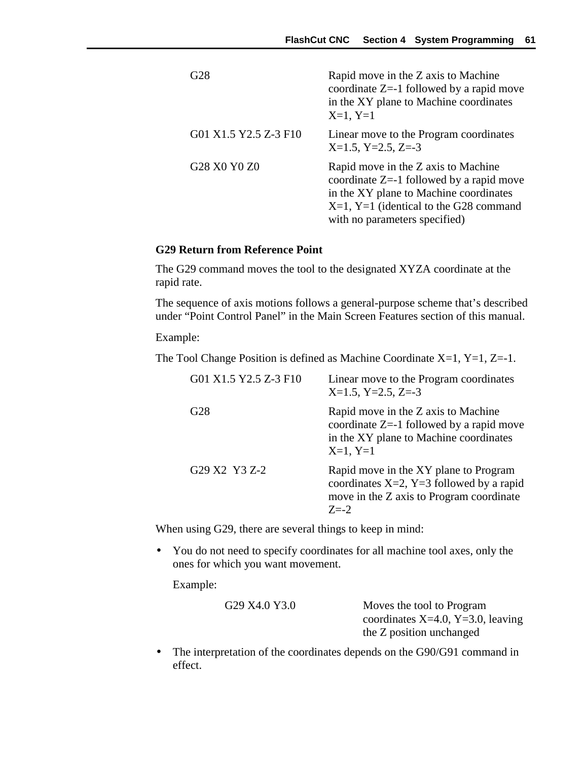| | |
|---|---|
| G28 | Rapid move in the Z axis to Machine coordinate Z=-1 followed by a rapid move in the XY plane to Machine coordinates X=1, Y=1 |
| G01 X1.5 Y2.5 Z-3 F10 | Linear move to the Program coordinates X=1.5, Y=2.5, Z=-3 |
| G28 X0 Y0 Z0 | Rapid move in the Z axis to Machine coordinate Z=-1 followed by a rapid move in the XY plane to Machine coordinates X=1, Y=1 (identical to the G28 command with no parameters specified) |

**G29 Return from Reference Point**

The G29 command moves the tool to the designated XYZA coordinate at the rapid rate.

The sequence of axis motions follows a general-purpose scheme that's described under "Point Control Panel" in the Main Screen Features section of this manual.

Example:

The Tool Change Position is defined as Machine Coordinate X=1, Y=1, Z=-1.

| | |
|---|---|
| G01 X1.5 Y2.5 Z-3 F10 | Linear move to the Program coordinates X=1.5, Y=2.5, Z=-3 |
| G28 | Rapid move in the Z axis to Machine coordinate Z=-1 followed by a rapid move in the XY plane to Machine coordinates X=1, Y=1 |
| G29 X2 Y3 Z-2 | Rapid move in the XY plane to Program coordinates X=2, Y=3 followed by a rapid move in the Z axis to Program coordinate Z=-2 |

When using G29, there are several things to keep in mind:

- You do not need to specify coordinates for all machine tool axes, only the ones for which you want movement.

  Example:

  | | |
  |---|---|
  | G29 X4.0 Y3.0 | Moves the tool to Program coordinates X=4.0, Y=3.0, leaving the Z position unchanged |

- The interpretation of the coordinates depends on the G90/G91 command in effect.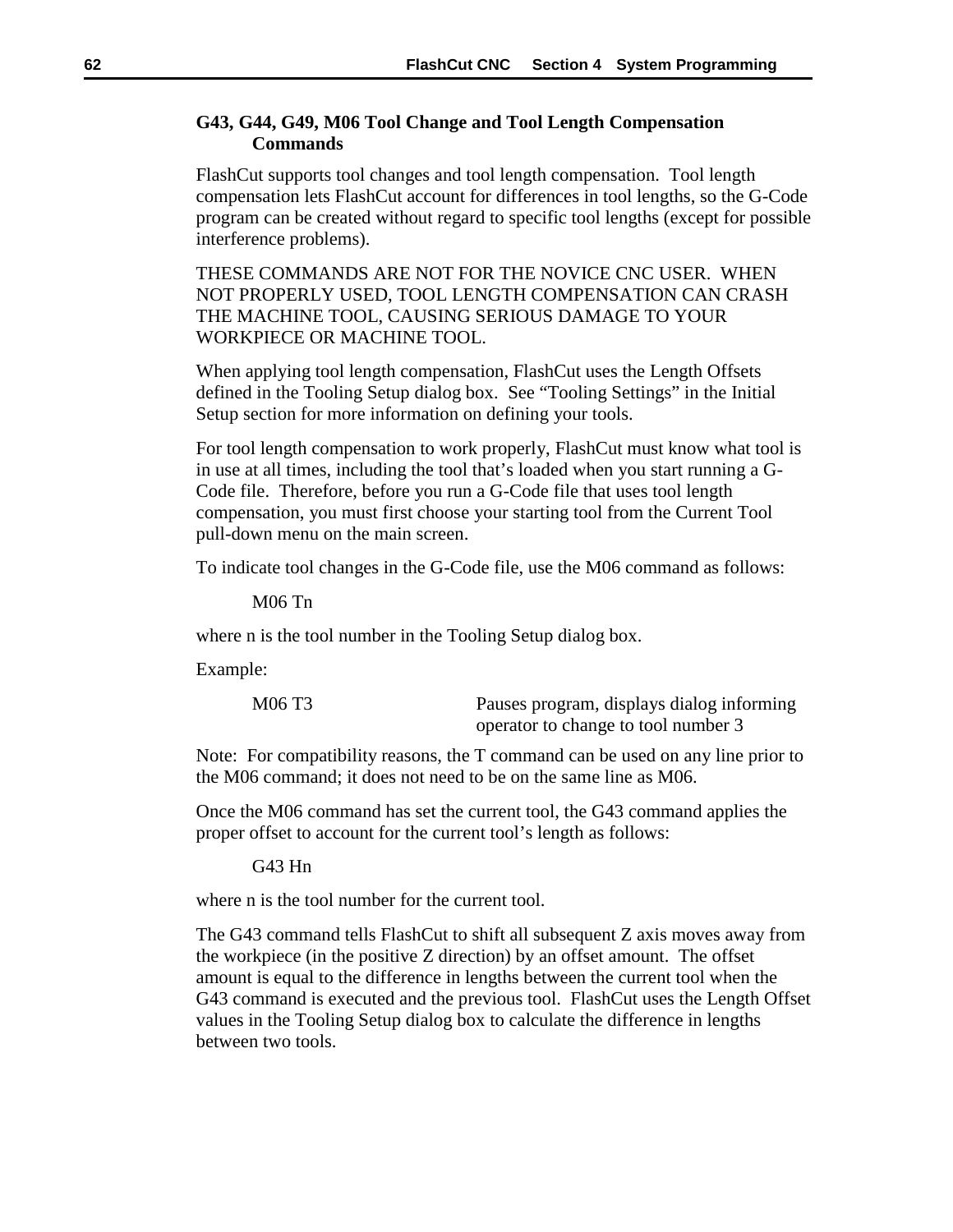### G43, G44, G49, M06 Tool Change and Tool Length Compensation Commands

FlashCut supports tool changes and tool length compensation. Tool length compensation lets FlashCut account for differences in tool lengths, so the G-Code program can be created without regard to specific tool lengths (except for possible interference problems).

THESE COMMANDS ARE NOT FOR THE NOVICE CNC USER. WHEN NOT PROPERLY USED, TOOL LENGTH COMPENSATION CAN CRASH THE MACHINE TOOL, CAUSING SERIOUS DAMAGE TO YOUR WORKPIECE OR MACHINE TOOL.

When applying tool length compensation, FlashCut uses the Length Offsets defined in the Tooling Setup dialog box. See "Tooling Settings" in the Initial Setup section for more information on defining your tools.

For tool length compensation to work properly, FlashCut must know what tool is in use at all times, including the tool that's loaded when you start running a G-Code file. Therefore, before you run a G-Code file that uses tool length compensation, you must first choose your starting tool from the Current Tool pull-down menu on the main screen.

To indicate tool changes in the G-Code file, use the M06 command as follows:

```
M06 Tn
```

where n is the tool number in the Tooling Setup dialog box.

Example:

| | |
|---|---|
| M06 T3 | Pauses program, displays dialog informing operator to change to tool number 3 |

Note: For compatibility reasons, the T command can be used on any line prior to the M06 command; it does not need to be on the same line as M06.

Once the M06 command has set the current tool, the G43 command applies the proper offset to account for the current tool's length as follows:

```
G43 Hn
```

where n is the tool number for the current tool.

The G43 command tells FlashCut to shift all subsequent Z axis moves away from the workpiece (in the positive Z direction) by an offset amount. The offset amount is equal to the difference in lengths between the current tool when the G43 command is executed and the previous tool. FlashCut uses the Length Offset values in the Tooling Setup dialog box to calculate the difference in lengths between two tools.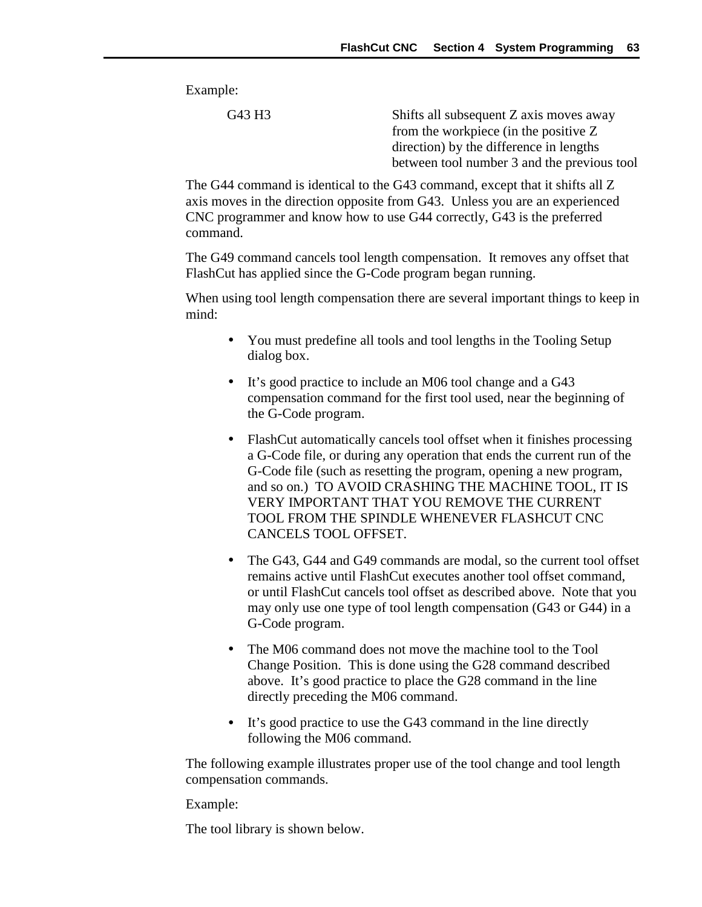Example:

| | |
|---|---|
| G43 H3 | Shifts all subsequent Z axis moves away from the workpiece (in the positive Z direction) by the difference in lengths between tool number 3 and the previous tool |

The G44 command is identical to the G43 command, except that it shifts all Z axis moves in the direction opposite from G43. Unless you are an experienced CNC programmer and know how to use G44 correctly, G43 is the preferred command.

The G49 command cancels tool length compensation. It removes any offset that FlashCut has applied since the G-Code program began running.

When using tool length compensation there are several important things to keep in mind:

- You must predefine all tools and tool lengths in the Tooling Setup dialog box.
- It's good practice to include an M06 tool change and a G43 compensation command for the first tool used, near the beginning of the G-Code program.
- FlashCut automatically cancels tool offset when it finishes processing a G-Code file, or during any operation that ends the current run of the G-Code file (such as resetting the program, opening a new program, and so on.) TO AVOID CRASHING THE MACHINE TOOL, IT IS VERY IMPORTANT THAT YOU REMOVE THE CURRENT TOOL FROM THE SPINDLE WHENEVER FLASHCUT CNC CANCELS TOOL OFFSET.
- The G43, G44 and G49 commands are modal, so the current tool offset remains active until FlashCut executes another tool offset command, or until FlashCut cancels tool offset as described above. Note that you may only use one type of tool length compensation (G43 or G44) in a G-Code program.
- The M06 command does not move the machine tool to the Tool Change Position. This is done using the G28 command described above. It's good practice to place the G28 command in the line directly preceding the M06 command.
- It's good practice to use the G43 command in the line directly following the M06 command.

The following example illustrates proper use of the tool change and tool length compensation commands.

Example:

The tool library is shown below.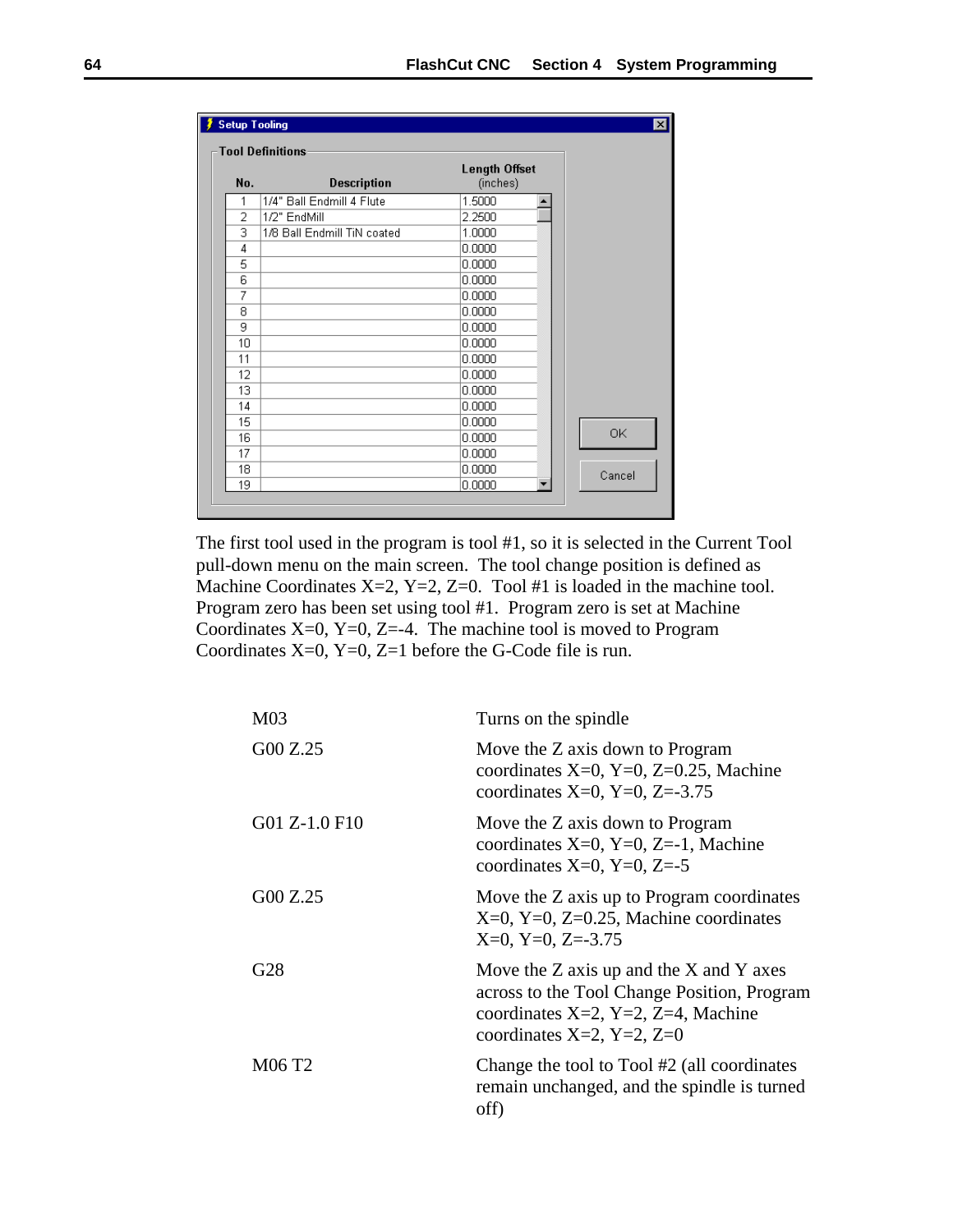**Setup Tooling**

**Tool Definitions**

| No. | Description | Length Offset (inches) |
|---|---|---|
| 1 | 1/4" Ball Endmill 4 Flute | 1.5000 |
| 2 | 1/2" EndMill | 2.2500 |
| 3 | 1/8 Ball Endmill TiN coated | 1.0000 |
| 4 | | 0.0000 |
| 5 | | 0.0000 |
| 6 | | 0.0000 |
| 7 | | 0.0000 |
| 8 | | 0.0000 |
| 9 | | 0.0000 |
| 10 | | 0.0000 |
| 11 | | 0.0000 |
| 12 | | 0.0000 |
| 13 | | 0.0000 |
| 14 | | 0.0000 |
| 15 | | 0.0000 |
| 16 | | 0.0000 |
| 17 | | 0.0000 |
| 18 | | 0.0000 |
| 19 | | 0.0000 |

OK    Cancel

The first tool used in the program is tool #1, so it is selected in the Current Tool pull-down menu on the main screen. The tool change position is defined as Machine Coordinates X=2, Y=2, Z=0. Tool #1 is loaded in the machine tool. Program zero has been set using tool #1. Program zero is set at Machine Coordinates X=0, Y=0, Z=-4. The machine tool is moved to Program Coordinates X=0, Y=0, Z=1 before the G-Code file is run.

| | |
|---|---|
| M03 | Turns on the spindle |
| G00 Z.25 | Move the Z axis down to Program coordinates X=0, Y=0, Z=0.25, Machine coordinates X=0, Y=0, Z=-3.75 |
| G01 Z-1.0 F10 | Move the Z axis down to Program coordinates X=0, Y=0, Z=-1, Machine coordinates X=0, Y=0, Z=-5 |
| G00 Z.25 | Move the Z axis up to Program coordinates X=0, Y=0, Z=0.25, Machine coordinates X=0, Y=0, Z=-3.75 |
| G28 | Move the Z axis up and the X and Y axes across to the Tool Change Position, Program coordinates X=2, Y=2, Z=4, Machine coordinates X=2, Y=2, Z=0 |
| M06 T2 | Change the tool to Tool #2 (all coordinates remain unchanged, and the spindle is turned off) |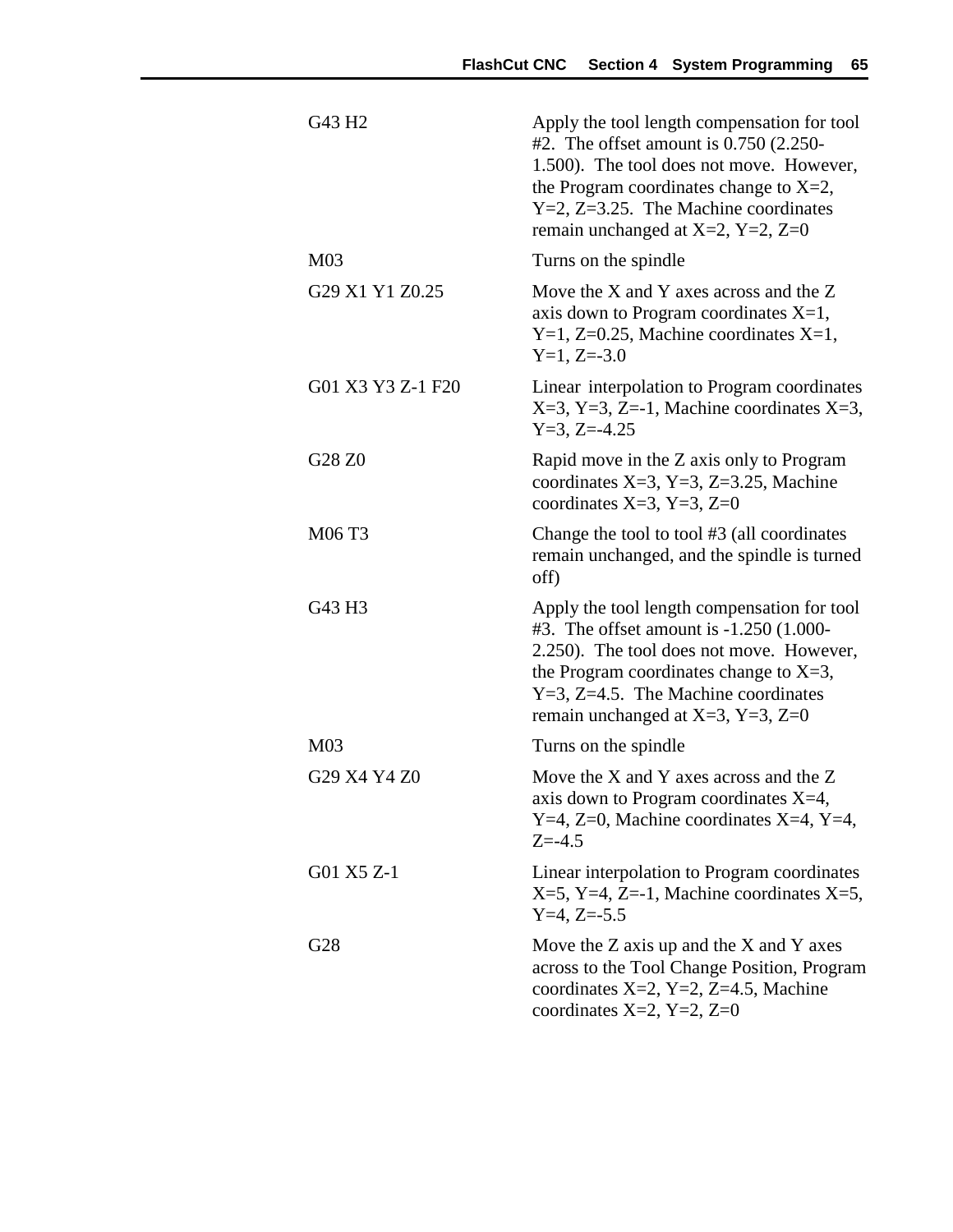| | |
|---|---|
| G43 H2 | Apply the tool length compensation for tool #2. The offset amount is 0.750 (2.250-1.500). The tool does not move. However, the Program coordinates change to X=2, Y=2, Z=3.25. The Machine coordinates remain unchanged at X=2, Y=2, Z=0 |
| M03 | Turns on the spindle |
| G29 X1 Y1 Z0.25 | Move the X and Y axes across and the Z axis down to Program coordinates X=1, Y=1, Z=0.25, Machine coordinates X=1, Y=1, Z=-3.0 |
| G01 X3 Y3 Z-1 F20 | Linear interpolation to Program coordinates X=3, Y=3, Z=-1, Machine coordinates X=3, Y=3, Z=-4.25 |
| G28 Z0 | Rapid move in the Z axis only to Program coordinates X=3, Y=3, Z=3.25, Machine coordinates X=3, Y=3, Z=0 |
| M06 T3 | Change the tool to tool #3 (all coordinates remain unchanged, and the spindle is turned off) |
| G43 H3 | Apply the tool length compensation for tool #3. The offset amount is -1.250 (1.000-2.250). The tool does not move. However, the Program coordinates change to X=3, Y=3, Z=4.5. The Machine coordinates remain unchanged at X=3, Y=3, Z=0 |
| M03 | Turns on the spindle |
| G29 X4 Y4 Z0 | Move the X and Y axes across and the Z axis down to Program coordinates X=4, Y=4, Z=0, Machine coordinates X=4, Y=4, Z=-4.5 |
| G01 X5 Z-1 | Linear interpolation to Program coordinates X=5, Y=4, Z=-1, Machine coordinates X=5, Y=4, Z=-5.5 |
| G28 | Move the Z axis up and the X and Y axes across to the Tool Change Position, Program coordinates X=2, Y=2, Z=4.5, Machine coordinates X=2, Y=2, Z=0 |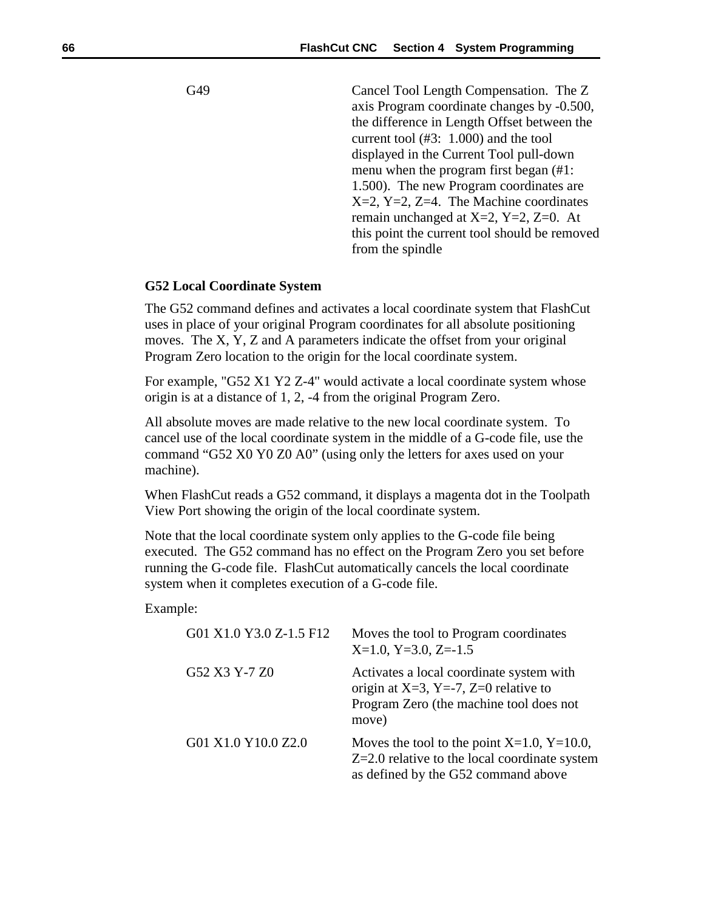| | |
|---|---|
| G49 | Cancel Tool Length Compensation. The Z axis Program coordinate changes by -0.500, the difference in Length Offset between the current tool (#3: 1.000) and the tool displayed in the Current Tool pull-down menu when the program first began (#1: 1.500). The new Program coordinates are X=2, Y=2, Z=4. The Machine coordinates remain unchanged at X=2, Y=2, Z=0. At this point the current tool should be removed from the spindle |

### G52 Local Coordinate System

The G52 command defines and activates a local coordinate system that FlashCut uses in place of your original Program coordinates for all absolute positioning moves. The X, Y, Z and A parameters indicate the offset from your original Program Zero location to the origin for the local coordinate system.

For example, "G52 X1 Y2 Z-4" would activate a local coordinate system whose origin is at a distance of 1, 2, -4 from the original Program Zero.

All absolute moves are made relative to the new local coordinate system. To cancel use of the local coordinate system in the middle of a G-code file, use the command "G52 X0 Y0 Z0 A0" (using only the letters for axes used on your machine).

When FlashCut reads a G52 command, it displays a magenta dot in the Toolpath View Port showing the origin of the local coordinate system.

Note that the local coordinate system only applies to the G-code file being executed. The G52 command has no effect on the Program Zero you set before running the G-code file. FlashCut automatically cancels the local coordinate system when it completes execution of a G-code file.

Example:

| | |
|---|---|
| G01 X1.0 Y3.0 Z-1.5 F12 | Moves the tool to Program coordinates X=1.0, Y=3.0, Z=-1.5 |
| G52 X3 Y-7 Z0 | Activates a local coordinate system with origin at X=3, Y=-7, Z=0 relative to Program Zero (the machine tool does not move) |
| G01 X1.0 Y10.0 Z2.0 | Moves the tool to the point X=1.0, Y=10.0, Z=2.0 relative to the local coordinate system as defined by the G52 command above |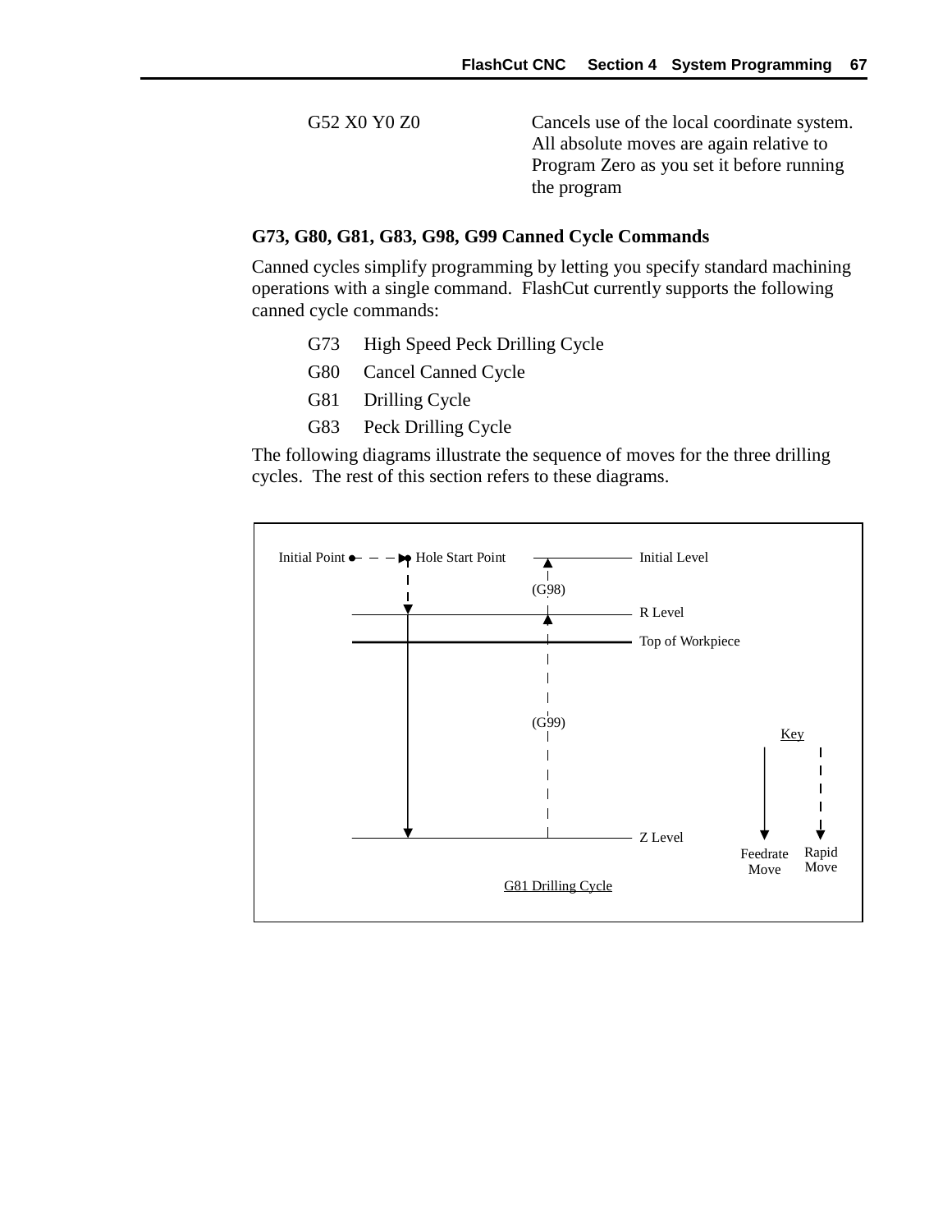| | |
|---|---|
| G52 X0 Y0 Z0 | Cancels use of the local coordinate system. All absolute moves are again relative to Program Zero as you set it before running the program |

**G73, G80, G81, G83, G98, G99 Canned Cycle Commands**

Canned cycles simplify programming by letting you specify standard machining operations with a single command.  FlashCut currently supports the following canned cycle commands:

| | |
|---|---|
| G73 | High Speed Peck Drilling Cycle |
| G80 | Cancel Canned Cycle |
| G81 | Drilling Cycle |
| G83 | Peck Drilling Cycle |

The following diagrams illustrate the sequence of moves for the three drilling cycles.  The rest of this section refers to these diagrams.

Initial Point — Hole Start Point — Initial Level — (G98) — R Level — Top of Workpiece — (G99) — Z Level

Key: Feedrate Move, Rapid Move

G81 Drilling Cycle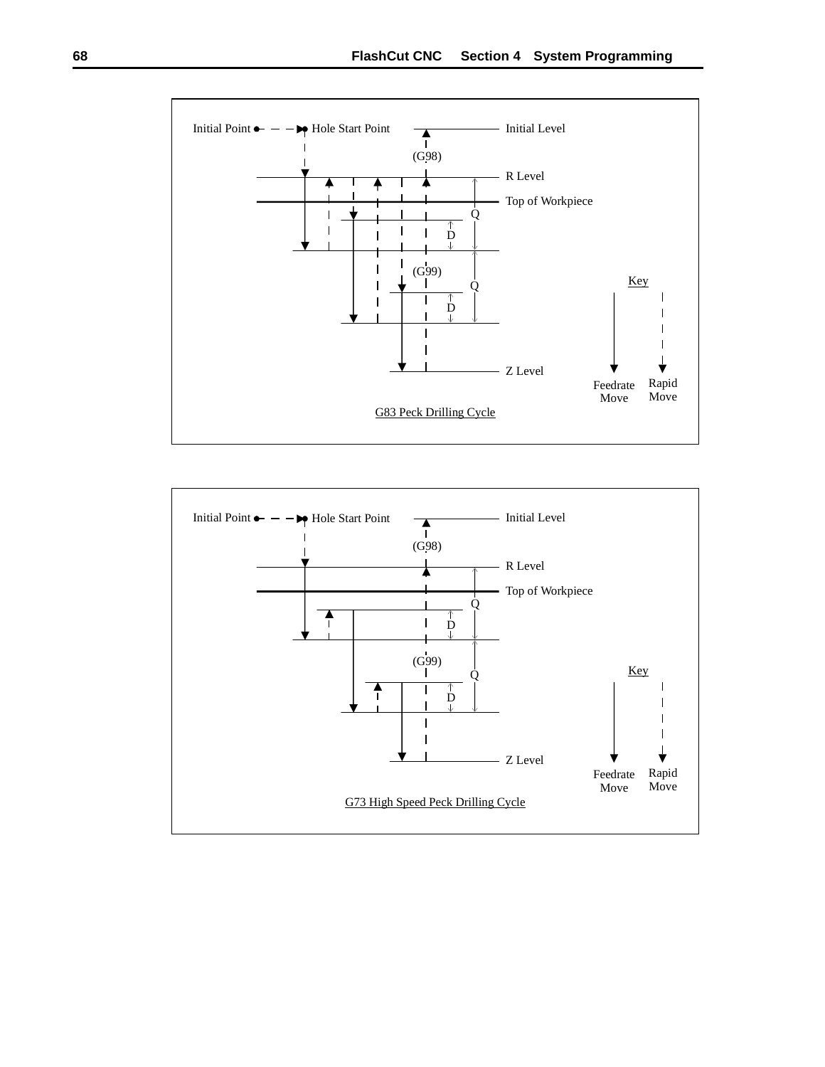Initial Point → Hole Start Point

Initial Level

(G98)

R Level

Top of Workpiece

Q

D

(G99)

Q

D

Z Level

Key

Feedrate Move

Rapid Move

G83 Peck Drilling Cycle

Initial Point → Hole Start Point

Initial Level

(G98)

R Level

Top of Workpiece

Q

D

(G99)

Q

D

Z Level

Key

Feedrate Move

Rapid Move

G73 High Speed Peck Drilling Cycle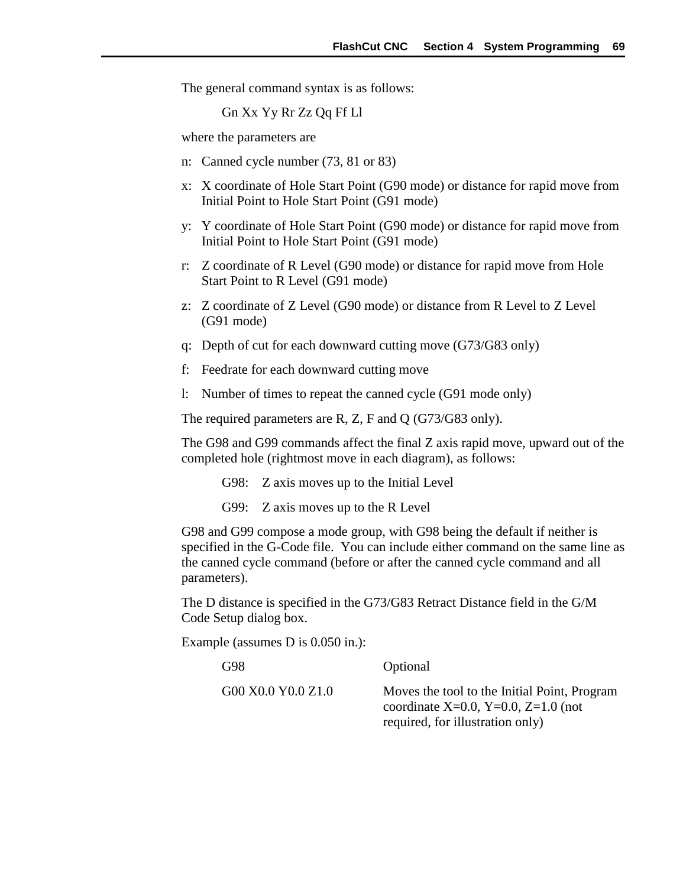The general command syntax is as follows:

```
Gn Xx Yy Rr Zz Qq Ff Ll
```

where the parameters are

- n: Canned cycle number (73, 81 or 83)
- x: X coordinate of Hole Start Point (G90 mode) or distance for rapid move from Initial Point to Hole Start Point (G91 mode)
- y: Y coordinate of Hole Start Point (G90 mode) or distance for rapid move from Initial Point to Hole Start Point (G91 mode)
- r: Z coordinate of R Level (G90 mode) or distance for rapid move from Hole Start Point to R Level (G91 mode)
- z: Z coordinate of Z Level (G90 mode) or distance from R Level to Z Level (G91 mode)
- q: Depth of cut for each downward cutting move (G73/G83 only)
- f: Feedrate for each downward cutting move
- l: Number of times to repeat the canned cycle (G91 mode only)

The required parameters are R, Z, F and Q (G73/G83 only).

The G98 and G99 commands affect the final Z axis rapid move, upward out of the completed hole (rightmost move in each diagram), as follows:

- G98: Z axis moves up to the Initial Level
- G99: Z axis moves up to the R Level

G98 and G99 compose a mode group, with G98 being the default if neither is specified in the G-Code file. You can include either command on the same line as the canned cycle command (before or after the canned cycle command and all parameters).

The D distance is specified in the G73/G83 Retract Distance field in the G/M Code Setup dialog box.

Example (assumes D is 0.050 in.):

| | |
|---|---|
| G98 | Optional |
| G00 X0.0 Y0.0 Z1.0 | Moves the tool to the Initial Point, Program coordinate X=0.0, Y=0.0, Z=1.0 (not required, for illustration only) |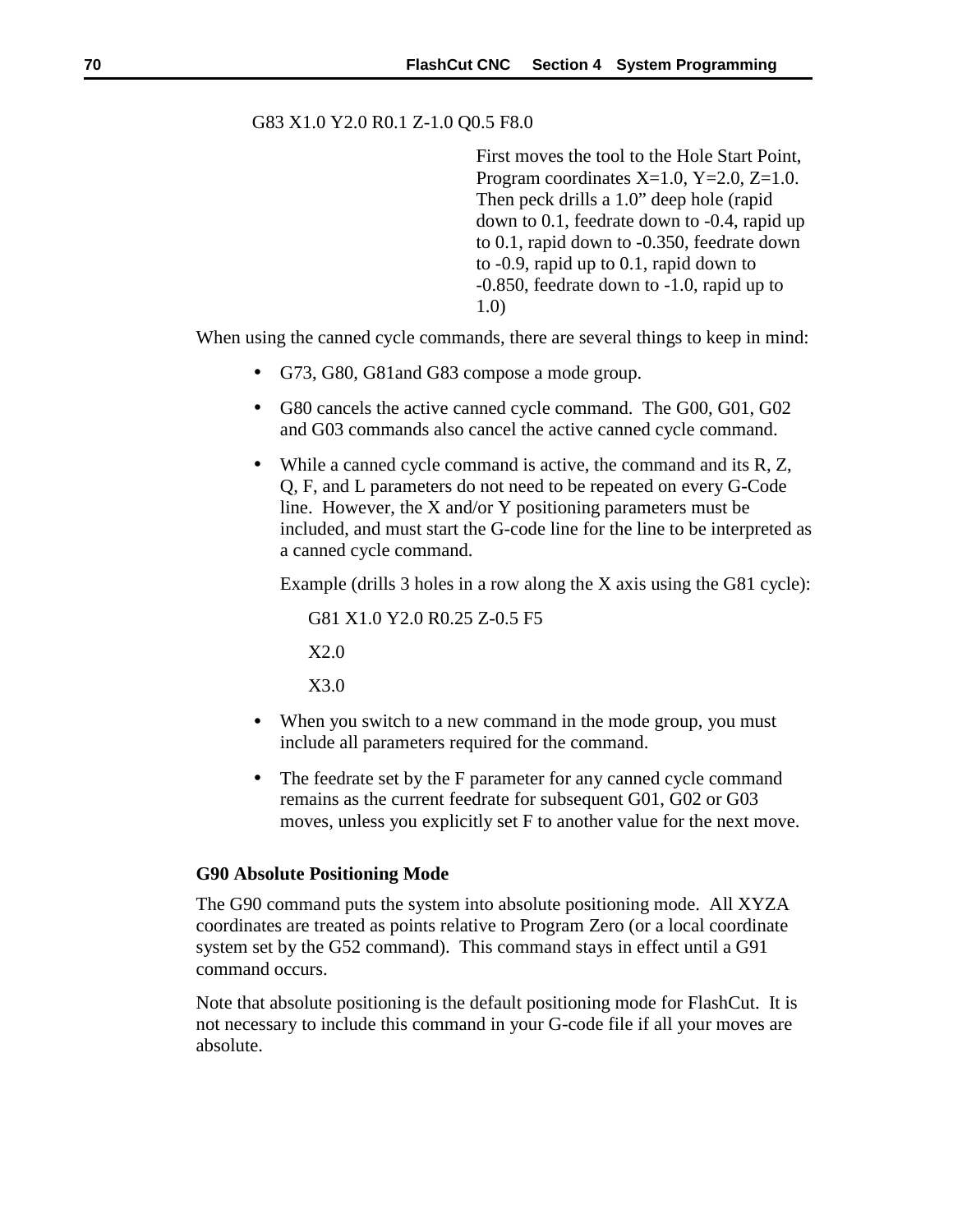```
G83 X1.0 Y2.0 R0.1 Z-1.0 Q0.5 F8.0
```

First moves the tool to the Hole Start Point, Program coordinates X=1.0, Y=2.0, Z=1.0. Then peck drills a 1.0" deep hole (rapid down to 0.1, feedrate down to -0.4, rapid up to 0.1, rapid down to -0.350, feedrate down to -0.9, rapid up to 0.1, rapid down to -0.850, feedrate down to -1.0, rapid up to 1.0)

When using the canned cycle commands, there are several things to keep in mind:

- G73, G80, G81and G83 compose a mode group.
- G80 cancels the active canned cycle command. The G00, G01, G02 and G03 commands also cancel the active canned cycle command.
- While a canned cycle command is active, the command and its R, Z, Q, F, and L parameters do not need to be repeated on every G-Code line. However, the X and/or Y positioning parameters must be included, and must start the G-code line for the line to be interpreted as a canned cycle command.

  Example (drills 3 holes in a row along the X axis using the G81 cycle):

  ```
  G81 X1.0 Y2.0 R0.25 Z-0.5 F5
  X2.0
  X3.0
  ```

- When you switch to a new command in the mode group, you must include all parameters required for the command.
- The feedrate set by the F parameter for any canned cycle command remains as the current feedrate for subsequent G01, G02 or G03 moves, unless you explicitly set F to another value for the next move.

### G90 Absolute Positioning Mode

The G90 command puts the system into absolute positioning mode. All XYZA coordinates are treated as points relative to Program Zero (or a local coordinate system set by the G52 command). This command stays in effect until a G91 command occurs.

Note that absolute positioning is the default positioning mode for FlashCut. It is not necessary to include this command in your G-code file if all your moves are absolute.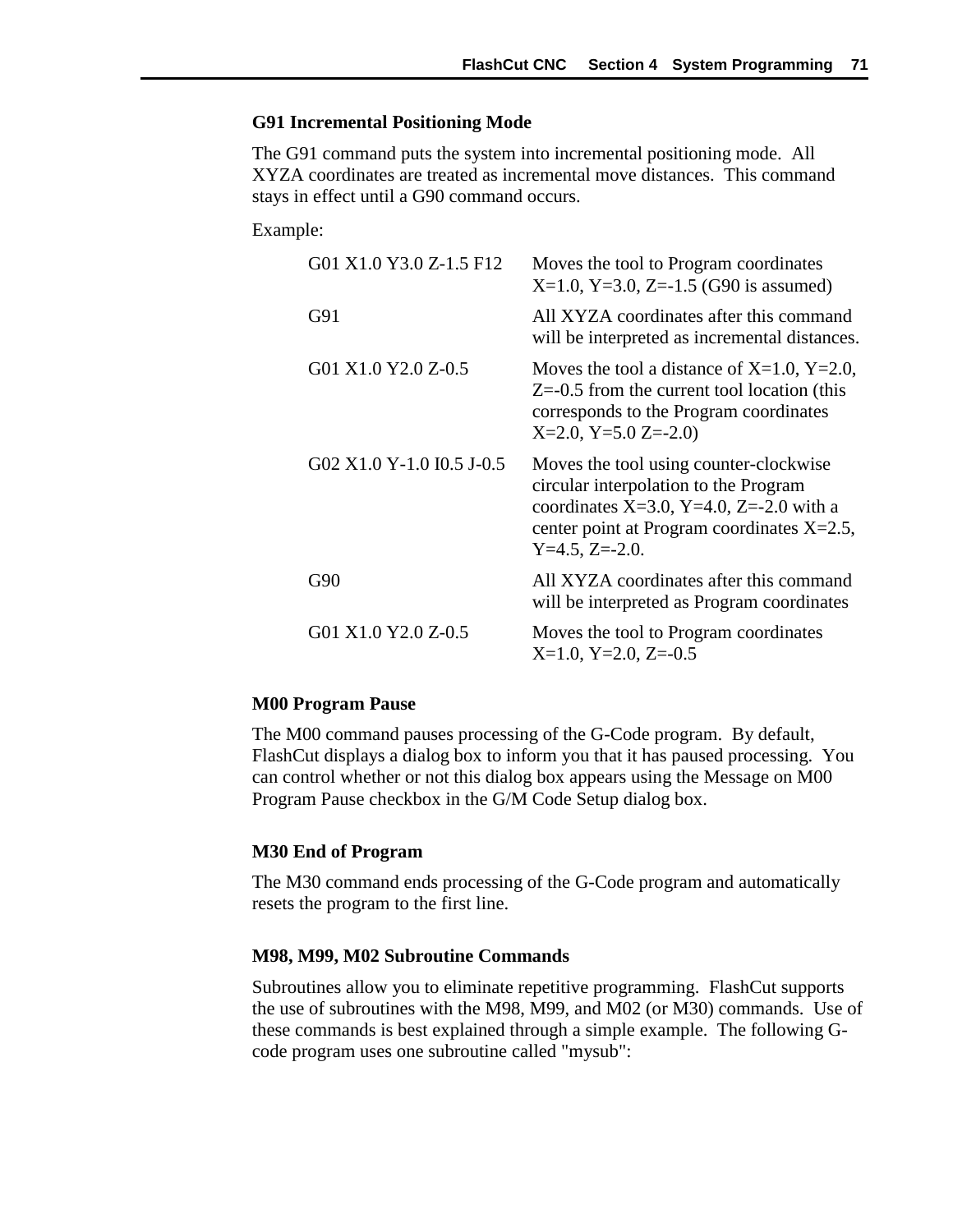### G91 Incremental Positioning Mode

The G91 command puts the system into incremental positioning mode. All XYZA coordinates are treated as incremental move distances. This command stays in effect until a G90 command occurs.

Example:

| | |
|---|---|
| G01 X1.0 Y3.0 Z-1.5 F12 | Moves the tool to Program coordinates X=1.0, Y=3.0, Z=-1.5 (G90 is assumed) |
| G91 | All XYZA coordinates after this command will be interpreted as incremental distances. |
| G01 X1.0 Y2.0 Z-0.5 | Moves the tool a distance of X=1.0, Y=2.0, Z=-0.5 from the current tool location (this corresponds to the Program coordinates X=2.0, Y=5.0 Z=-2.0) |
| G02 X1.0 Y-1.0 I0.5 J-0.5 | Moves the tool using counter-clockwise circular interpolation to the Program coordinates X=3.0, Y=4.0, Z=-2.0 with a center point at Program coordinates X=2.5, Y=4.5, Z=-2.0. |
| G90 | All XYZA coordinates after this command will be interpreted as Program coordinates |
| G01 X1.0 Y2.0 Z-0.5 | Moves the tool to Program coordinates X=1.0, Y=2.0, Z=-0.5 |

### M00 Program Pause

The M00 command pauses processing of the G-Code program. By default, FlashCut displays a dialog box to inform you that it has paused processing. You can control whether or not this dialog box appears using the Message on M00 Program Pause checkbox in the G/M Code Setup dialog box.

### M30 End of Program

The M30 command ends processing of the G-Code program and automatically resets the program to the first line.

### M98, M99, M02 Subroutine Commands

Subroutines allow you to eliminate repetitive programming. FlashCut supports the use of subroutines with the M98, M99, and M02 (or M30) commands. Use of these commands is best explained through a simple example. The following G-code program uses one subroutine called "mysub":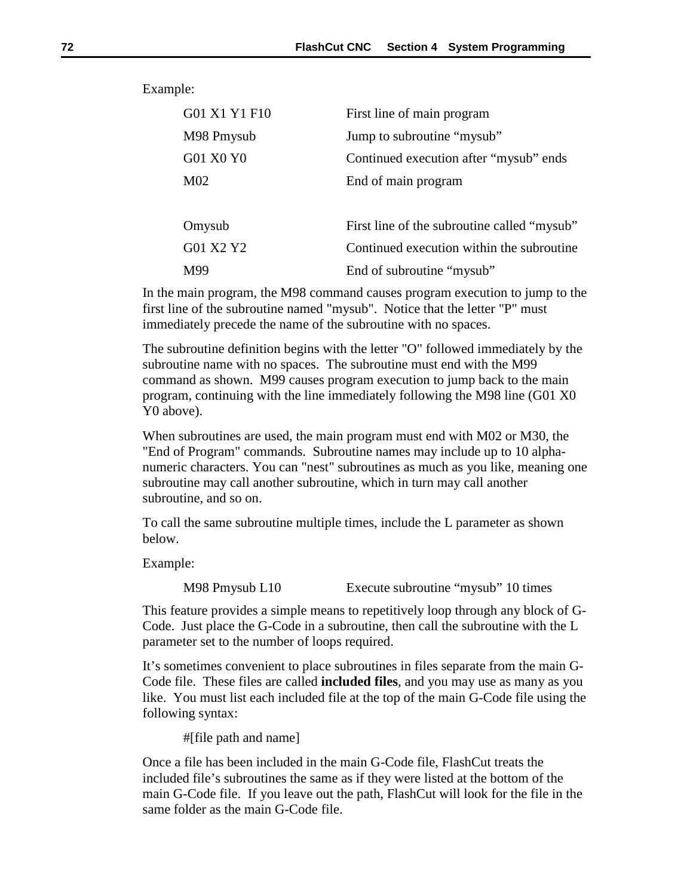Example:

| | |
|---|---|
| G01 X1 Y1 F10 | First line of main program |
| M98 Pmysub | Jump to subroutine “mysub” |
| G01 X0 Y0 | Continued execution after “mysub” ends |
| M02 | End of main program |
| | |
| Omysub | First line of the subroutine called “mysub” |
| G01 X2 Y2 | Continued execution within the subroutine |
| M99 | End of subroutine “mysub” |

In the main program, the M98 command causes program execution to jump to the first line of the subroutine named "mysub". Notice that the letter "P" must immediately precede the name of the subroutine with no spaces.

The subroutine definition begins with the letter "O" followed immediately by the subroutine name with no spaces. The subroutine must end with the M99 command as shown. M99 causes program execution to jump back to the main program, continuing with the line immediately following the M98 line (G01 X0 Y0 above).

When subroutines are used, the main program must end with M02 or M30, the "End of Program" commands. Subroutine names may include up to 10 alpha-numeric characters. You can "nest" subroutines as much as you like, meaning one subroutine may call another subroutine, which in turn may call another subroutine, and so on.

To call the same subroutine multiple times, include the L parameter as shown below.

Example:

| | |
|---|---|
| M98 Pmysub L10 | Execute subroutine “mysub” 10 times |

This feature provides a simple means to repetitively loop through any block of G-Code. Just place the G-Code in a subroutine, then call the subroutine with the L parameter set to the number of loops required.

It’s sometimes convenient to place subroutines in files separate from the main G-Code file. These files are called **included files**, and you may use as many as you like. You must list each included file at the top of the main G-Code file using the following syntax:

```
#[file path and name]
```

Once a file has been included in the main G-Code file, FlashCut treats the included file’s subroutines the same as if they were listed at the bottom of the main G-Code file. If you leave out the path, FlashCut will look for the file in the same folder as the main G-Code file.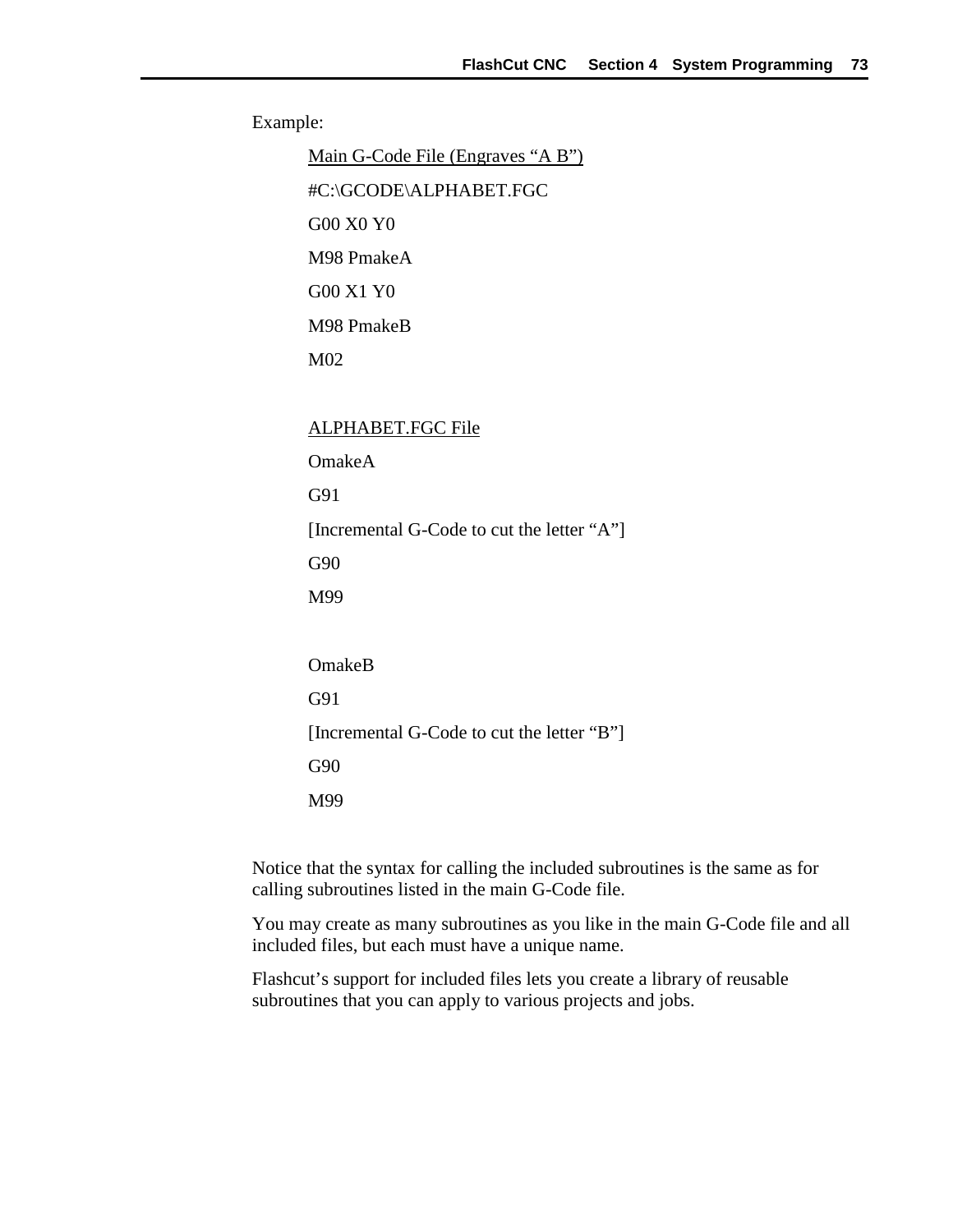Example:

Main G-Code File (Engraves “A B”)

```
#C:\GCODE\ALPHABET.FGC
G00 X0 Y0
M98 PmakeA
G00 X1 Y0
M98 PmakeB
M02
```

ALPHABET.FGC File

```
OmakeA
G91
[Incremental G-Code to cut the letter “A”]
G90
M99

OmakeB
G91
[Incremental G-Code to cut the letter “B”]
G90
M99
```

Notice that the syntax for calling the included subroutines is the same as for calling subroutines listed in the main G-Code file.

You may create as many subroutines as you like in the main G-Code file and all included files, but each must have a unique name.

Flashcut’s support for included files lets you create a library of reusable subroutines that you can apply to various projects and jobs.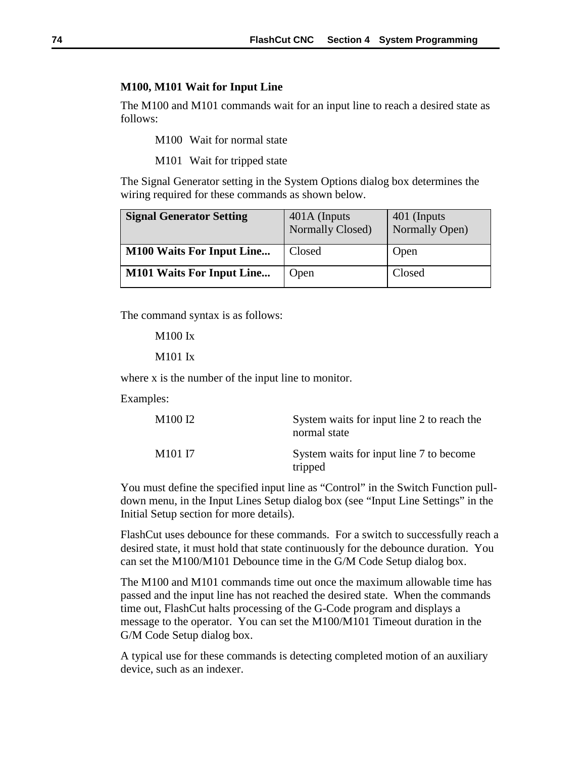### M100, M101 Wait for Input Line

The M100 and M101 commands wait for an input line to reach a desired state as follows:

M100 Wait for normal state

M101 Wait for tripped state

The Signal Generator setting in the System Options dialog box determines the wiring required for these commands as shown below.

| **Signal Generator Setting** | 401A (Inputs Normally Closed) | 401 (Inputs Normally Open) |
|---|---|---|
| **M100 Waits For Input Line...** | Closed | Open |
| **M101 Waits For Input Line...** | Open | Closed |

The command syntax is as follows:

M100 Ix

M101 Ix

where x is the number of the input line to monitor.

Examples:

| | |
|---|---|
| M100 I2 | System waits for input line 2 to reach the normal state |
| M101 I7 | System waits for input line 7 to become tripped |

You must define the specified input line as “Control” in the Switch Function pull-down menu, in the Input Lines Setup dialog box (see “Input Line Settings” in the Initial Setup section for more details).

FlashCut uses debounce for these commands. For a switch to successfully reach a desired state, it must hold that state continuously for the debounce duration. You can set the M100/M101 Debounce time in the G/M Code Setup dialog box.

The M100 and M101 commands time out once the maximum allowable time has passed and the input line has not reached the desired state. When the commands time out, FlashCut halts processing of the G-Code program and displays a message to the operator. You can set the M100/M101 Timeout duration in the G/M Code Setup dialog box.

A typical use for these commands is detecting completed motion of an auxiliary device, such as an indexer.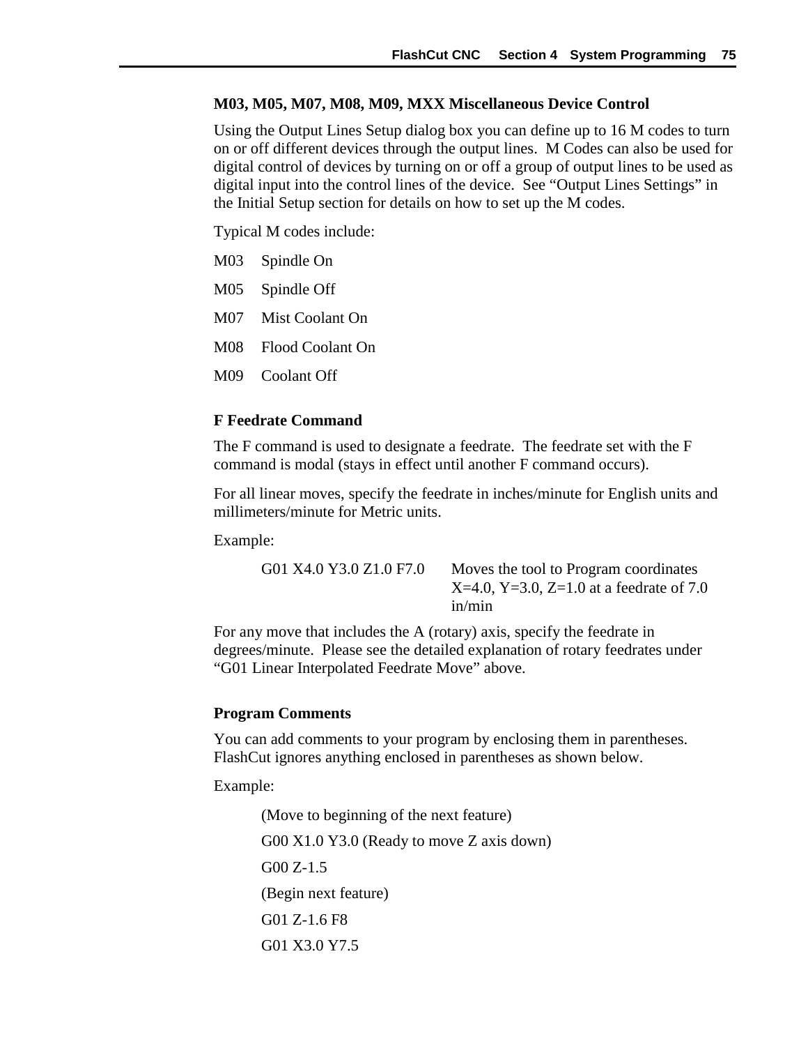### M03, M05, M07, M08, M09, MXX Miscellaneous Device Control

Using the Output Lines Setup dialog box you can define up to 16 M codes to turn on or off different devices through the output lines. M Codes can also be used for digital control of devices by turning on or off a group of output lines to be used as digital input into the control lines of the device. See "Output Lines Settings" in the Initial Setup section for details on how to set up the M codes.

Typical M codes include:

M03 Spindle On

M05 Spindle Off

M07 Mist Coolant On

M08 Flood Coolant On

M09 Coolant Off

### F Feedrate Command

The F command is used to designate a feedrate. The feedrate set with the F command is modal (stays in effect until another F command occurs).

For all linear moves, specify the feedrate in inches/minute for English units and millimeters/minute for Metric units.

Example:

| | |
|---|---|
| G01 X4.0 Y3.0 Z1.0 F7.0 | Moves the tool to Program coordinates X=4.0, Y=3.0, Z=1.0 at a feedrate of 7.0 in/min |

For any move that includes the A (rotary) axis, specify the feedrate in degrees/minute. Please see the detailed explanation of rotary feedrates under "G01 Linear Interpolated Feedrate Move" above.

### Program Comments

You can add comments to your program by enclosing them in parentheses. FlashCut ignores anything enclosed in parentheses as shown below.

Example:

```
(Move to beginning of the next feature)
G00 X1.0 Y3.0 (Ready to move Z axis down)
G00 Z-1.5
(Begin next feature)
G01 Z-1.6 F8
G01 X3.0 Y7.5
```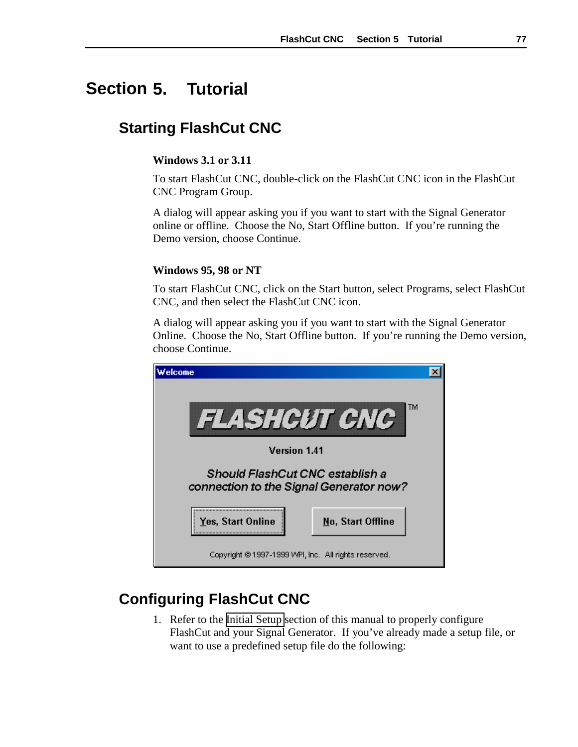# Section 5. Tutorial

## Starting FlashCut CNC

**Windows 3.1 or 3.11**

To start FlashCut CNC, double-click on the FlashCut CNC icon in the FlashCut CNC Program Group.

A dialog will appear asking you if you want to start with the Signal Generator online or offline. Choose the No, Start Offline button. If you're running the Demo version, choose Continue.

**Windows 95, 98 or NT**

To start FlashCut CNC, click on the Start button, select Programs, select FlashCut CNC, and then select the FlashCut CNC icon.

A dialog will appear asking you if you want to start with the Signal Generator Online. Choose the No, Start Offline button. If you're running the Demo version, choose Continue.

Welcome

FLASHCUT CNC™

Version 1.41

Should FlashCut CNC establish a connection to the Signal Generator now?

Yes, Start Online | No, Start Offline

Copyright © 1997-1999 WPI, Inc. All rights reserved.

## Configuring FlashCut CNC

1. Refer to the Initial Setup section of this manual to properly configure FlashCut and your Signal Generator. If you've already made a setup file, or want to use a predefined setup file do the following: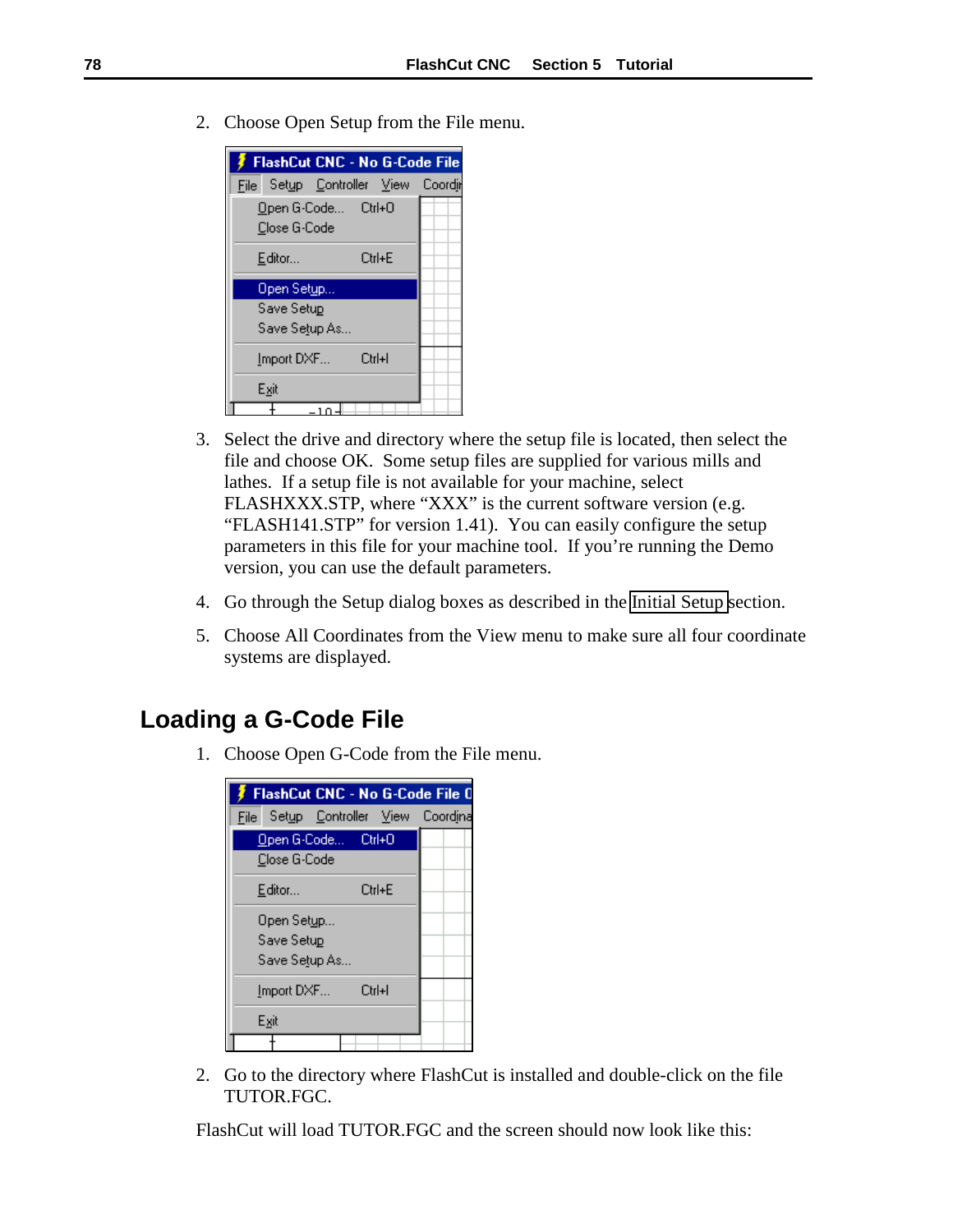2. Choose Open Setup from the File menu.

3. Select the drive and directory where the setup file is located, then select the file and choose OK. Some setup files are supplied for various mills and lathes. If a setup file is not available for your machine, select FLASHXXX.STP, where “XXX” is the current software version (e.g. “FLASH141.STP” for version 1.41). You can easily configure the setup parameters in this file for your machine tool. If you’re running the Demo version, you can use the default parameters.

4. Go through the Setup dialog boxes as described in the Initial Setup section.

5. Choose All Coordinates from the View menu to make sure all four coordinate systems are displayed.

## Loading a G-Code File

1. Choose Open G-Code from the File menu.

2. Go to the directory where FlashCut is installed and double-click on the file TUTOR.FGC.

FlashCut will load TUTOR.FGC and the screen should now look like this: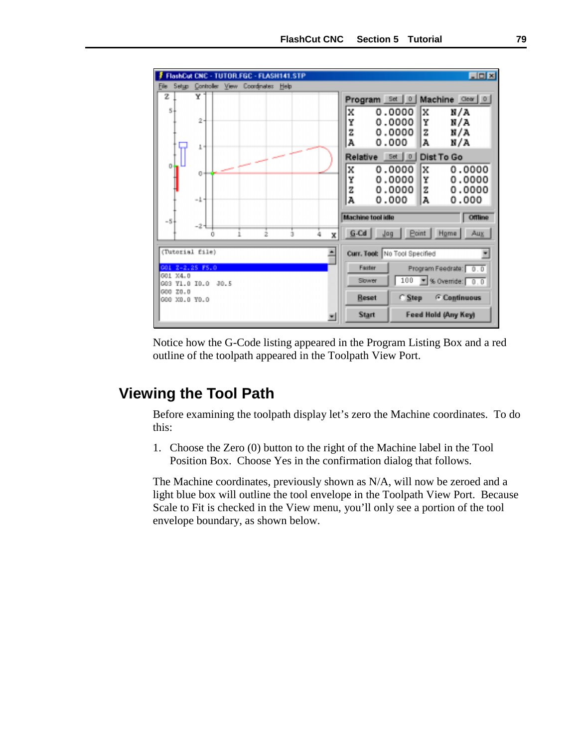Notice how the G-Code listing appeared in the Program Listing Box and a red outline of the toolpath appeared in the Toolpath View Port.

## Viewing the Tool Path

Before examining the toolpath display let's zero the Machine coordinates. To do this:

1. Choose the Zero (0) button to the right of the Machine label in the Tool Position Box. Choose Yes in the confirmation dialog that follows.

The Machine coordinates, previously shown as N/A, will now be zeroed and a light blue box will outline the tool envelope in the Toolpath View Port. Because Scale to Fit is checked in the View menu, you'll only see a portion of the tool envelope boundary, as shown below.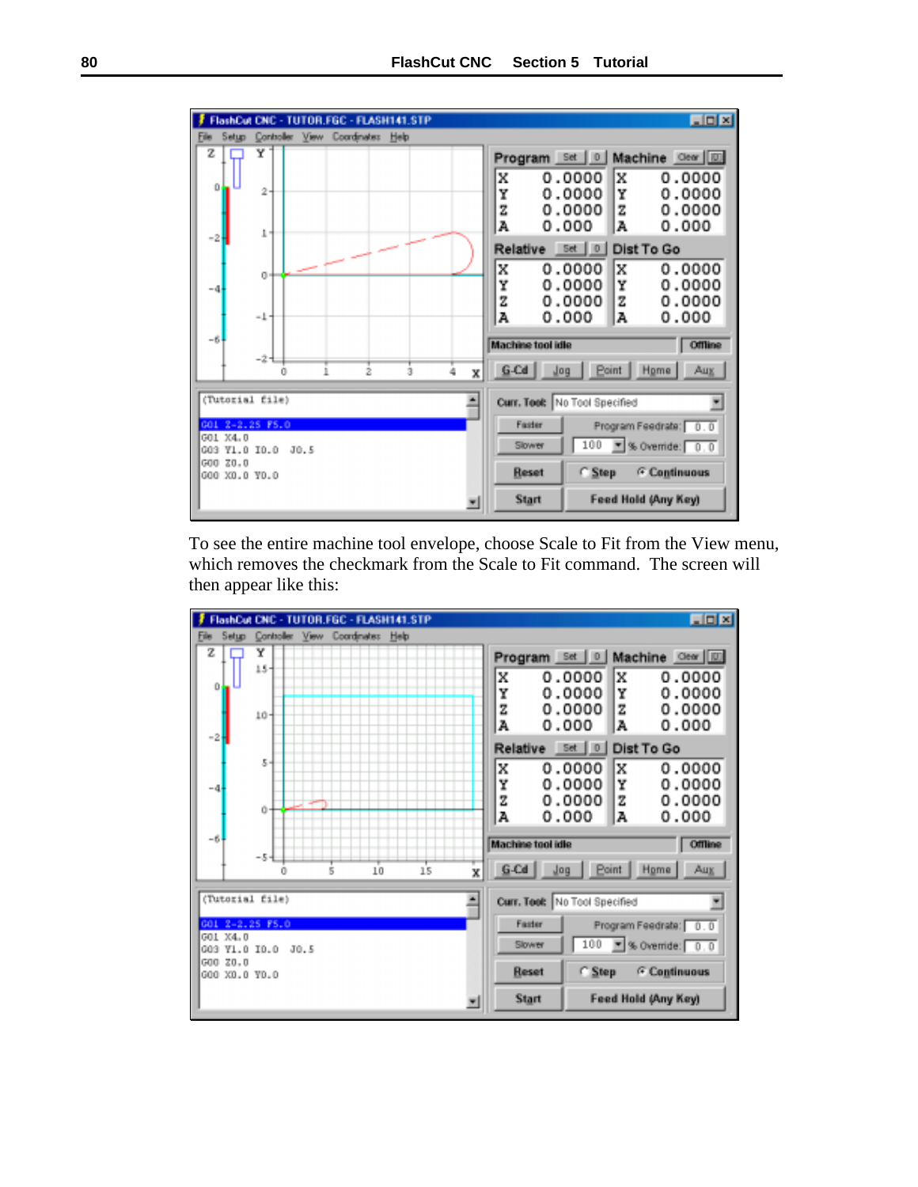To see the entire machine tool envelope, choose Scale to Fit from the View menu, which removes the checkmark from the Scale to Fit command. The screen will then appear like this: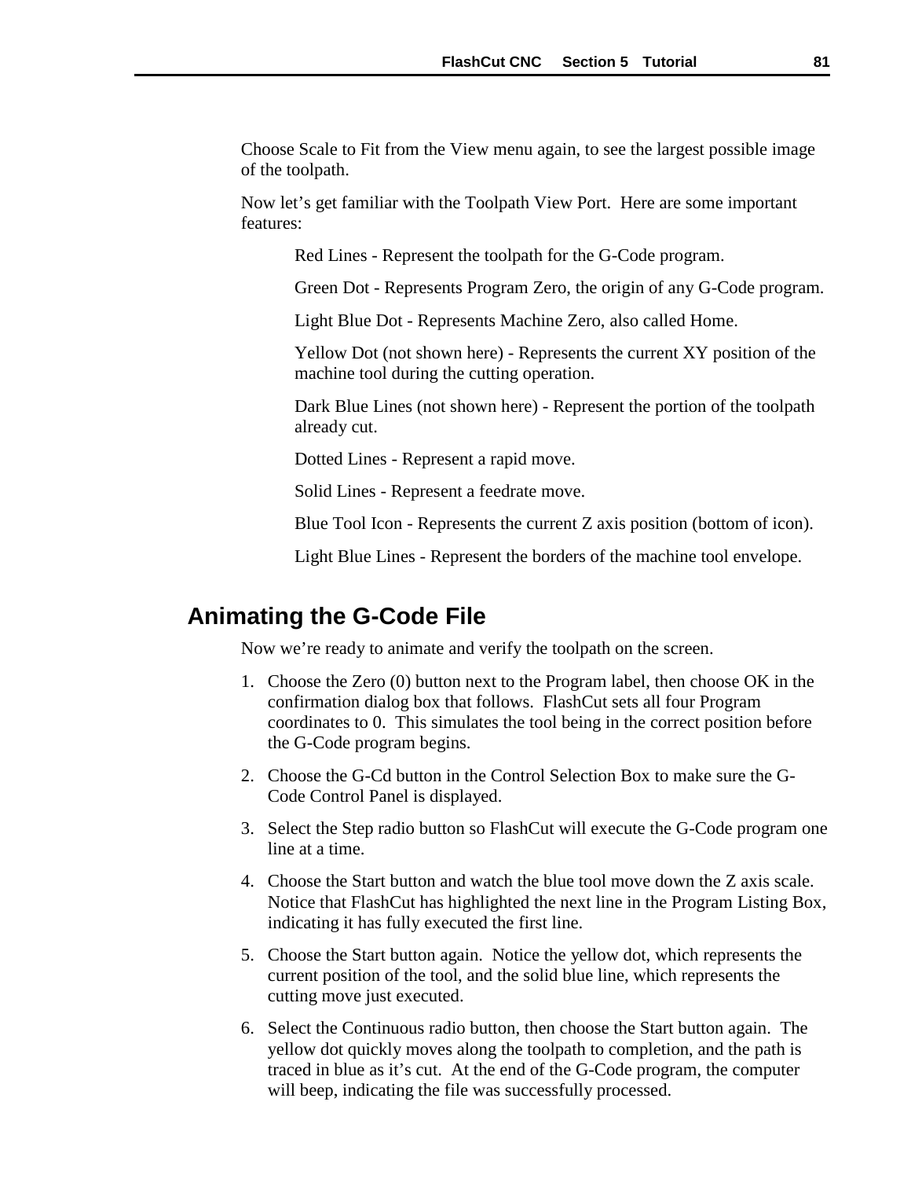Choose Scale to Fit from the View menu again, to see the largest possible image of the toolpath.

Now let's get familiar with the Toolpath View Port.  Here are some important features:

Red Lines - Represent the toolpath for the G-Code program.

Green Dot - Represents Program Zero, the origin of any G-Code program.

Light Blue Dot - Represents Machine Zero, also called Home.

Yellow Dot (not shown here) - Represents the current XY position of the machine tool during the cutting operation.

Dark Blue Lines (not shown here) - Represent the portion of the toolpath already cut.

Dotted Lines - Represent a rapid move.

Solid Lines - Represent a feedrate move.

Blue Tool Icon - Represents the current Z axis position (bottom of icon).

Light Blue Lines - Represent the borders of the machine tool envelope.

## Animating the G-Code File

Now we're ready to animate and verify the toolpath on the screen.

1. Choose the Zero (0) button next to the Program label, then choose OK in the confirmation dialog box that follows.  FlashCut sets all four Program coordinates to 0.  This simulates the tool being in the correct position before the G-Code program begins.
2. Choose the G-Cd button in the Control Selection Box to make sure the G-Code Control Panel is displayed.
3. Select the Step radio button so FlashCut will execute the G-Code program one line at a time.
4. Choose the Start button and watch the blue tool move down the Z axis scale.  Notice that FlashCut has highlighted the next line in the Program Listing Box, indicating it has fully executed the first line.
5. Choose the Start button again.  Notice the yellow dot, which represents the current position of the tool, and the solid blue line, which represents the cutting move just executed.
6. Select the Continuous radio button, then choose the Start button again.  The yellow dot quickly moves along the toolpath to completion, and the path is traced in blue as it's cut.  At the end of the G-Code program, the computer will beep, indicating the file was successfully processed.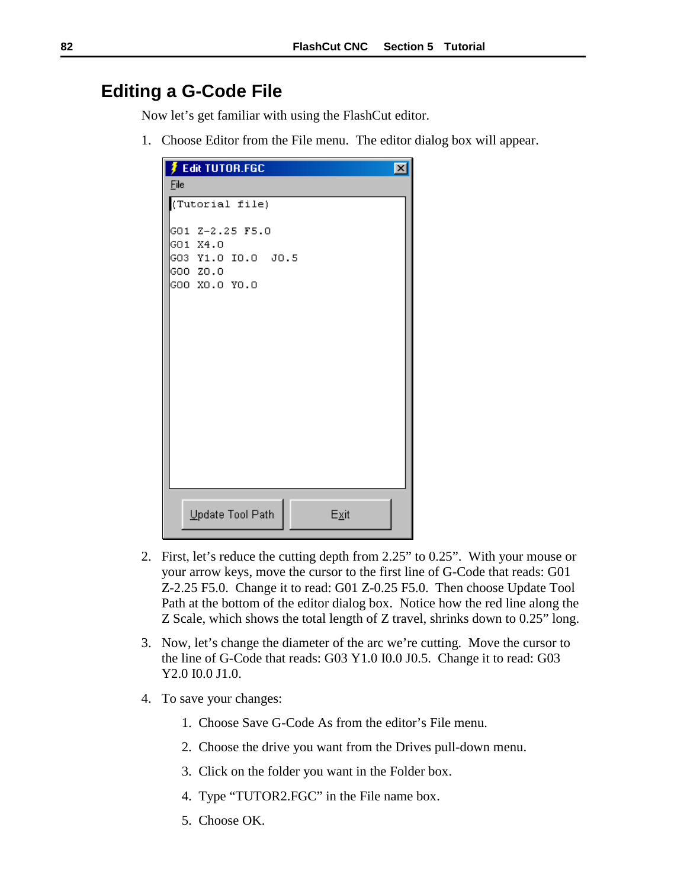## Editing a G-Code File

Now let's get familiar with using the FlashCut editor.

1. Choose Editor from the File menu. The editor dialog box will appear.

```
(Tutorial file)

G01 Z-2.25 F5.0
G01 X4.0
G03 Y1.0 I0.0  J0.5
G00 Z0.0
G00 X0.0 Y0.0
```

2. First, let's reduce the cutting depth from 2.25" to 0.25". With your mouse or your arrow keys, move the cursor to the first line of G-Code that reads: G01 Z-2.25 F5.0. Change it to read: G01 Z-0.25 F5.0. Then choose Update Tool Path at the bottom of the editor dialog box. Notice how the red line along the Z Scale, which shows the total length of Z travel, shrinks down to 0.25" long.

3. Now, let's change the diameter of the arc we're cutting. Move the cursor to the line of G-Code that reads: G03 Y1.0 I0.0 J0.5. Change it to read: G03 Y2.0 I0.0 J1.0.

4. To save your changes:

    1. Choose Save G-Code As from the editor's File menu.
    2. Choose the drive you want from the Drives pull-down menu.
    3. Click on the folder you want in the Folder box.
    4. Type "TUTOR2.FGC" in the File name box.
    5. Choose OK.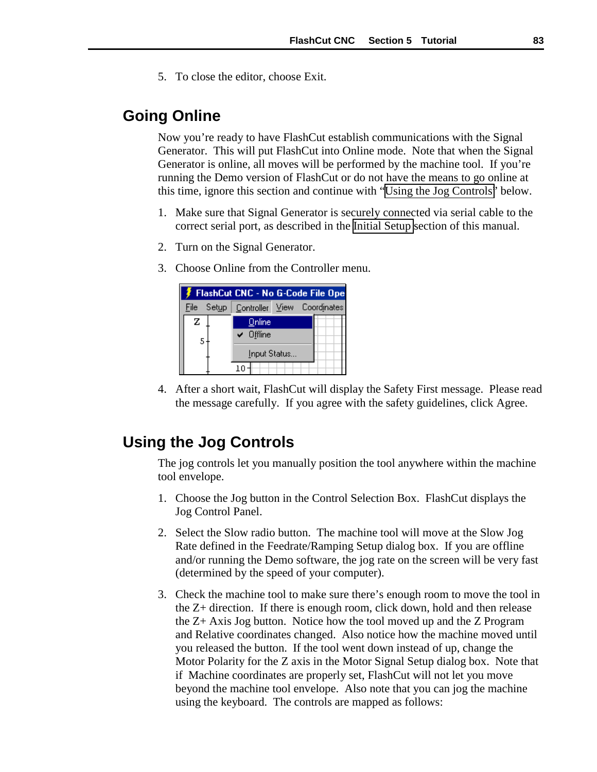5. To close the editor, choose Exit.

## Going Online

Now you're ready to have FlashCut establish communications with the Signal Generator. This will put FlashCut into Online mode. Note that when the Signal Generator is online, all moves will be performed by the machine tool. If you're running the Demo version of FlashCut or do not have the means to go online at this time, ignore this section and continue with "Using the Jog Controls" below.

1. Make sure that Signal Generator is securely connected via serial cable to the correct serial port, as described in the Initial Setup section of this manual.

2. Turn on the Signal Generator.

3. Choose Online from the Controller menu.

4. After a short wait, FlashCut will display the Safety First message. Please read the message carefully. If you agree with the safety guidelines, click Agree.

## Using the Jog Controls

The jog controls let you manually position the tool anywhere within the machine tool envelope.

1. Choose the Jog button in the Control Selection Box. FlashCut displays the Jog Control Panel.

2. Select the Slow radio button. The machine tool will move at the Slow Jog Rate defined in the Feedrate/Ramping Setup dialog box. If you are offline and/or running the Demo software, the jog rate on the screen will be very fast (determined by the speed of your computer).

3. Check the machine tool to make sure there's enough room to move the tool in the Z+ direction. If there is enough room, click down, hold and then release the Z+ Axis Jog button. Notice how the tool moved up and the Z Program and Relative coordinates changed. Also notice how the machine moved until you released the button. If the tool went down instead of up, change the Motor Polarity for the Z axis in the Motor Signal Setup dialog box. Note that if Machine coordinates are properly set, FlashCut will not let you move beyond the machine tool envelope. Also note that you can jog the machine using the keyboard. The controls are mapped as follows: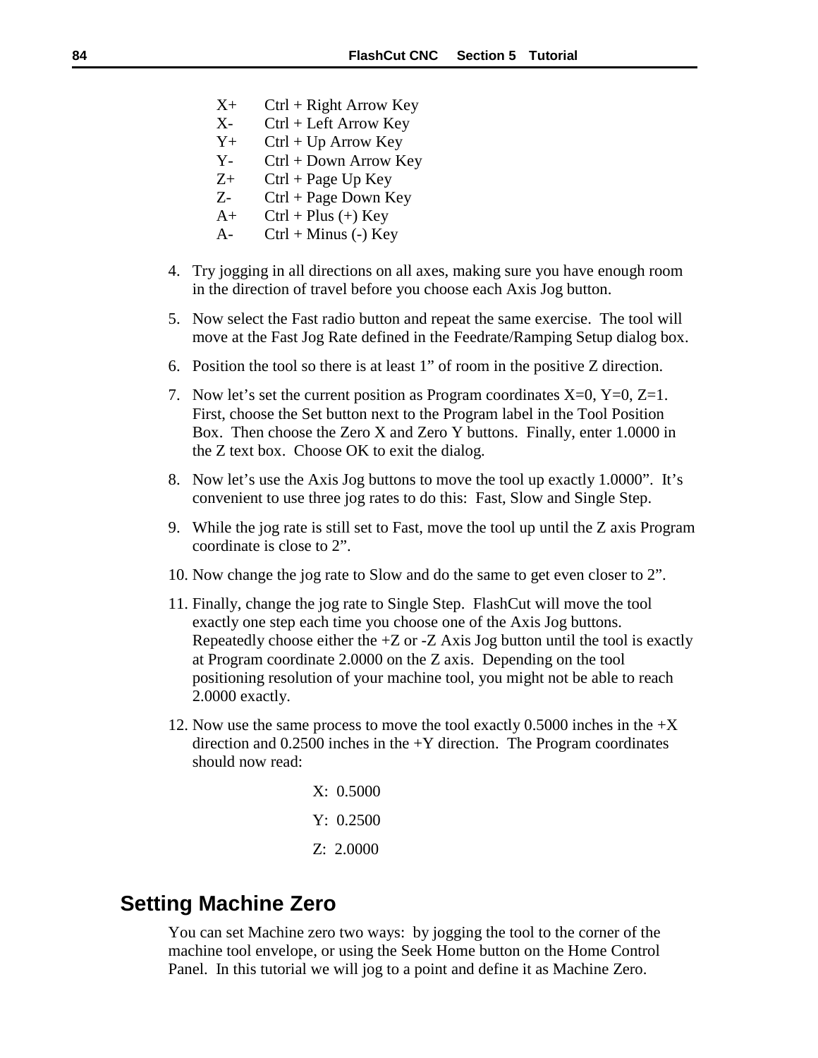| | |
|---|---|
| X+ | Ctrl + Right Arrow Key |
| X- | Ctrl + Left Arrow Key |
| Y+ | Ctrl + Up Arrow Key |
| Y- | Ctrl + Down Arrow Key |
| Z+ | Ctrl + Page Up Key |
| Z- | Ctrl + Page Down Key |
| A+ | Ctrl + Plus (+) Key |
| A- | Ctrl + Minus (-) Key |

4. Try jogging in all directions on all axes, making sure you have enough room in the direction of travel before you choose each Axis Jog button.
5. Now select the Fast radio button and repeat the same exercise. The tool will move at the Fast Jog Rate defined in the Feedrate/Ramping Setup dialog box.
6. Position the tool so there is at least 1” of room in the positive Z direction.
7. Now let’s set the current position as Program coordinates X=0, Y=0, Z=1. First, choose the Set button next to the Program label in the Tool Position Box. Then choose the Zero X and Zero Y buttons. Finally, enter 1.0000 in the Z text box. Choose OK to exit the dialog.
8. Now let’s use the Axis Jog buttons to move the tool up exactly 1.0000”. It’s convenient to use three jog rates to do this: Fast, Slow and Single Step.
9. While the jog rate is still set to Fast, move the tool up until the Z axis Program coordinate is close to 2”.
10. Now change the jog rate to Slow and do the same to get even closer to 2”.
11. Finally, change the jog rate to Single Step. FlashCut will move the tool exactly one step each time you choose one of the Axis Jog buttons. Repeatedly choose either the +Z or -Z Axis Jog button until the tool is exactly at Program coordinate 2.0000 on the Z axis. Depending on the tool positioning resolution of your machine tool, you might not be able to reach 2.0000 exactly.
12. Now use the same process to move the tool exactly 0.5000 inches in the +X direction and 0.2500 inches in the +Y direction. The Program coordinates should now read:

    X: 0.5000

    Y: 0.2500

    Z: 2.0000

## Setting Machine Zero

You can set Machine zero two ways: by jogging the tool to the corner of the machine tool envelope, or using the Seek Home button on the Home Control Panel. In this tutorial we will jog to a point and define it as Machine Zero.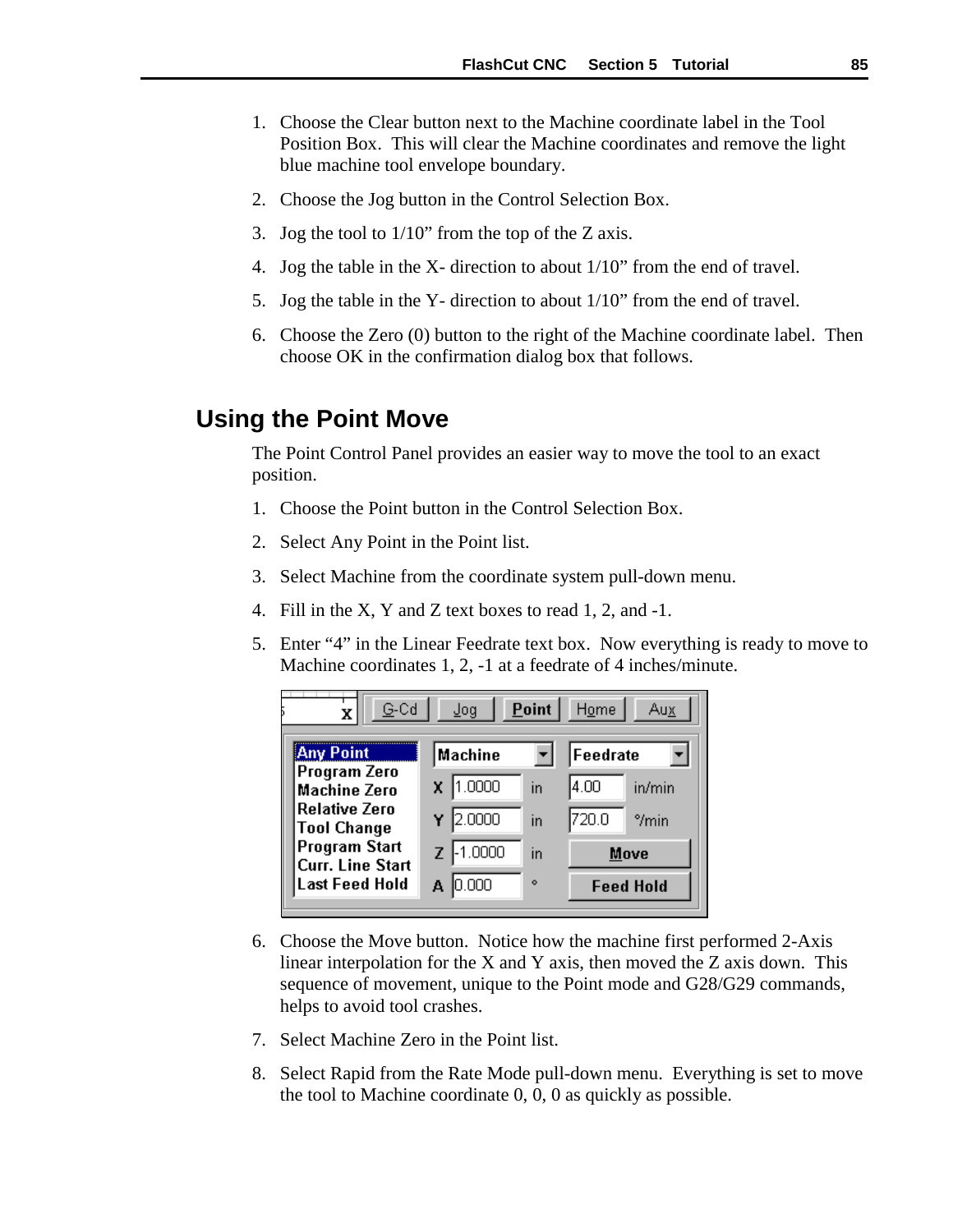1. Choose the Clear button next to the Machine coordinate label in the Tool Position Box. This will clear the Machine coordinates and remove the light blue machine tool envelope boundary.
2. Choose the Jog button in the Control Selection Box.
3. Jog the tool to 1/10" from the top of the Z axis.
4. Jog the table in the X- direction to about 1/10" from the end of travel.
5. Jog the table in the Y- direction to about 1/10" from the end of travel.
6. Choose the Zero (0) button to the right of the Machine coordinate label. Then choose OK in the confirmation dialog box that follows.

## Using the Point Move

The Point Control Panel provides an easier way to move the tool to an exact position.

1. Choose the Point button in the Control Selection Box.
2. Select Any Point in the Point list.
3. Select Machine from the coordinate system pull-down menu.
4. Fill in the X, Y and Z text boxes to read 1, 2, and -1.
5. Enter "4" in the Linear Feedrate text box. Now everything is ready to move to Machine coordinates 1, 2, -1 at a feedrate of 4 inches/minute.
6. Choose the Move button. Notice how the machine first performed 2-Axis linear interpolation for the X and Y axis, then moved the Z axis down. This sequence of movement, unique to the Point mode and G28/G29 commands, helps to avoid tool crashes.
7. Select Machine Zero in the Point list.
8. Select Rapid from the Rate Mode pull-down menu. Everything is set to move the tool to Machine coordinate 0, 0, 0 as quickly as possible.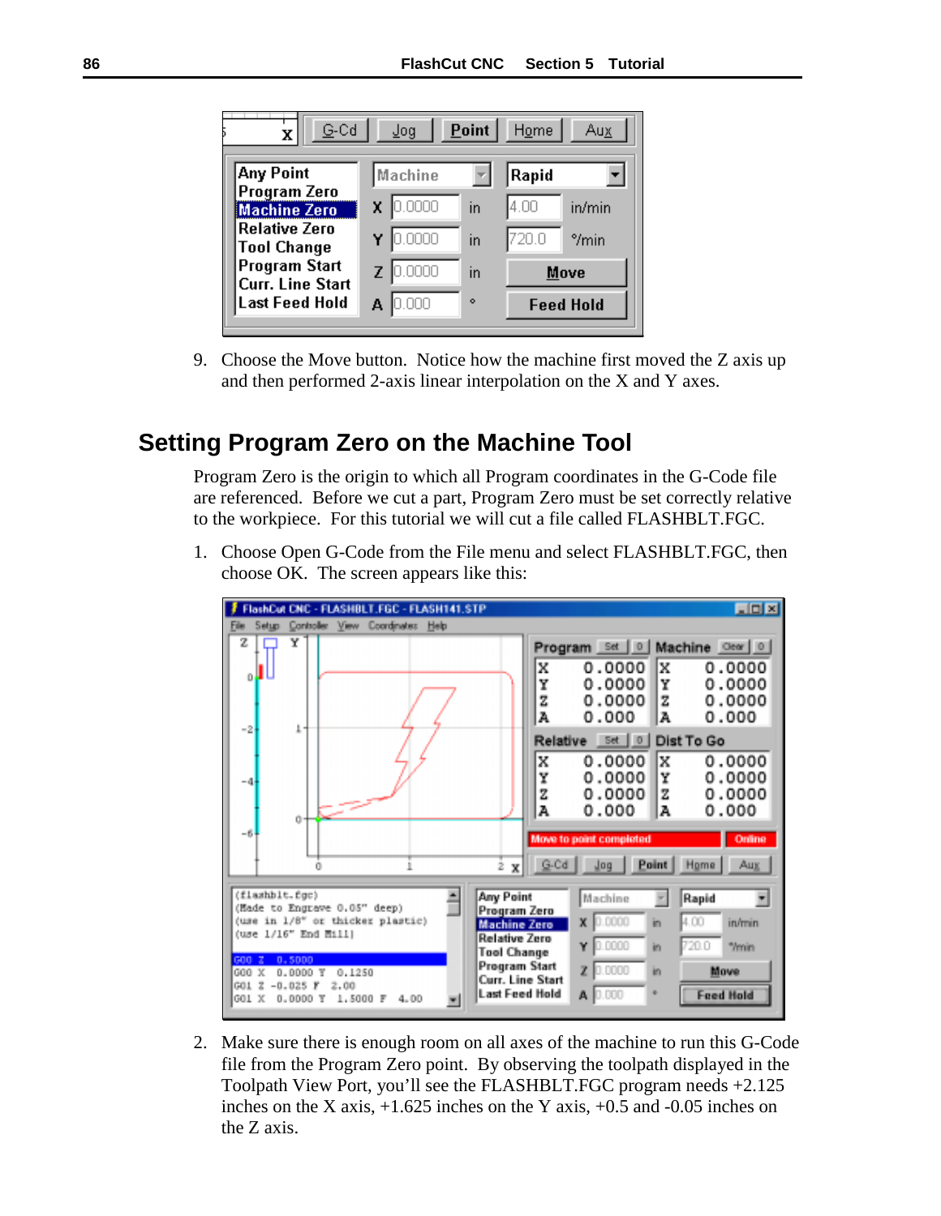9. Choose the Move button. Notice how the machine first moved the Z axis up and then performed 2-axis linear interpolation on the X and Y axes.

## Setting Program Zero on the Machine Tool

Program Zero is the origin to which all Program coordinates in the G-Code file are referenced. Before we cut a part, Program Zero must be set correctly relative to the workpiece. For this tutorial we will cut a file called FLASHBLT.FGC.

1. Choose Open G-Code from the File menu and select FLASHBLT.FGC, then choose OK. The screen appears like this:

2. Make sure there is enough room on all axes of the machine to run this G-Code file from the Program Zero point. By observing the toolpath displayed in the Toolpath View Port, you'll see the FLASHBLT.FGC program needs +2.125 inches on the X axis, +1.625 inches on the Y axis, +0.5 and -0.05 inches on the Z axis.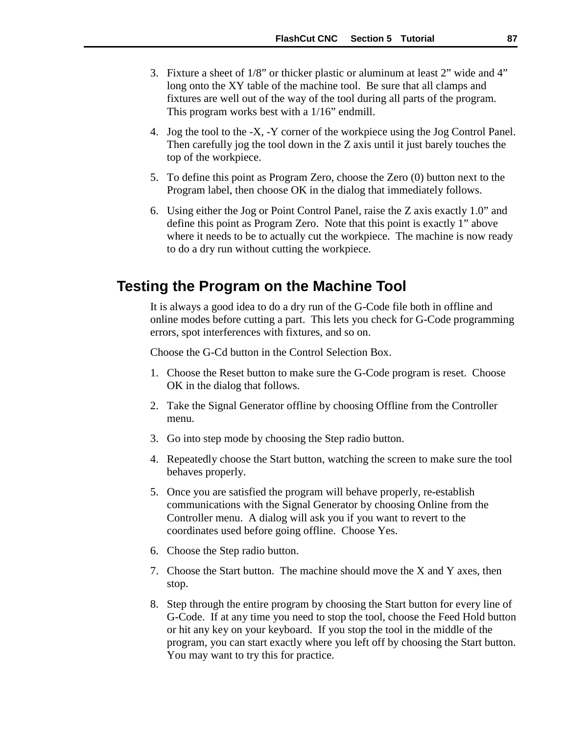3. Fixture a sheet of 1/8” or thicker plastic or aluminum at least 2” wide and 4” long onto the XY table of the machine tool. Be sure that all clamps and fixtures are well out of the way of the tool during all parts of the program. This program works best with a 1/16” endmill.

4. Jog the tool to the -X, -Y corner of the workpiece using the Jog Control Panel. Then carefully jog the tool down in the Z axis until it just barely touches the top of the workpiece.

5. To define this point as Program Zero, choose the Zero (0) button next to the Program label, then choose OK in the dialog that immediately follows.

6. Using either the Jog or Point Control Panel, raise the Z axis exactly 1.0” and define this point as Program Zero. Note that this point is exactly 1” above where it needs to be to actually cut the workpiece. The machine is now ready to do a dry run without cutting the workpiece.

## Testing the Program on the Machine Tool

It is always a good idea to do a dry run of the G-Code file both in offline and online modes before cutting a part. This lets you check for G-Code programming errors, spot interferences with fixtures, and so on.

Choose the G-Cd button in the Control Selection Box.

1. Choose the Reset button to make sure the G-Code program is reset. Choose OK in the dialog that follows.

2. Take the Signal Generator offline by choosing Offline from the Controller menu.

3. Go into step mode by choosing the Step radio button.

4. Repeatedly choose the Start button, watching the screen to make sure the tool behaves properly.

5. Once you are satisfied the program will behave properly, re-establish communications with the Signal Generator by choosing Online from the Controller menu. A dialog will ask you if you want to revert to the coordinates used before going offline. Choose Yes.

6. Choose the Step radio button.

7. Choose the Start button. The machine should move the X and Y axes, then stop.

8. Step through the entire program by choosing the Start button for every line of G-Code. If at any time you need to stop the tool, choose the Feed Hold button or hit any key on your keyboard. If you stop the tool in the middle of the program, you can start exactly where you left off by choosing the Start button. You may want to try this for practice.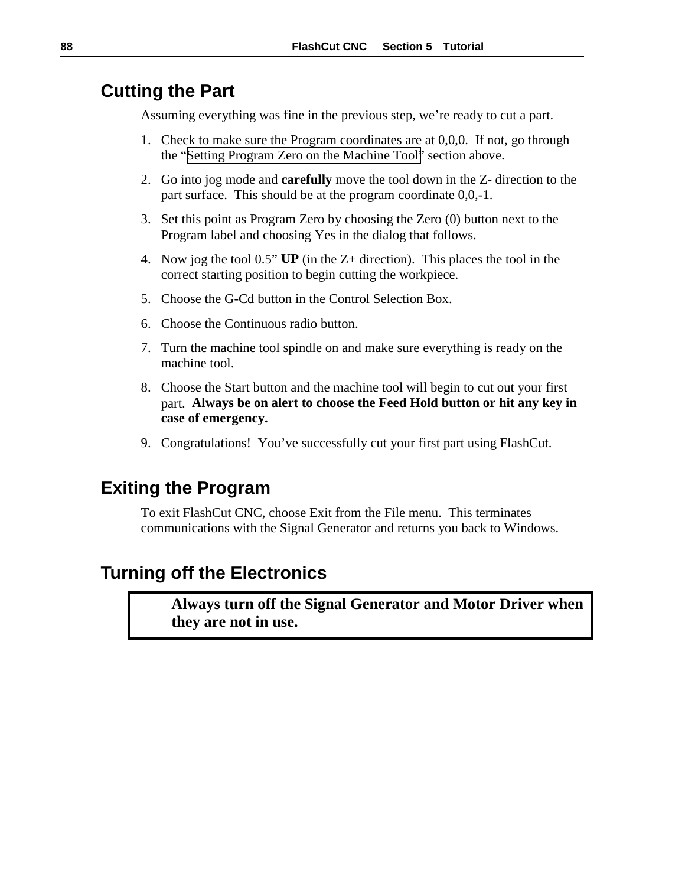## Cutting the Part

Assuming everything was fine in the previous step, we're ready to cut a part.

1. Check to make sure the Program coordinates are at 0,0,0. If not, go through the "Setting Program Zero on the Machine Tool" section above.
2. Go into jog mode and **carefully** move the tool down in the Z- direction to the part surface. This should be at the program coordinate 0,0,-1.
3. Set this point as Program Zero by choosing the Zero (0) button next to the Program label and choosing Yes in the dialog that follows.
4. Now jog the tool 0.5" **UP** (in the Z+ direction). This places the tool in the correct starting position to begin cutting the workpiece.
5. Choose the G-Cd button in the Control Selection Box.
6. Choose the Continuous radio button.
7. Turn the machine tool spindle on and make sure everything is ready on the machine tool.
8. Choose the Start button and the machine tool will begin to cut out your first part. **Always be on alert to choose the Feed Hold button or hit any key in case of emergency.**
9. Congratulations! You've successfully cut your first part using FlashCut.

## Exiting the Program

To exit FlashCut CNC, choose Exit from the File menu. This terminates communications with the Signal Generator and returns you back to Windows.

## Turning off the Electronics

> **Always turn off the Signal Generator and Motor Driver when they are not in use.**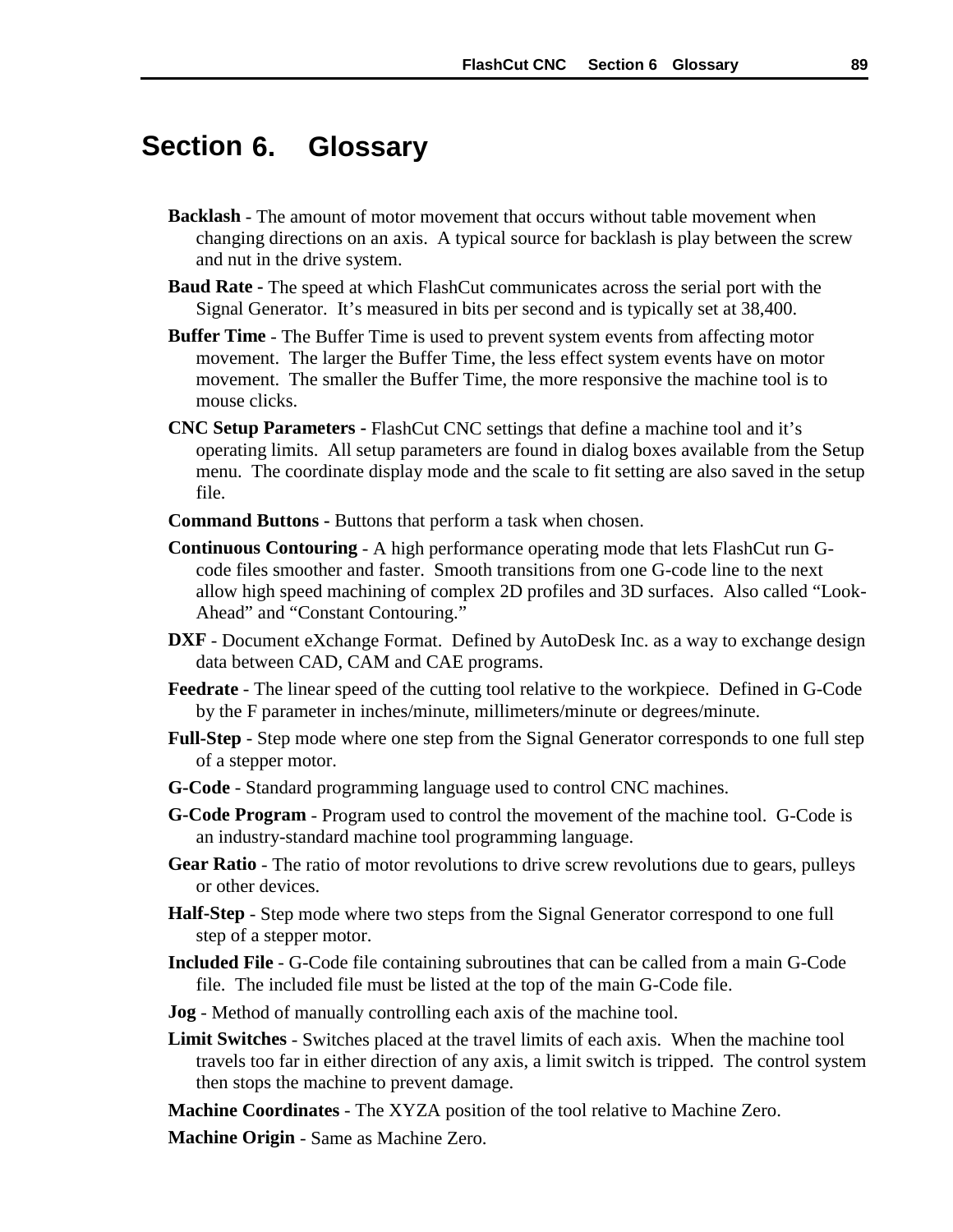# Section 6. Glossary

**Backlash** - The amount of motor movement that occurs without table movement when changing directions on an axis. A typical source for backlash is play between the screw and nut in the drive system.

**Baud Rate -** The speed at which FlashCut communicates across the serial port with the Signal Generator. It's measured in bits per second and is typically set at 38,400.

**Buffer Time** - The Buffer Time is used to prevent system events from affecting motor movement. The larger the Buffer Time, the less effect system events have on motor movement. The smaller the Buffer Time, the more responsive the machine tool is to mouse clicks.

**CNC Setup Parameters -** FlashCut CNC settings that define a machine tool and it's operating limits. All setup parameters are found in dialog boxes available from the Setup menu. The coordinate display mode and the scale to fit setting are also saved in the setup file.

**Command Buttons -** Buttons that perform a task when chosen.

**Continuous Contouring** - A high performance operating mode that lets FlashCut run G-code files smoother and faster. Smooth transitions from one G-code line to the next allow high speed machining of complex 2D profiles and 3D surfaces. Also called "Look-Ahead" and "Constant Contouring."

**DXF** - Document eXchange Format. Defined by AutoDesk Inc. as a way to exchange design data between CAD, CAM and CAE programs.

**Feedrate** - The linear speed of the cutting tool relative to the workpiece. Defined in G-Code by the F parameter in inches/minute, millimeters/minute or degrees/minute.

**Full-Step** - Step mode where one step from the Signal Generator corresponds to one full step of a stepper motor.

**G-Code** - Standard programming language used to control CNC machines.

**G-Code Program** - Program used to control the movement of the machine tool. G-Code is an industry-standard machine tool programming language.

**Gear Ratio** - The ratio of motor revolutions to drive screw revolutions due to gears, pulleys or other devices.

**Half-Step** - Step mode where two steps from the Signal Generator correspond to one full step of a stepper motor.

**Included File** - G-Code file containing subroutines that can be called from a main G-Code file. The included file must be listed at the top of the main G-Code file.

**Jog** - Method of manually controlling each axis of the machine tool.

**Limit Switches** - Switches placed at the travel limits of each axis. When the machine tool travels too far in either direction of any axis, a limit switch is tripped. The control system then stops the machine to prevent damage.

**Machine Coordinates** - The XYZA position of the tool relative to Machine Zero.

**Machine Origin** - Same as Machine Zero.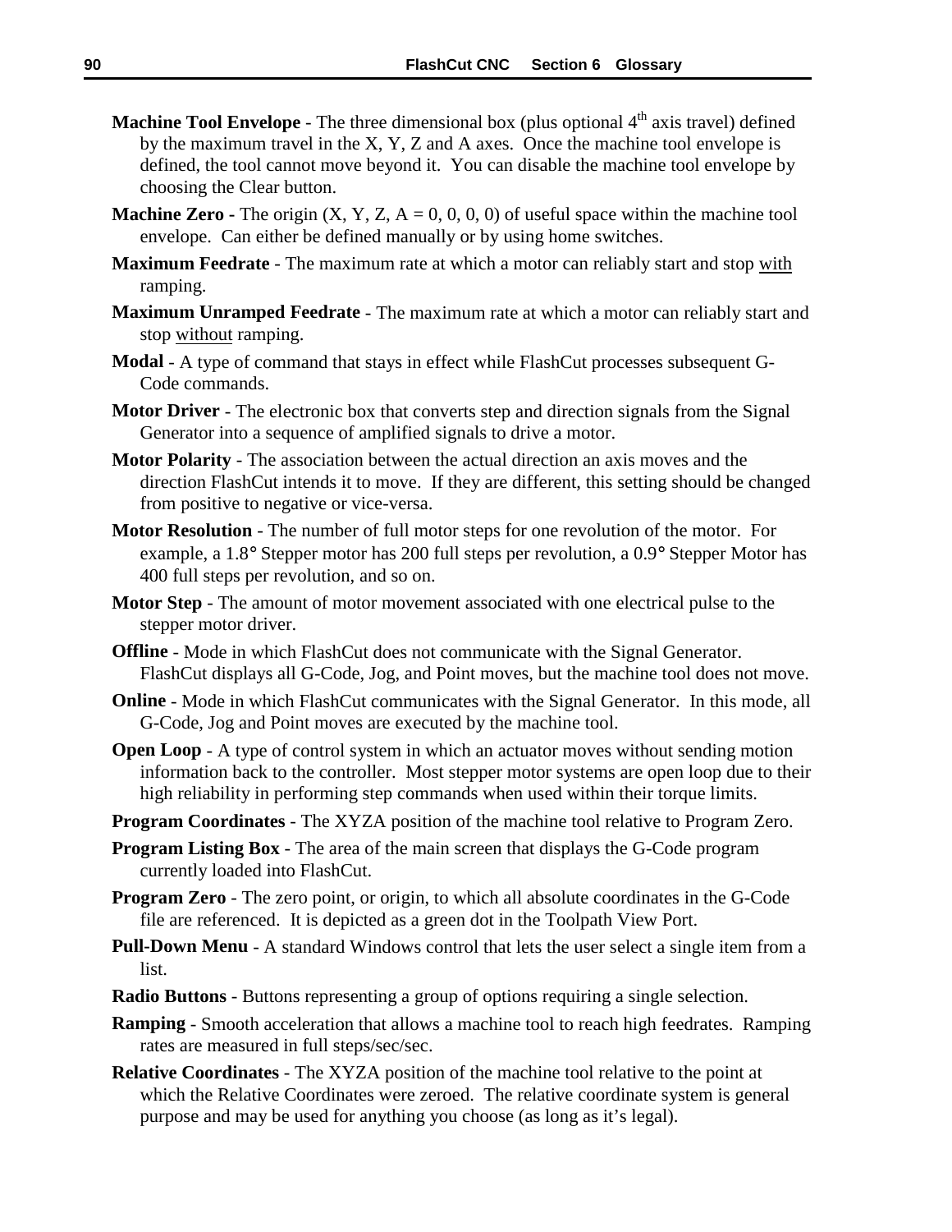**Machine Tool Envelope** - The three dimensional box (plus optional $4^{th}$ axis travel) defined by the maximum travel in the X, Y, Z and A axes. Once the machine tool envelope is defined, the tool cannot move beyond it. You can disable the machine tool envelope by choosing the Clear button.

**Machine Zero -** The origin (X, Y, Z, A = 0, 0, 0, 0) of useful space within the machine tool envelope. Can either be defined manually or by using home switches.

**Maximum Feedrate** - The maximum rate at which a motor can reliably start and stop <u>with</u> ramping.

**Maximum Unramped Feedrate** - The maximum rate at which a motor can reliably start and stop <u>without</u> ramping.

**Modal** - A type of command that stays in effect while FlashCut processes subsequent G-Code commands.

**Motor Driver** - The electronic box that converts step and direction signals from the Signal Generator into a sequence of amplified signals to drive a motor.

**Motor Polarity** - The association between the actual direction an axis moves and the direction FlashCut intends it to move. If they are different, this setting should be changed from positive to negative or vice-versa.

**Motor Resolution** - The number of full motor steps for one revolution of the motor. For example, a 1.8° Stepper motor has 200 full steps per revolution, a 0.9° Stepper Motor has 400 full steps per revolution, and so on.

**Motor Step** - The amount of motor movement associated with one electrical pulse to the stepper motor driver.

**Offline** - Mode in which FlashCut does not communicate with the Signal Generator. FlashCut displays all G-Code, Jog, and Point moves, but the machine tool does not move.

**Online** - Mode in which FlashCut communicates with the Signal Generator. In this mode, all G-Code, Jog and Point moves are executed by the machine tool.

**Open Loop** - A type of control system in which an actuator moves without sending motion information back to the controller. Most stepper motor systems are open loop due to their high reliability in performing step commands when used within their torque limits.

**Program Coordinates** - The XYZA position of the machine tool relative to Program Zero.

**Program Listing Box** - The area of the main screen that displays the G-Code program currently loaded into FlashCut.

**Program Zero** - The zero point, or origin, to which all absolute coordinates in the G-Code file are referenced. It is depicted as a green dot in the Toolpath View Port.

**Pull-Down Menu** - A standard Windows control that lets the user select a single item from a list.

**Radio Buttons** - Buttons representing a group of options requiring a single selection.

**Ramping** - Smooth acceleration that allows a machine tool to reach high feedrates. Ramping rates are measured in full steps/sec/sec.

**Relative Coordinates** - The XYZA position of the machine tool relative to the point at which the Relative Coordinates were zeroed. The relative coordinate system is general purpose and may be used for anything you choose (as long as it's legal).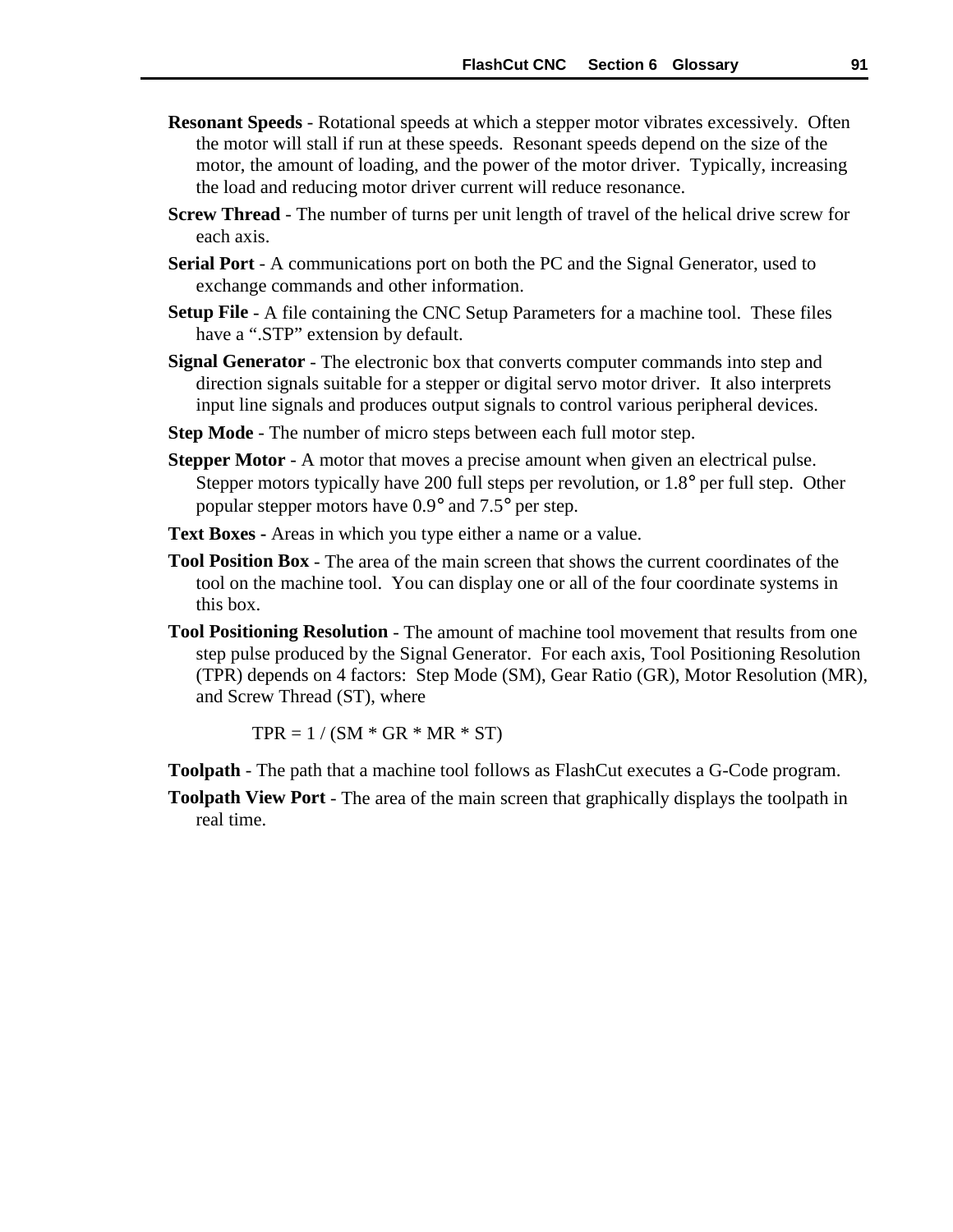**Resonant Speeds** - Rotational speeds at which a stepper motor vibrates excessively. Often the motor will stall if run at these speeds. Resonant speeds depend on the size of the motor, the amount of loading, and the power of the motor driver. Typically, increasing the load and reducing motor driver current will reduce resonance.

**Screw Thread** - The number of turns per unit length of travel of the helical drive screw for each axis.

**Serial Port** - A communications port on both the PC and the Signal Generator, used to exchange commands and other information.

**Setup File** - A file containing the CNC Setup Parameters for a machine tool. These files have a ".STP" extension by default.

**Signal Generator** - The electronic box that converts computer commands into step and direction signals suitable for a stepper or digital servo motor driver. It also interprets input line signals and produces output signals to control various peripheral devices.

**Step Mode** - The number of micro steps between each full motor step.

**Stepper Motor** - A motor that moves a precise amount when given an electrical pulse. Stepper motors typically have 200 full steps per revolution, or 1.8° per full step. Other popular stepper motors have 0.9° and 7.5° per step.

**Text Boxes -** Areas in which you type either a name or a value.

**Tool Position Box** - The area of the main screen that shows the current coordinates of the tool on the machine tool. You can display one or all of the four coordinate systems in this box.

**Tool Positioning Resolution** - The amount of machine tool movement that results from one step pulse produced by the Signal Generator. For each axis, Tool Positioning Resolution (TPR) depends on 4 factors: Step Mode (SM), Gear Ratio (GR), Motor Resolution (MR), and Screw Thread (ST), where

$$TPR = 1 / (SM * GR * MR * ST)$$

**Toolpath** - The path that a machine tool follows as FlashCut executes a G-Code program.

**Toolpath View Port** - The area of the main screen that graphically displays the toolpath in real time.